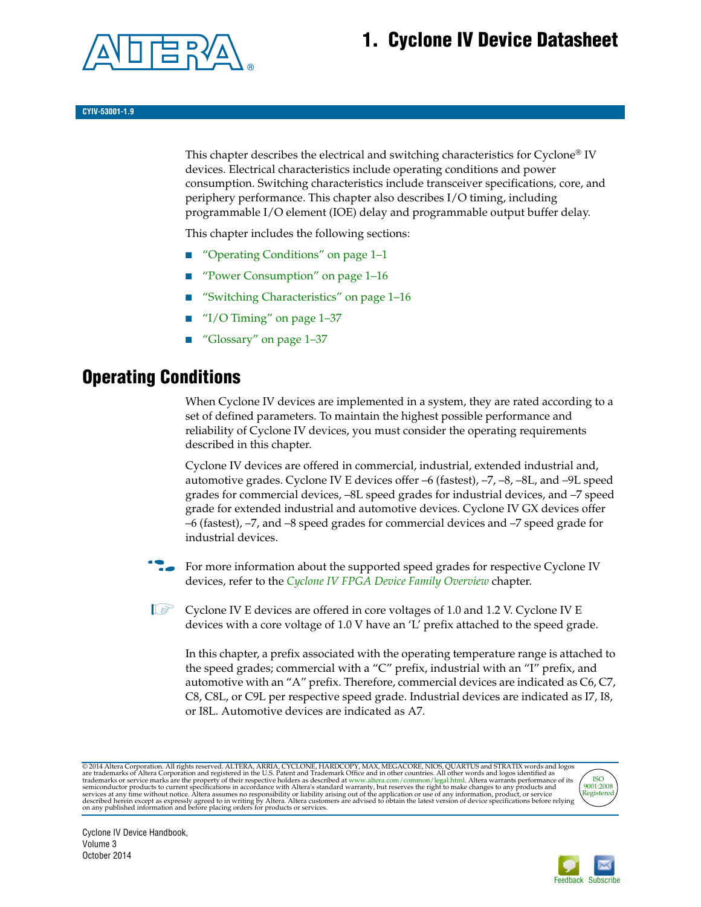# 1. Cyclone IV Device Datasheet

CYIV-53001-1.9

This chapter describes the electrical and switching characteristics for Cyclone® IV devices. Electrical characteristics include operating conditions and power consumption. Switching characteristics include transceiver specifications, core, and periphery performance. This chapter also describes I/O timing, including programmable I/O element (IOE) delay and programmable output buffer delay.

This chapter includes the following sections:

- "Operating Conditions" on page 1–1
- "Power Consumption" on page 1–16
- "Switching Characteristics" on page 1–16
- "I/O Timing" on page 1–37
- "Glossary" on page 1–37

## Operating Conditions

When Cyclone IV devices are implemented in a system, they are rated according to a set of defined parameters. To maintain the highest possible performance and reliability of Cyclone IV devices, you must consider the operating requirements described in this chapter.

Cyclone IV devices are offered in commercial, industrial, extended industrial and, automotive grades. Cyclone IV E devices offer –6 (fastest), –7, –8, –8L, and –9L speed grades for commercial devices, –8L speed grades for industrial devices, and –7 speed grade for extended industrial and automotive devices. Cyclone IV GX devices offer –6 (fastest), –7, and –8 speed grades for commercial devices and –7 speed grade for industrial devices.

For more information about the supported speed grades for respective Cyclone IV devices, refer to the *Cyclone IV FPGA Device Family Overview* chapter.

Cyclone IV E devices are offered in core voltages of 1.0 and 1.2 V. Cyclone IV E devices with a core voltage of 1.0 V have an 'L' prefix attached to the speed grade.

In this chapter, a prefix associated with the operating temperature range is attached to the speed grades; commercial with a "C" prefix, industrial with an "I" prefix, and automotive with an "A" prefix. Therefore, commercial devices are indicated as C6, C7, C8, C8L, or C9L per respective speed grade. Industrial devices are indicated as I7, I8, or I8L. Automotive devices are indicated as A7.

© 2014 Altera Corporation. All rights reserved. ALTERA, ARRIA, CYCLONE, HARDCOPY, MAX, MEGACORE, NIOS, QUARTUS and STRATIX words and logos are trademarks of Altera Corporation and registered in the U.S. Patent and Trademark Office and in other countries. All other words and logos identified as trademarks or service marks are the property of their respective holders as described at www.altera.com/common/legal.html. Altera warrants performance of its semiconductor products to current specifications in accordance with Altera's standard warranty, but reserves the right to make changes to any products and services at any time without notice. Altera assumes no responsibility or liability arising out of the application or use of any information, product, or service described herein except as expressly agreed to in writing by Altera. Altera customers are advised to obtain the latest version of device specifications before relying on any published information and before placing orders for products or services.

Cyclone IV Device Handbook,
Volume 3
October 2014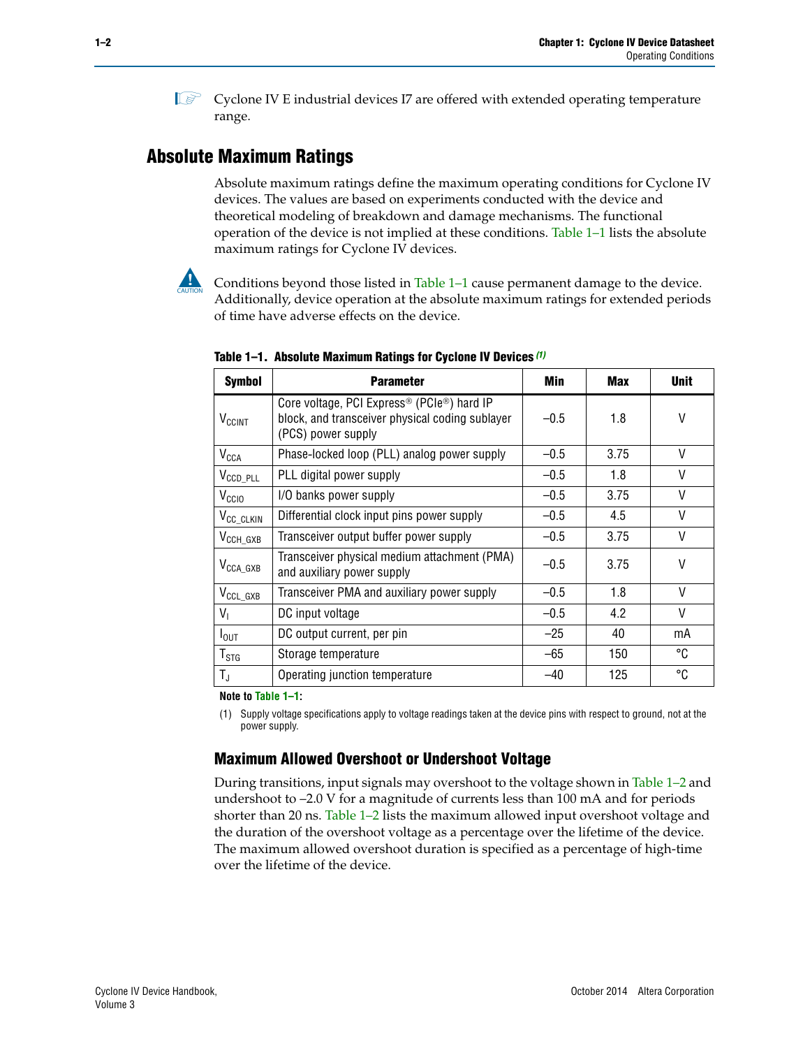Cyclone IV E industrial devices I7 are offered with extended operating temperature range.

## Absolute Maximum Ratings

Absolute maximum ratings define the maximum operating conditions for Cyclone IV devices. The values are based on experiments conducted with the device and theoretical modeling of breakdown and damage mechanisms. The functional operation of the device is not implied at these conditions. Table 1–1 lists the absolute maximum ratings for Cyclone IV devices.

CAUTION: Conditions beyond those listed in Table 1–1 cause permanent damage to the device. Additionally, device operation at the absolute maximum ratings for extended periods of time have adverse effects on the device.

**Table 1–1. Absolute Maximum Ratings for Cyclone IV Devices** *(1)*

| Symbol | Parameter | Min | Max | Unit |
|---|---|---|---|---|
| $V_{CCINT}$ | Core voltage, PCI Express® (PCIe®) hard IP block, and transceiver physical coding sublayer (PCS) power supply | –0.5 | 1.8 | V |
| $V_{CCA}$ | Phase-locked loop (PLL) analog power supply | –0.5 | 3.75 | V |
| $V_{CCD\_PLL}$ | PLL digital power supply | –0.5 | 1.8 | V |
| $V_{CCIO}$ | I/O banks power supply | –0.5 | 3.75 | V |
| $V_{CC\_CLKIN}$ | Differential clock input pins power supply | –0.5 | 4.5 | V |
| $V_{CCH\_GXB}$ | Transceiver output buffer power supply | –0.5 | 3.75 | V |
| $V_{CCA\_GXB}$ | Transceiver physical medium attachment (PMA) and auxiliary power supply | –0.5 | 3.75 | V |
| $V_{CCL\_GXB}$ | Transceiver PMA and auxiliary power supply | –0.5 | 1.8 | V |
| $V_I$ | DC input voltage | –0.5 | 4.2 | V |
| $I_{OUT}$ | DC output current, per pin | –25 | 40 | mA |
| $T_{STG}$ | Storage temperature | –65 | 150 | °C |
| $T_J$ | Operating junction temperature | –40 | 125 | °C |

**Note to Table 1–1:**

(1) Supply voltage specifications apply to voltage readings taken at the device pins with respect to ground, not at the power supply.

### Maximum Allowed Overshoot or Undershoot Voltage

During transitions, input signals may overshoot to the voltage shown in Table 1–2 and undershoot to –2.0 V for a magnitude of currents less than 100 mA and for periods shorter than 20 ns. Table 1–2 lists the maximum allowed input overshoot voltage and the duration of the overshoot voltage as a percentage over the lifetime of the device. The maximum allowed overshoot duration is specified as a percentage of high-time over the lifetime of the device.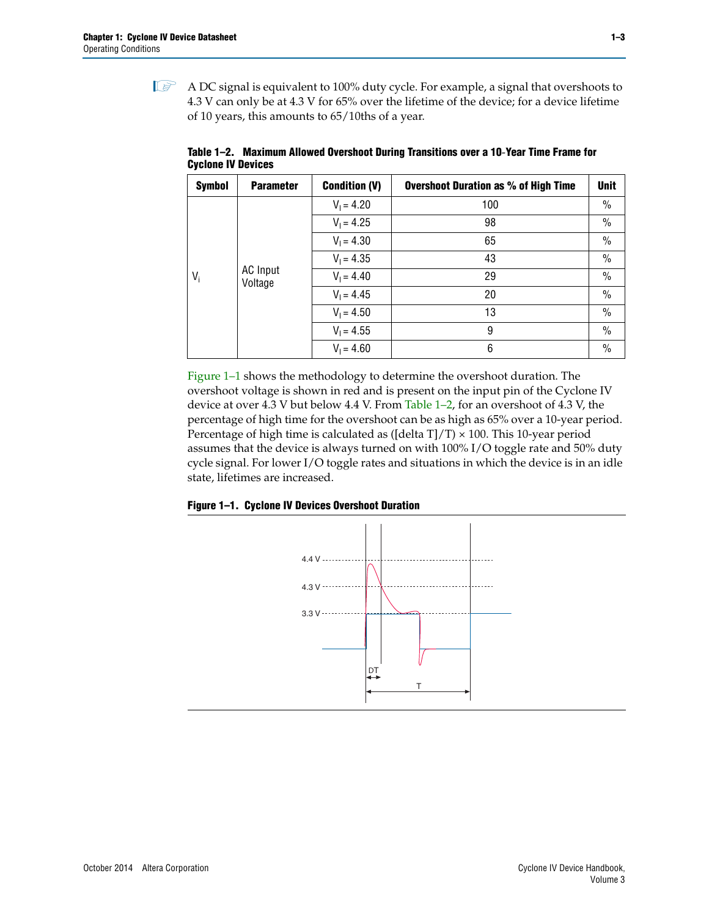A DC signal is equivalent to 100% duty cycle. For example, a signal that overshoots to 4.3 V can only be at 4.3 V for 65% over the lifetime of the device; for a device lifetime of 10 years, this amounts to 65/10ths of a year.

**Table 1–2. Maximum Allowed Overshoot During Transitions over a 10-Year Time Frame for Cyclone IV Devices**

| Symbol | Parameter | Condition (V) | Overshoot Duration as % of High Time | Unit |
|---|---|---|---|---|
| $V_i$ | AC Input Voltage | $V_I$ = 4.20 | 100 | % |
| | | $V_I$ = 4.25 | 98 | % |
| | | $V_I$ = 4.30 | 65 | % |
| | | $V_I$ = 4.35 | 43 | % |
| | | $V_I$ = 4.40 | 29 | % |
| | | $V_I$ = 4.45 | 20 | % |
| | | $V_I$ = 4.50 | 13 | % |
| | | $V_I$ = 4.55 | 9 | % |
| | | $V_I$ = 4.60 | 6 | % |

Figure 1–1 shows the methodology to determine the overshoot duration. The overshoot voltage is shown in red and is present on the input pin of the Cyclone IV device at over 4.3 V but below 4.4 V. From Table 1–2, for an overshoot of 4.3 V, the percentage of high time for the overshoot can be as high as 65% over a 10-year period. Percentage of high time is calculated as ([delta T]/T) × 100. This 10-year period assumes that the device is always turned on with 100% I/O toggle rate and 50% duty cycle signal. For lower I/O toggle rates and situations in which the device is in an idle state, lifetimes are increased.

**Figure 1–1. Cyclone IV Devices Overshoot Duration**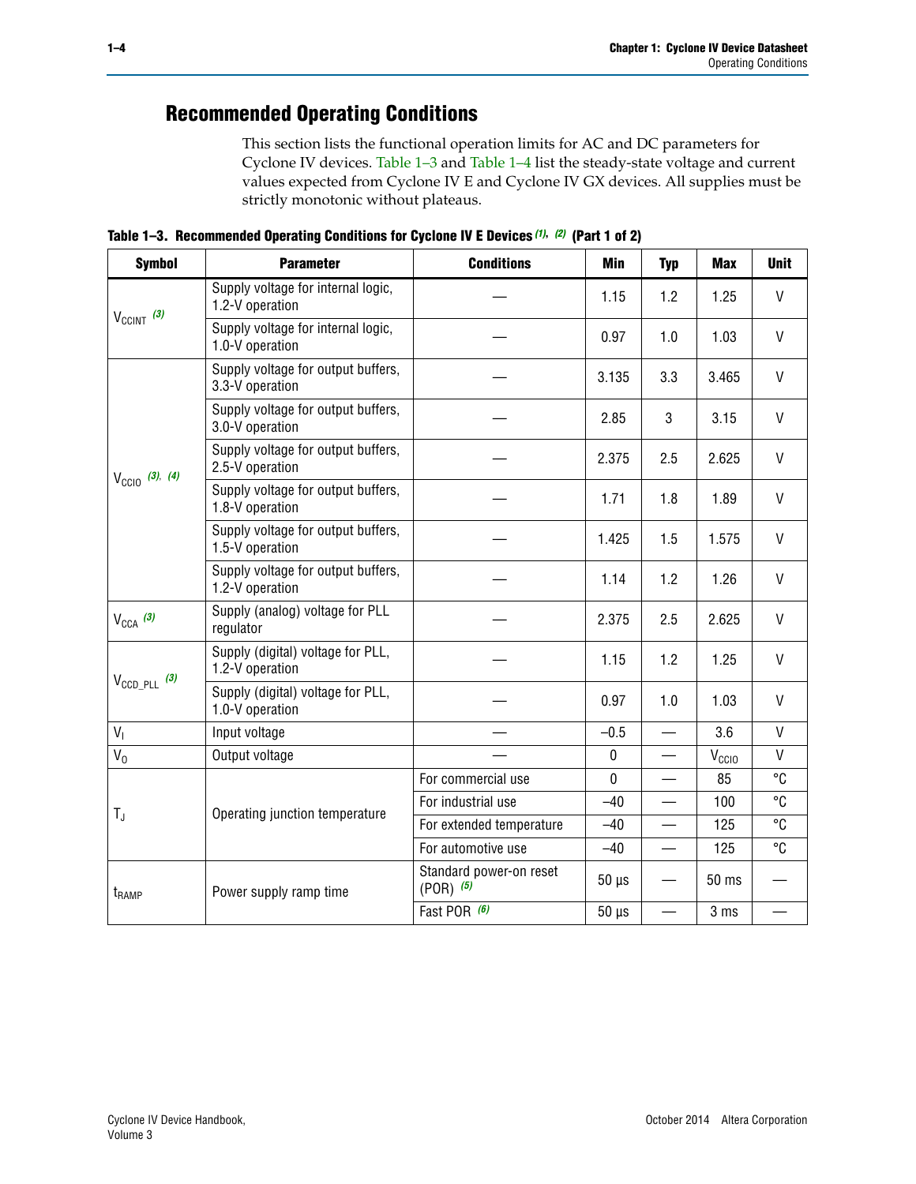## Recommended Operating Conditions

This section lists the functional operation limits for AC and DC parameters for Cyclone IV devices. Table 1–3 and Table 1–4 list the steady-state voltage and current values expected from Cyclone IV E and Cyclone IV GX devices. All supplies must be strictly monotonic without plateaus.

**Table 1–3. Recommended Operating Conditions for Cyclone IV E Devices (1), (2) (Part 1 of 2)**

| Symbol | Parameter | Conditions | Min | Typ | Max | Unit |
|---|---|---|---|---|---|---|
| $V_{CCINT}$ (3) | Supply voltage for internal logic, 1.2-V operation | — | 1.15 | 1.2 | 1.25 | V |
| | Supply voltage for internal logic, 1.0-V operation | — | 0.97 | 1.0 | 1.03 | V |
| $V_{CCIO}$ (3), (4) | Supply voltage for output buffers, 3.3-V operation | — | 3.135 | 3.3 | 3.465 | V |
| | Supply voltage for output buffers, 3.0-V operation | — | 2.85 | 3 | 3.15 | V |
| | Supply voltage for output buffers, 2.5-V operation | — | 2.375 | 2.5 | 2.625 | V |
| | Supply voltage for output buffers, 1.8-V operation | — | 1.71 | 1.8 | 1.89 | V |
| | Supply voltage for output buffers, 1.5-V operation | — | 1.425 | 1.5 | 1.575 | V |
| | Supply voltage for output buffers, 1.2-V operation | — | 1.14 | 1.2 | 1.26 | V |
| $V_{CCA}$ (3) | Supply (analog) voltage for PLL regulator | — | 2.375 | 2.5 | 2.625 | V |
| $V_{CCD\_PLL}$ (3) | Supply (digital) voltage for PLL, 1.2-V operation | — | 1.15 | 1.2 | 1.25 | V |
| | Supply (digital) voltage for PLL, 1.0-V operation | — | 0.97 | 1.0 | 1.03 | V |
| $V_I$ | Input voltage | — | –0.5 | — | 3.6 | V |
| $V_O$ | Output voltage | — | 0 | — | $V_{CCIO}$ | V |
| $T_J$ | Operating junction temperature | For commercial use | 0 | — | 85 | °C |
| | | For industrial use | –40 | — | 100 | °C |
| | | For extended temperature | –40 | — | 125 | °C |
| | | For automotive use | –40 | — | 125 | °C |
| $t_{RAMP}$ | Power supply ramp time | Standard power-on reset (POR) (5) | 50 µs | — | 50 ms | — |
| | | Fast POR (6) | 50 µs | — | 3 ms | — |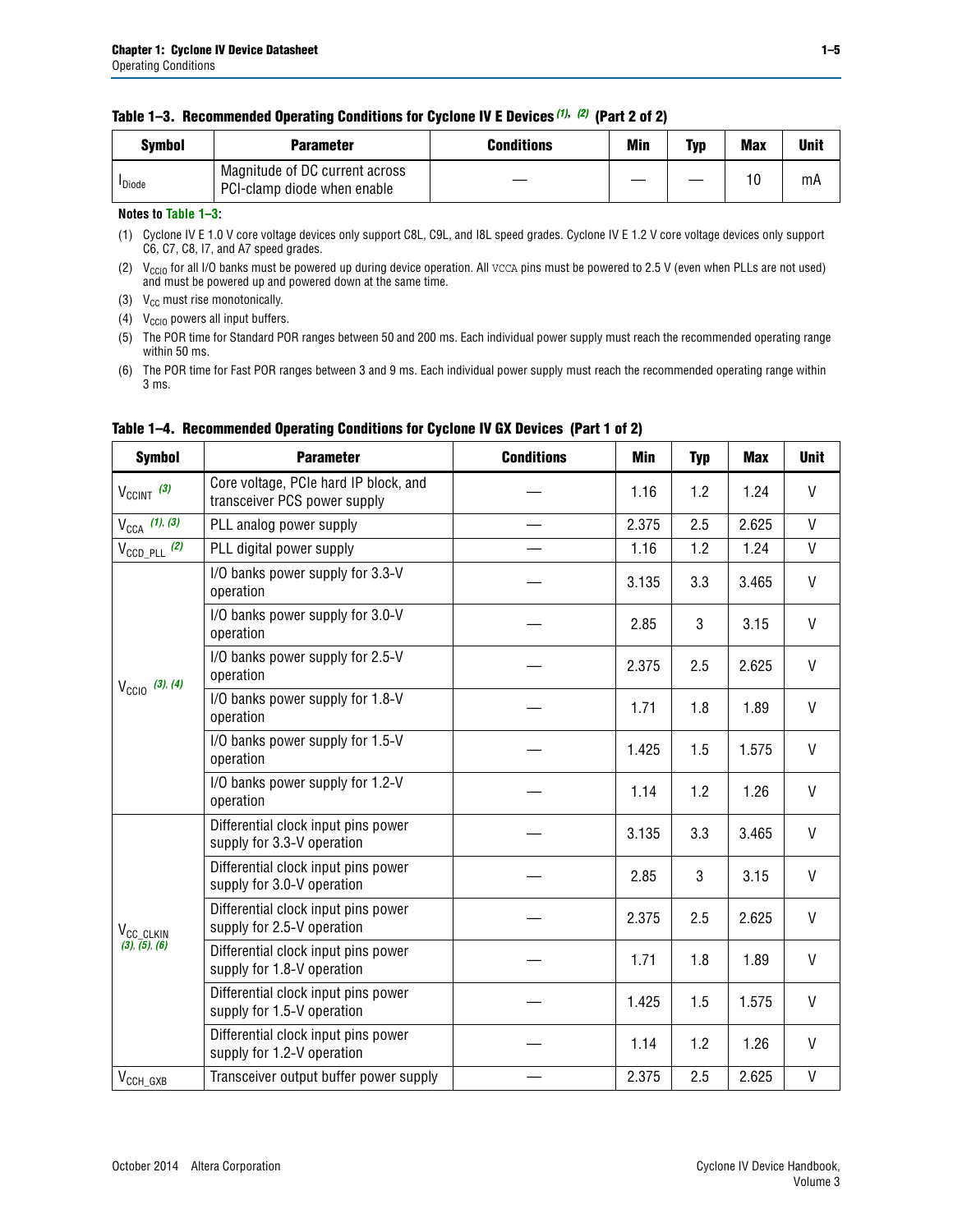**Table 1–3. Recommended Operating Conditions for Cyclone IV E Devices (1), (2) (Part 2 of 2)**

| Symbol | Parameter | Conditions | Min | Typ | Max | Unit |
|---|---|---|---|---|---|---|
| $I_{Diode}$ | Magnitude of DC current across PCI-clamp diode when enable | — | — | — | 10 | mA |

**Notes to Table 1–3:**

(1) Cyclone IV E 1.0 V core voltage devices only support C8L, C9L, and I8L speed grades. Cyclone IV E 1.2 V core voltage devices only support C6, C7, C8, I7, and A7 speed grades.

(2) $V_{CCIO}$ for all I/O banks must be powered up during device operation. All VCCA pins must be powered to 2.5 V (even when PLLs are not used) and must be powered up and powered down at the same time.

(3) $V_{CC}$ must rise monotonically.

(4) $V_{CCIO}$ powers all input buffers.

(5) The POR time for Standard POR ranges between 50 and 200 ms. Each individual power supply must reach the recommended operating range within 50 ms.

(6) The POR time for Fast POR ranges between 3 and 9 ms. Each individual power supply must reach the recommended operating range within 3 ms.

**Table 1–4. Recommended Operating Conditions for Cyclone IV GX Devices (Part 1 of 2)**

| Symbol | Parameter | Conditions | Min | Typ | Max | Unit |
|---|---|---|---|---|---|---|
| $V_{CCINT}$ (3) | Core voltage, PCIe hard IP block, and transceiver PCS power supply | — | 1.16 | 1.2 | 1.24 | V |
| $V_{CCA}$ (1), (3) | PLL analog power supply | — | 2.375 | 2.5 | 2.625 | V |
| $V_{CCD\_PLL}$ (2) | PLL digital power supply | — | 1.16 | 1.2 | 1.24 | V |
| $V_{CCIO}$ (3), (4) | I/O banks power supply for 3.3-V operation | — | 3.135 | 3.3 | 3.465 | V |
| | I/O banks power supply for 3.0-V operation | — | 2.85 | 3 | 3.15 | V |
| | I/O banks power supply for 2.5-V operation | — | 2.375 | 2.5 | 2.625 | V |
| | I/O banks power supply for 1.8-V operation | — | 1.71 | 1.8 | 1.89 | V |
| | I/O banks power supply for 1.5-V operation | — | 1.425 | 1.5 | 1.575 | V |
| | I/O banks power supply for 1.2-V operation | — | 1.14 | 1.2 | 1.26 | V |
| $V_{CC\_CLKIN}$ (3), (5), (6) | Differential clock input pins power supply for 3.3-V operation | — | 3.135 | 3.3 | 3.465 | V |
| | Differential clock input pins power supply for 3.0-V operation | — | 2.85 | 3 | 3.15 | V |
| | Differential clock input pins power supply for 2.5-V operation | — | 2.375 | 2.5 | 2.625 | V |
| | Differential clock input pins power supply for 1.8-V operation | — | 1.71 | 1.8 | 1.89 | V |
| | Differential clock input pins power supply for 1.5-V operation | — | 1.425 | 1.5 | 1.575 | V |
| | Differential clock input pins power supply for 1.2-V operation | — | 1.14 | 1.2 | 1.26 | V |
| $V_{CCH\_GXB}$ | Transceiver output buffer power supply | — | 2.375 | 2.5 | 2.625 | V |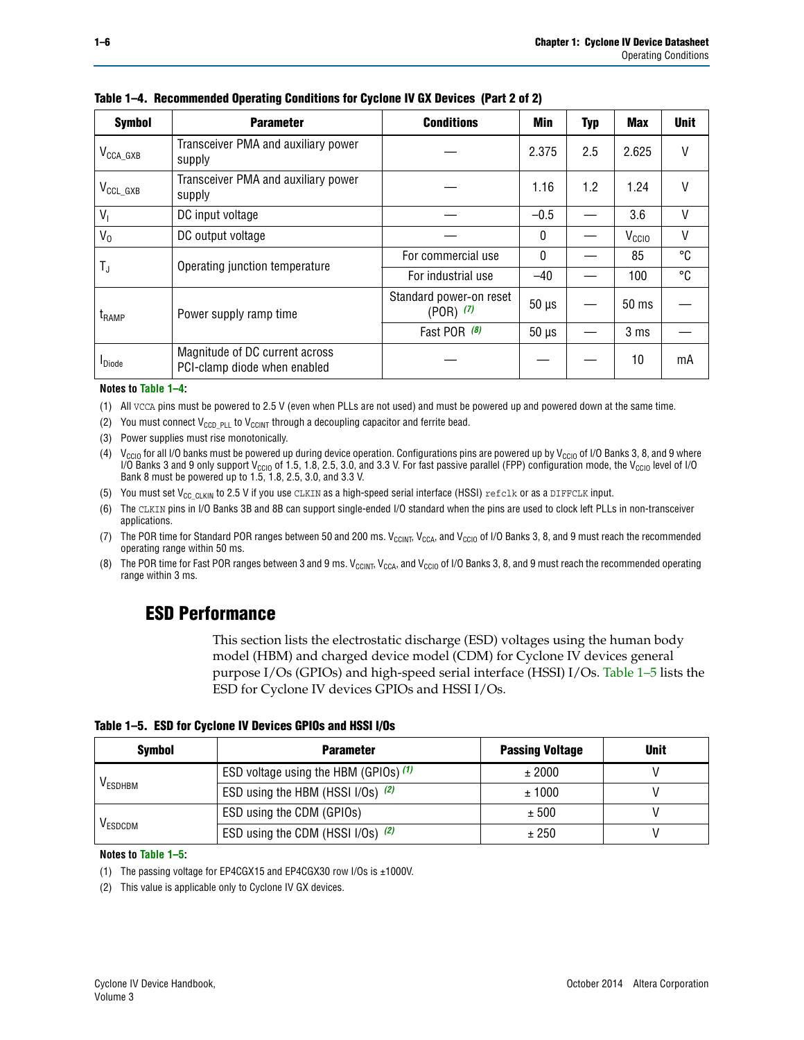**Table 1–4. Recommended Operating Conditions for Cyclone IV GX Devices (Part 2 of 2)**

| Symbol | Parameter | Conditions | Min | Typ | Max | Unit |
|---|---|---|---|---|---|---|
| $V_{CCA\_GXB}$ | Transceiver PMA and auxiliary power supply | — | 2.375 | 2.5 | 2.625 | V |
| $V_{CCL\_GXB}$ | Transceiver PMA and auxiliary power supply | — | 1.16 | 1.2 | 1.24 | V |
| $V_I$ | DC input voltage | — | –0.5 | — | 3.6 | V |
| $V_O$ | DC output voltage | — | 0 | — | $V_{CCIO}$ | V |
| $T_J$ | Operating junction temperature | For commercial use | 0 | — | 85 | °C |
| | | For industrial use | –40 | — | 100 | °C |
| $t_{RAMP}$ | Power supply ramp time | Standard power-on reset (POR) *(7)* | 50 µs | — | 50 ms | — |
| | | Fast POR *(8)* | 50 µs | — | 3 ms | — |
| $I_{Diode}$ | Magnitude of DC current across PCI-clamp diode when enabled | — | — | — | 10 | mA |

**Notes to Table 1–4:**

(1) All VCCA pins must be powered to 2.5 V (even when PLLs are not used) and must be powered up and powered down at the same time.

(2) You must connect $V_{CCD\_PLL}$ to $V_{CCINT}$ through a decoupling capacitor and ferrite bead.

(3) Power supplies must rise monotonically.

(4) $V_{CCIO}$ for all I/O banks must be powered up during device operation. Configurations pins are powered up by $V_{CCIO}$ of I/O Banks 3, 8, and 9 where I/O Banks 3 and 9 only support $V_{CCIO}$ of 1.5, 1.8, 2.5, 3.0, and 3.3 V. For fast passive parallel (FPP) configuration mode, the $V_{CCIO}$ level of I/O Bank 8 must be powered up to 1.5, 1.8, 2.5, 3.0, and 3.3 V.

(5) You must set $V_{CC\_CLKIN}$ to 2.5 V if you use CLKIN as a high-speed serial interface (HSSI) refclk or as a DIFFCLK input.

(6) The CLKIN pins in I/O Banks 3B and 8B can support single-ended I/O standard when the pins are used to clock left PLLs in non-transceiver applications.

(7) The POR time for Standard POR ranges between 50 and 200 ms. $V_{CCINT}$, $V_{CCA}$, and $V_{CCIO}$ of I/O Banks 3, 8, and 9 must reach the recommended operating range within 50 ms.

(8) The POR time for Fast POR ranges between 3 and 9 ms. $V_{CCINT}$, $V_{CCA}$, and $V_{CCIO}$ of I/O Banks 3, 8, and 9 must reach the recommended operating range within 3 ms.

## ESD Performance

This section lists the electrostatic discharge (ESD) voltages using the human body model (HBM) and charged device model (CDM) for Cyclone IV devices general purpose I/Os (GPIOs) and high-speed serial interface (HSSI) I/Os. Table 1–5 lists the ESD for Cyclone IV devices GPIOs and HSSI I/Os.

**Table 1–5. ESD for Cyclone IV Devices GPIOs and HSSI I/Os**

| Symbol | Parameter | Passing Voltage | Unit |
|---|---|---|---|
| $V_{ESDHBM}$ | ESD voltage using the HBM (GPIOs) *(1)* | ± 2000 | V |
| | ESD using the HBM (HSSI I/Os) *(2)* | ± 1000 | V |
| $V_{ESDCDM}$ | ESD using the CDM (GPIOs) | ± 500 | V |
| | ESD using the CDM (HSSI I/Os) *(2)* | ± 250 | V |

**Notes to Table 1–5:**

(1) The passing voltage for EP4CGX15 and EP4CGX30 row I/Os is ±1000V.

(2) This value is applicable only to Cyclone IV GX devices.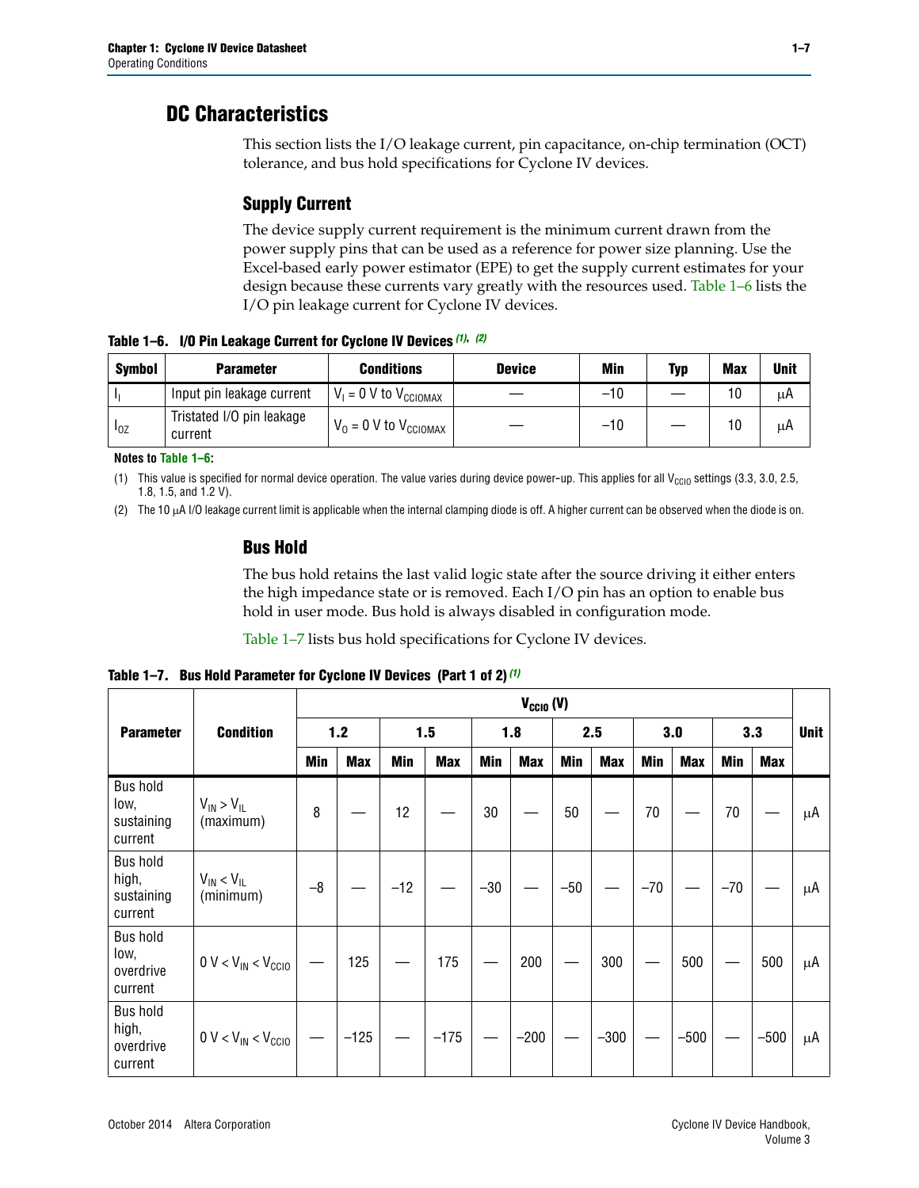# DC Characteristics

This section lists the I/O leakage current, pin capacitance, on-chip termination (OCT) tolerance, and bus hold specifications for Cyclone IV devices.

## Supply Current

The device supply current requirement is the minimum current drawn from the power supply pins that can be used as a reference for power size planning. Use the Excel-based early power estimator (EPE) to get the supply current estimates for your design because these currents vary greatly with the resources used. Table 1–6 lists the I/O pin leakage current for Cyclone IV devices.

**Table 1–6. I/O Pin Leakage Current for Cyclone IV Devices (1), (2)**

| Symbol | Parameter | Conditions | Device | Min | Typ | Max | Unit |
|---|---|---|---|---|---|---|---|
| $I_I$ | Input pin leakage current | $V_I$ = 0 V to $V_{CCIOMAX}$ | — | –10 | — | 10 | μA |
| $I_{OZ}$ | Tristated I/O pin leakage current | $V_O$ = 0 V to $V_{CCIOMAX}$ | — | –10 | — | 10 | μA |

**Notes to Table 1–6:**

(1) This value is specified for normal device operation. The value varies during device power-up. This applies for all $V_{CCIO}$ settings (3.3, 3.0, 2.5, 1.8, 1.5, and 1.2 V).

(2) The 10 μA I/O leakage current limit is applicable when the internal clamping diode is off. A higher current can be observed when the diode is on.

## Bus Hold

The bus hold retains the last valid logic state after the source driving it either enters the high impedance state or is removed. Each I/O pin has an option to enable bus hold in user mode. Bus hold is always disabled in configuration mode.

Table 1–7 lists bus hold specifications for Cyclone IV devices.

**Table 1–7. Bus Hold Parameter for Cyclone IV Devices (Part 1 of 2) (1)**

| Parameter | Condition | $V_{CCIO}$ (V) | | | | | | | | | | | | Unit |
|---|---|---|---|---|---|---|---|---|---|---|---|---|---|---|
| | | 1.2 | | 1.5 | | 1.8 | | 2.5 | | 3.0 | | 3.3 | | |
| | | Min | Max | Min | Max | Min | Max | Min | Max | Min | Max | Min | Max | |
| Bus hold low, sustaining current | $V_{IN} > V_{IL}$ (maximum) | 8 | — | 12 | — | 30 | — | 50 | — | 70 | — | 70 | — | μA |
| Bus hold high, sustaining current | $V_{IN} < V_{IL}$ (minimum) | –8 | — | –12 | — | –30 | — | –50 | — | –70 | — | –70 | — | μA |
| Bus hold low, overdrive current | 0 V < $V_{IN}$ < $V_{CCIO}$ | — | 125 | — | 175 | — | 200 | — | 300 | — | 500 | — | 500 | μA |
| Bus hold high, overdrive current | 0 V < $V_{IN}$ < $V_{CCIO}$ | — | –125 | — | –175 | — | –200 | — | –300 | — | –500 | — | –500 | μA |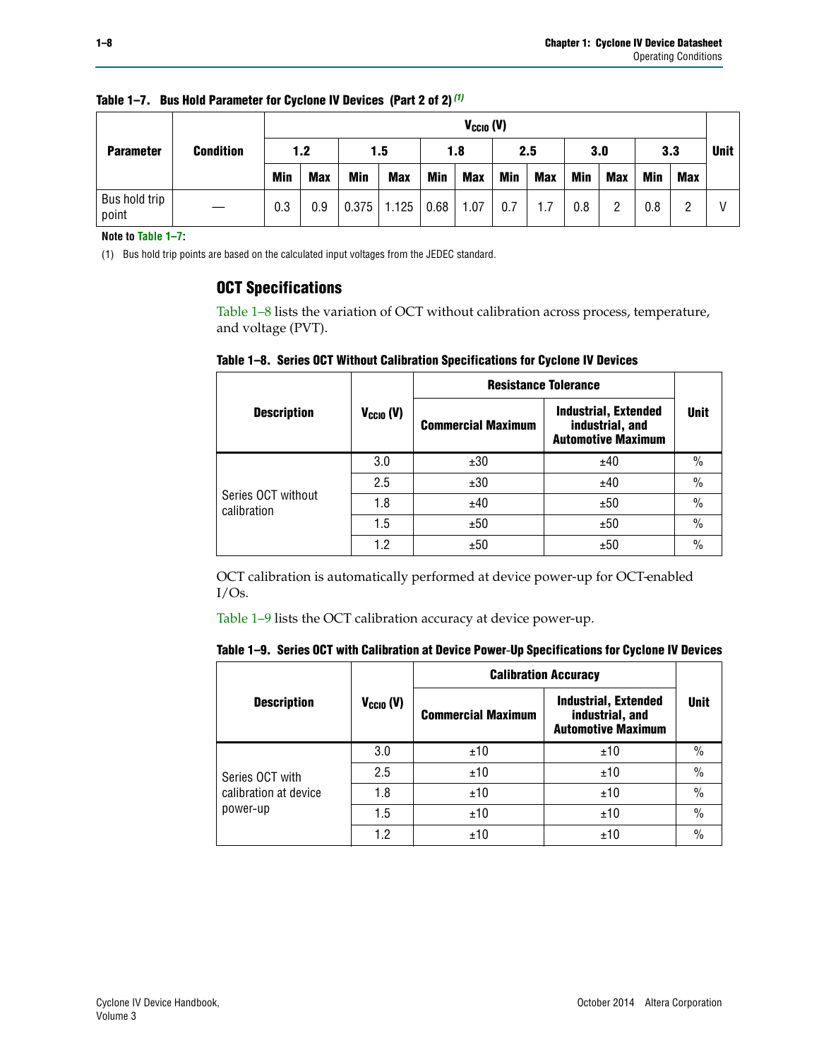**Table 1–7. Bus Hold Parameter for Cycloone IV Devices (Part 2 of 2)** (1)

| Parameter | Condition | $V_{CCIO}$ (V) | | | | | | | | | | | | Unit |
|---|---|---|---|---|---|---|---|---|---|---|---|---|---|---|
| | | 1.2 | | 1.5 | | 1.8 | | 2.5 | | 3.0 | | 3.3 | | |
| | | Min | Max | Min | Max | Min | Max | Min | Max | Min | Max | Min | Max | |
| Bus hold trip point | — | 0.3 | 0.9 | 0.375 | 1.125 | 0.68 | 1.07 | 0.7 | 1.7 | 0.8 | 2 | 0.8 | 2 | V |

**Note to Table 1–7:**

(1) Bus hold trip points are based on the calculated input voltages from the JEDEC standard.

## OCT Specifications

Table 1–8 lists the variation of OCT without calibration across process, temperature, and voltage (PVT).

**Table 1–8. Series OCT Without Calibration Specifications for Cyclone IV Devices**

| Description | $V_{CCIO}$ (V) | Resistance Tolerance | | Unit |
|---|---|---|---|---|
| | | Commercial Maximum | Industrial, Extended industrial, and Automotive Maximum | |
| Series OCT without calibration | 3.0 | ±30 | ±40 | % |
| | 2.5 | ±30 | ±40 | % |
| | 1.8 | ±40 | ±50 | % |
| | 1.5 | ±50 | ±50 | % |
| | 1.2 | ±50 | ±50 | % |

OCT calibration is automatically performed at device power-up for OCT-enabled I/Os.

Table 1–9 lists the OCT calibration accuracy at device power-up.

**Table 1–9. Series OCT with Calibration at Device Power-Up Specifications for Cyclone IV Devices**

| Description | $V_{CCIO}$ (V) | Calibration Accuracy | | Unit |
|---|---|---|---|---|
| | | Commercial Maximum | Industrial, Extended industrial, and Automotive Maximum | |
| Series OCT with calibration at device power-up | 3.0 | ±10 | ±10 | % |
| | 2.5 | ±10 | ±10 | % |
| | 1.8 | ±10 | ±10 | % |
| | 1.5 | ±10 | ±10 | % |
| | 1.2 | ±10 | ±10 | % |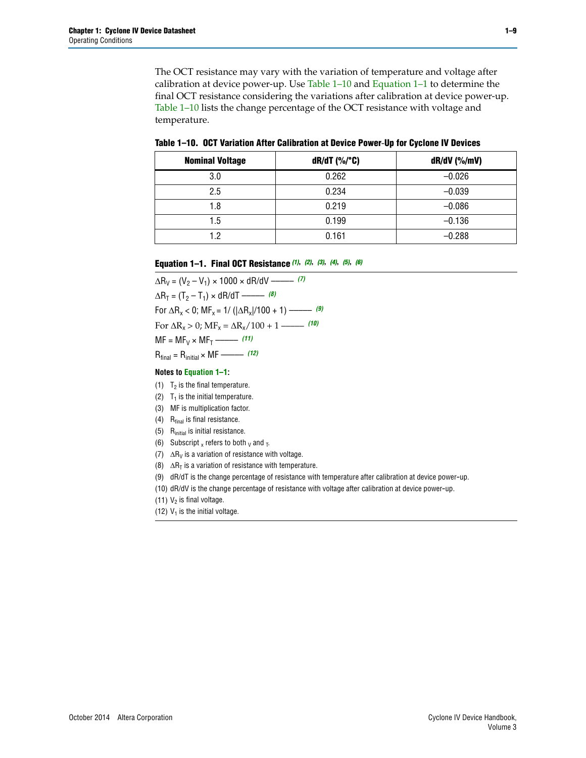The OCT resistance may vary with the variation of temperature and voltage after calibration at device power-up. Use Table 1–10 and Equation 1–1 to determine the final OCT resistance considering the variations after calibration at device power-up. Table 1–10 lists the change percentage of the OCT resistance with voltage and temperature.

**Table 1–10. OCT Variation After Calibration at Device Power-Up for Cyclone IV Devices**

| Nominal Voltage | dR/dT (%/°C) | dR/dV (%/mV) |
|---|---|---|
| 3.0 | 0.262 | –0.026 |
| 2.5 | 0.234 | –0.039 |
| 1.8 | 0.219 | –0.086 |
| 1.5 | 0.199 | –0.136 |
| 1.2 | 0.161 | –0.288 |

**Equation 1–1. Final OCT Resistance** *(1), (2), (3), (4), (5), (6)*

$\Delta R_V = (V_2 - V_1) \times 1000 \times dR/dV$ ——— *(7)*

$\Delta R_T = (T_2 - T_1) \times dR/dT$ ——— *(8)*

For $\Delta R_x < 0$; $MF_x = 1/(|\Delta R_x|/100 + 1)$ ——— *(9)*

For $\Delta R_x > 0$; $MF_x = \Delta R_x/100 + 1$ ——— *(10)*

$MF = MF_V \times MF_T$ ——— *(11)*

$R_{final} = R_{initial} \times MF$ ——— *(12)*

**Notes to Equation 1–1:**

(1) $T_2$ is the final temperature.

(2) $T_1$ is the initial temperature.

(3) MF is multiplication factor.

(4) $R_{final}$ is final resistance.

(5) $R_{initial}$ is initial resistance.

(6) Subscript $_x$ refers to both $_V$ and $_T$.

(7) $\Delta R_V$ is a variation of resistance with voltage.

(8) $\Delta R_T$ is a variation of resistance with temperature.

(9) dR/dT is the change percentage of resistance with temperature after calibration at device power-up.

(10) dR/dV is the change percentage of resistance with voltage after calibration at device power-up.

(11) $V_2$ is final voltage.

(12) $V_1$ is the initial voltage.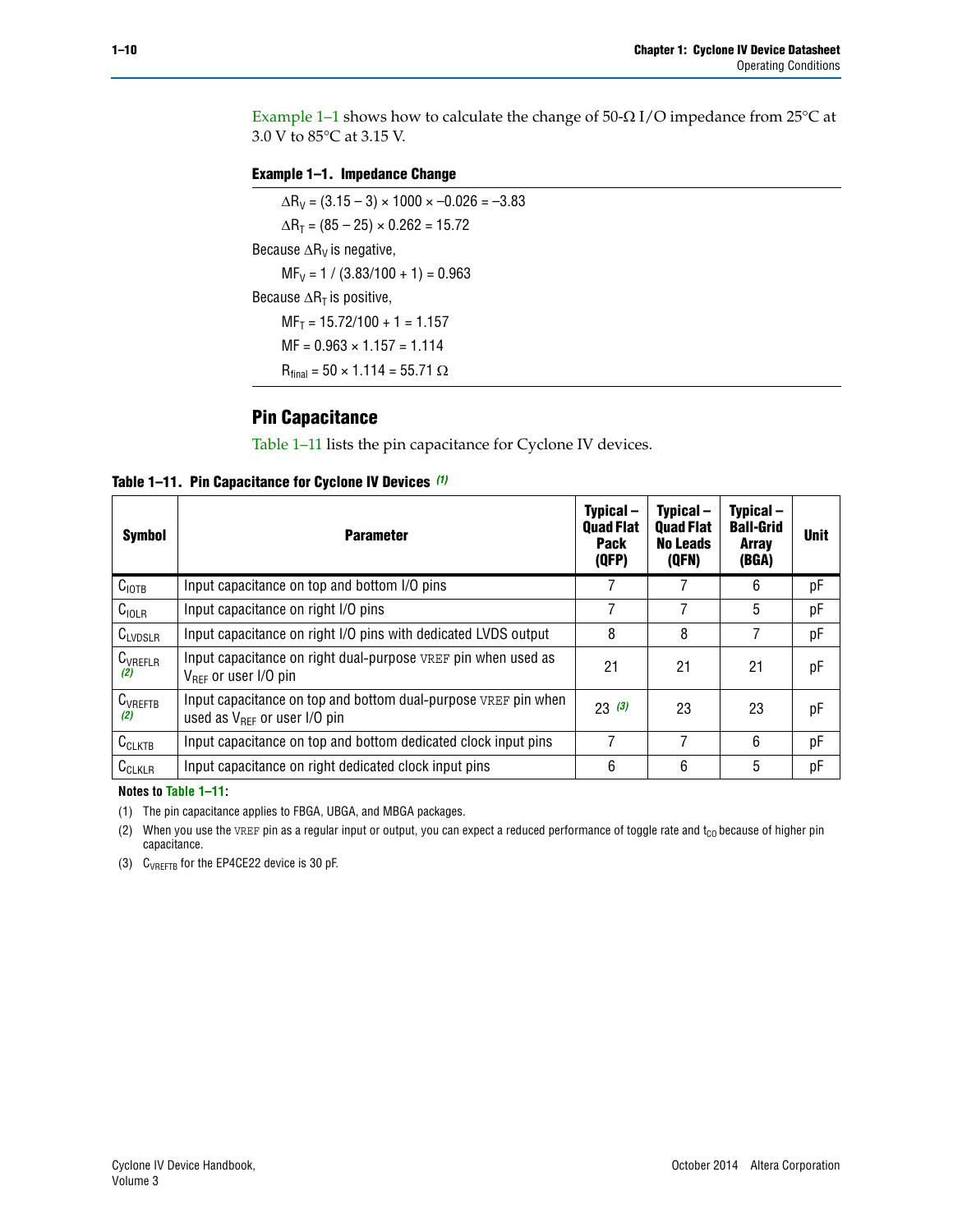Example 1–1 shows how to calculate the change of 50-Ω I/O impedance from 25°C at 3.0 V to 85°C at 3.15 V.

**Example 1–1. Impedance Change**

$\Delta R_V = (3.15 - 3) \times 1000 \times -0.026 = -3.83$

$\Delta R_T = (85 - 25) \times 0.262 = 15.72$

Because $\Delta R_V$ is negative,

$MF_V = 1 / (3.83/100 + 1) = 0.963$

Because $\Delta R_T$ is positive,

$MF_T = 15.72/100 + 1 = 1.157$

$MF = 0.963 \times 1.157 = 1.114$

$R_{final} = 50 \times 1.114 = 55.71\ \Omega$

## Pin Capacitance

Table 1–11 lists the pin capacitance for Cyclone IV devices.

**Table 1–11. Pin Capacitance for Cyclone IV Devices** *(1)*

| Symbol | Parameter | Typical – Quad Flat Pack (QFP) | Typical – Quad Flat No Leads (QFN) | Typical – Ball-Grid Array (BGA) | Unit |
|---|---|---|---|---|---|
| $C_{IOTB}$ | Input capacitance on top and bottom I/O pins | 7 | 7 | 6 | pF |
| $C_{IOLR}$ | Input capacitance on right I/O pins | 7 | 7 | 5 | pF |
| $C_{LVDSLR}$ | Input capacitance on right I/O pins with dedicated LVDS output | 8 | 8 | 7 | pF |
| $C_{VREFLR}$ *(2)* | Input capacitance on right dual-purpose VREF pin when used as $V_{REF}$ or user I/O pin | 21 | 21 | 21 | pF |
| $C_{VREFTB}$ *(2)* | Input capacitance on top and bottom dual-purpose VREF pin when used as $V_{REF}$ or user I/O pin | 23 *(3)* | 23 | 23 | pF |
| $C_{CLKTB}$ | Input capacitance on top and bottom dedicated clock input pins | 7 | 7 | 6 | pF |
| $C_{CLKLR}$ | Input capacitance on right dedicated clock input pins | 6 | 6 | 5 | pF |

**Notes to Table 1–11:**

(1) The pin capacitance applies to FBGA, UBGA, and MBGA packages.

(2) When you use the VREF pin as a regular input or output, you can expect a reduced performance of toggle rate and $t_{CO}$ because of higher pin capacitance.

(3) $C_{VREFTB}$ for the EP4CE22 device is 30 pF.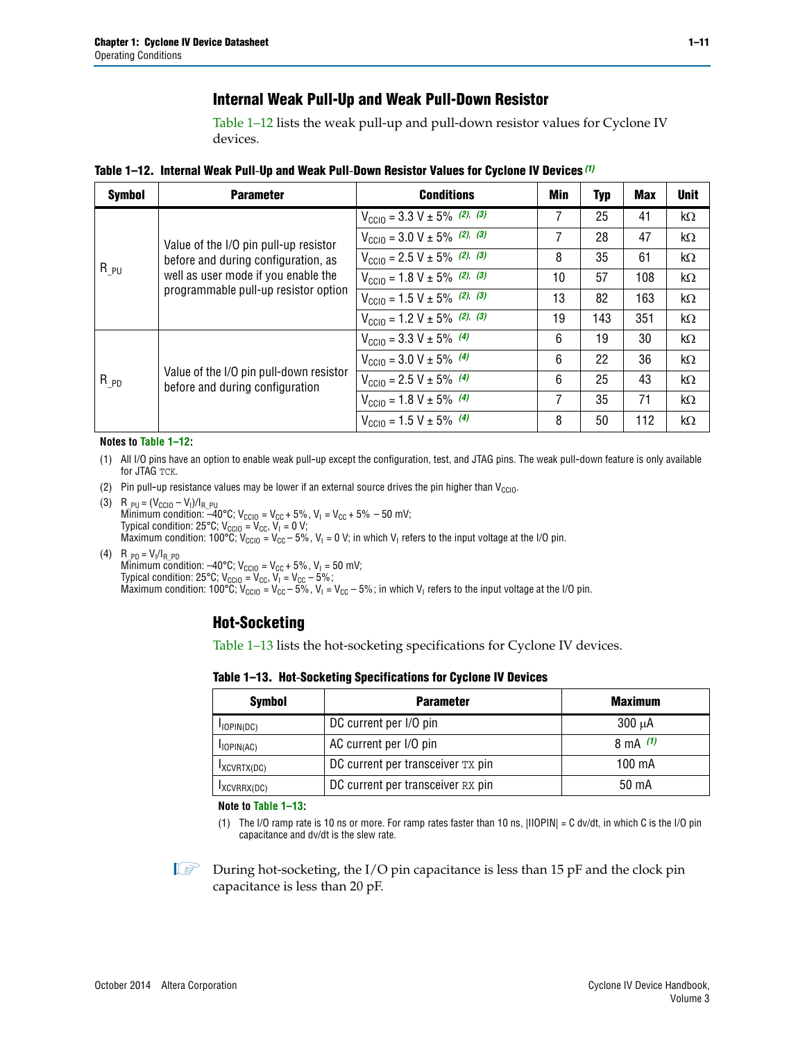## Internal Weak Pull-Up and Weak Pull-Down Resistor

Table 1–12 lists the weak pull-up and pull-down resistor values for Cyclone IV devices.

**Table 1–12. Internal Weak Pull-Up and Weak Pull-Down Resistor Values for Cyclone IV Devices** *(1)*

| Symbol | Parameter | Conditions | Min | Typ | Max | Unit |
|---|---|---|---|---|---|---|
| $R_{\_PU}$ | Value of the I/O pin pull-up resistor before and during configuration, as well as user mode if you enable the programmable pull-up resistor option | $V_{CCIO}$ = 3.3 V ± 5% *(2)*, *(3)* | 7 | 25 | 41 | kΩ |
| | | $V_{CCIO}$ = 3.0 V ± 5% *(2)*, *(3)* | 7 | 28 | 47 | kΩ |
| | | $V_{CCIO}$ = 2.5 V ± 5% *(2)*, *(3)* | 8 | 35 | 61 | kΩ |
| | | $V_{CCIO}$ = 1.8 V ± 5% *(2)*, *(3)* | 10 | 57 | 108 | kΩ |
| | | $V_{CCIO}$ = 1.5 V ± 5% *(2)*, *(3)* | 13 | 82 | 163 | kΩ |
| | | $V_{CCIO}$ = 1.2 V ± 5% *(2)*, *(3)* | 19 | 143 | 351 | kΩ |
| $R_{\_PD}$ | Value of the I/O pin pull-down resistor before and during configuration | $V_{CCIO}$ = 3.3 V ± 5% *(4)* | 6 | 19 | 30 | kΩ |
| | | $V_{CCIO}$ = 3.0 V ± 5% *(4)* | 6 | 22 | 36 | kΩ |
| | | $V_{CCIO}$ = 2.5 V ± 5% *(4)* | 6 | 25 | 43 | kΩ |
| | | $V_{CCIO}$ = 1.8 V ± 5% *(4)* | 7 | 35 | 71 | kΩ |
| | | $V_{CCIO}$ = 1.5 V ± 5% *(4)* | 8 | 50 | 112 | kΩ |

**Notes to Table 1–12:**

(1) All I/O pins have an option to enable weak pull-up except the configuration, test, and JTAG pins. The weak pull-down feature is only available for JTAG TCK.

(2) Pin pull-up resistance values may be lower if an external source drives the pin higher than $V_{CCIO}$.

(3) $R_{\_PU} = (V_{CCIO} - V_I)/I_{R\_PU}$
Minimum condition: –40°C; $V_{CCIO} = V_{CC} + 5\%$, $V_I = V_{CC} + 5\% - 50$ mV;
Typical condition: 25°C; $V_{CCIO} = V_{CC}$, $V_I = 0$ V;
Maximum condition: 100°C; $V_{CCIO} = V_{CC} - 5\%$, $V_I = 0$ V; in which $V_I$ refers to the input voltage at the I/O pin.

(4) $R_{\_PD} = V_I/I_{R\_PD}$
Minimum condition: –40°C; $V_{CCIO} = V_{CC} + 5\%$, $V_I = 50$ mV;
Typical condition: 25°C; $V_{CCIO} = V_{CC}$, $V_I = V_{CC} - 5\%$;
Maximum condition: 100°C; $V_{CCIO} = V_{CC} - 5\%$, $V_I = V_{CC} - 5\%$; in which $V_I$ refers to the input voltage at the I/O pin.

## Hot-Socketing

Table 1–13 lists the hot-socketing specifications for Cyclone IV devices.

**Table 1–13. Hot-Socketing Specifications for Cyclone IV Devices**

| Symbol | Parameter | Maximum |
|---|---|---|
| $I_{IOPIN(DC)}$ | DC current per I/O pin | 300 μA |
| $I_{IOPIN(AC)}$ | AC current per I/O pin | 8 mA *(1)* |
| $I_{XCVRTX(DC)}$ | DC current per transceiver TX pin | 100 mA |
| $I_{XCVRRX(DC)}$ | DC current per transceiver RX pin | 50 mA |

**Note to Table 1–13:**

(1) The I/O ramp rate is 10 ns or more. For ramp rates faster than 10 ns, $|IIOPIN| = C\ dv/dt$, in which C is the I/O pin capacitance and dv/dt is the slew rate.

During hot-socketing, the I/O pin capacitance is less than 15 pF and the clock pin capacitance is less than 20 pF.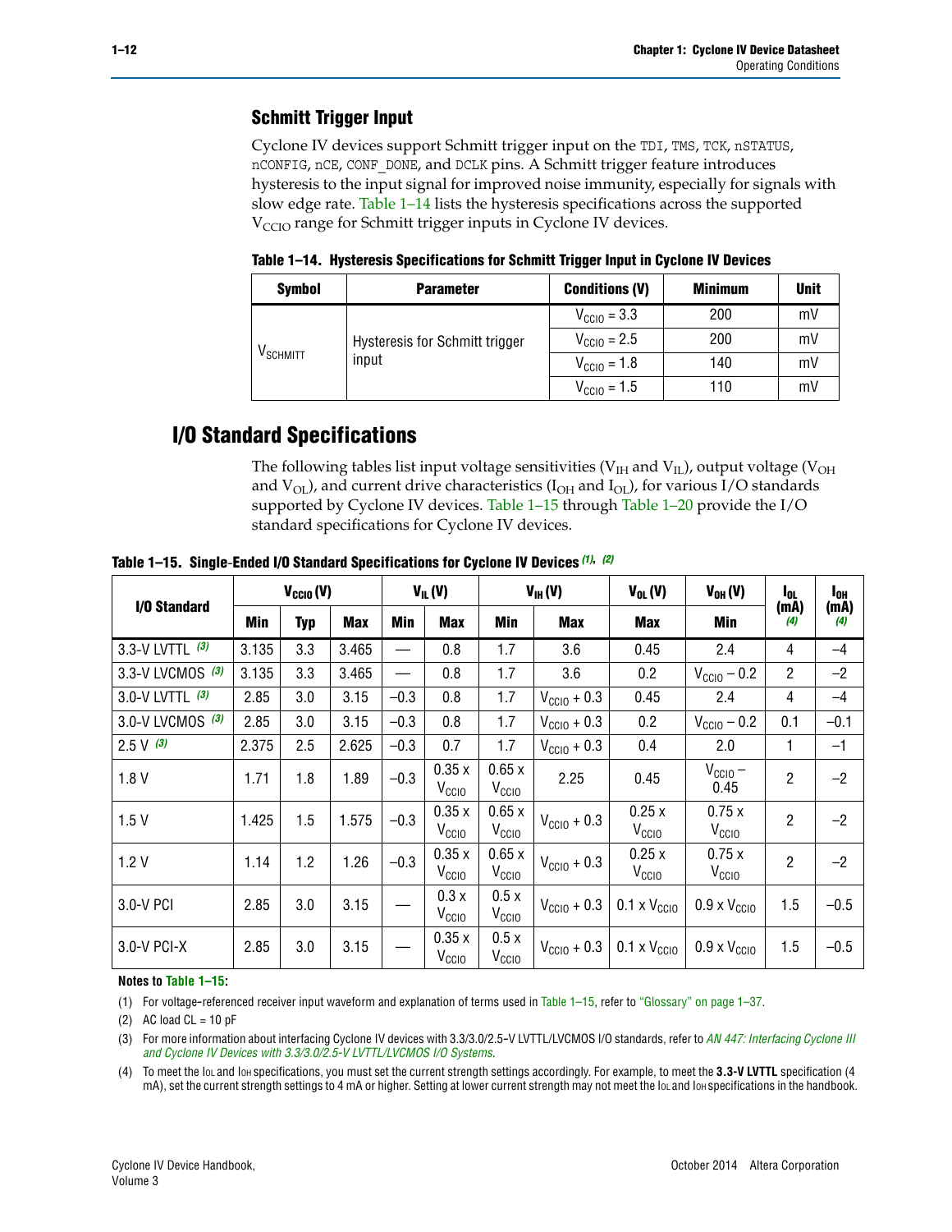### Schmitt Trigger Input

Cyclone IV devices support Schmitt trigger input on the TDI, TMS, TCK, nSTATUS, nCONFIG, nCE, CONF_DONE, and DCLK pins. A Schmitt trigger feature introduces hysteresis to the input signal for improved noise immunity, especially for signals with slow edge rate. Table 1–14 lists the hysteresis specifications across the supported $V_{CCIO}$ range for Schmitt trigger inputs in Cyclone IV devices.

**Table 1–14. Hysteresis Specifications for Schmitt Trigger Input in Cyclone IV Devices**

| Symbol | Parameter | Conditions (V) | Minimum | Unit |
|---|---|---|---|---|
| $V_{SCHMITT}$ | Hysteresis for Schmitt trigger input | $V_{CCIO}$ = 3.3 | 200 | mV |
| | | $V_{CCIO}$ = 2.5 | 200 | mV |
| | | $V_{CCIO}$ = 1.8 | 140 | mV |
| | | $V_{CCIO}$ = 1.5 | 110 | mV |

## I/O Standard Specifications

The following tables list input voltage sensitivities ($V_{IH}$ and $V_{IL}$), output voltage ($V_{OH}$ and $V_{OL}$), and current drive characteristics ($I_{OH}$ and $I_{OL}$), for various I/O standards supported by Cyclone IV devices. Table 1–15 through Table 1–20 provide the I/O standard specifications for Cyclone IV devices.

**Table 1–15. Single-Ended I/O Standard Specifications for Cyclone IV Devices (1), (2)**

| I/O Standard | $V_{CCIO}$ (V) | | | $V_{IL}$ (V) | | $V_{IH}$ (V) | | $V_{OL}$ (V) | $V_{OH}$ (V) | $I_{OL}$ (mA) (4) | $I_{OH}$ (mA) (4) |
|---|---|---|---|---|---|---|---|---|---|---|---|
| | Min | Typ | Max | Min | Max | Min | Max | Max | Min | | |
| 3.3-V LVTTL (3) | 3.135 | 3.3 | 3.465 | — | 0.8 | 1.7 | 3.6 | 0.45 | 2.4 | 4 | –4 |
| 3.3-V LVCMOS (3) | 3.135 | 3.3 | 3.465 | — | 0.8 | 1.7 | 3.6 | 0.2 | $V_{CCIO}$ – 0.2 | 2 | –2 |
| 3.0-V LVTTL (3) | 2.85 | 3.0 | 3.15 | –0.3 | 0.8 | 1.7 | $V_{CCIO}$ + 0.3 | 0.45 | 2.4 | 4 | –4 |
| 3.0-V LVCMOS (3) | 2.85 | 3.0 | 3.15 | –0.3 | 0.8 | 1.7 | $V_{CCIO}$ + 0.3 | 0.2 | $V_{CCIO}$ – 0.2 | 0.1 | –0.1 |
| 2.5 V (3) | 2.375 | 2.5 | 2.625 | –0.3 | 0.7 | 1.7 | $V_{CCIO}$ + 0.3 | 0.4 | 2.0 | 1 | –1 |
| 1.8 V | 1.71 | 1.8 | 1.89 | –0.3 | 0.35 x $V_{CCIO}$ | 0.65 x $V_{CCIO}$ | 2.25 | 0.45 | $V_{CCIO}$ – 0.45 | 2 | –2 |
| 1.5 V | 1.425 | 1.5 | 1.575 | –0.3 | 0.35 x $V_{CCIO}$ | 0.65 x $V_{CCIO}$ | $V_{CCIO}$ + 0.3 | 0.25 x $V_{CCIO}$ | 0.75 x $V_{CCIO}$ | 2 | –2 |
| 1.2 V | 1.14 | 1.2 | 1.26 | –0.3 | 0.35 x $V_{CCIO}$ | 0.65 x $V_{CCIO}$ | $V_{CCIO}$ + 0.3 | 0.25 x $V_{CCIO}$ | 0.75 x $V_{CCIO}$ | 2 | –2 |
| 3.0-V PCI | 2.85 | 3.0 | 3.15 | — | 0.3 x $V_{CCIO}$ | 0.5 x $V_{CCIO}$ | $V_{CCIO}$ + 0.3 | 0.1 x $V_{CCIO}$ | 0.9 x $V_{CCIO}$ | 1.5 | –0.5 |
| 3.0-V PCI-X | 2.85 | 3.0 | 3.15 | — | 0.35 x $V_{CCIO}$ | 0.5 x $V_{CCIO}$ | $V_{CCIO}$ + 0.3 | 0.1 x $V_{CCIO}$ | 0.9 x $V_{CCIO}$ | 1.5 | –0.5 |

**Notes to Table 1–15:**

(1) For voltage-referenced receiver input waveform and explanation of terms used in Table 1–15, refer to "Glossary" on page 1–37.

(2) AC load CL = 10 pF

(3) For more information about interfacing Cyclone IV devices with 3.3/3.0/2.5-V LVTTL/LVCMOS I/O standards, refer to *AN 447: Interfacing Cyclone III and Cyclone IV Devices with 3.3/3.0/2.5-V LVTTL/LVCMOS I/O Systems*.

(4) To meet the $I_{OL}$ and $I_{OH}$ specifications, you must set the current strength settings accordingly. For example, to meet the **3.3-V LVTTL** specification (4 mA), set the current strength settings to 4 mA or higher. Setting at lower current strength may not meet the $I_{OL}$ and $I_{OH}$ specifications in the handbook.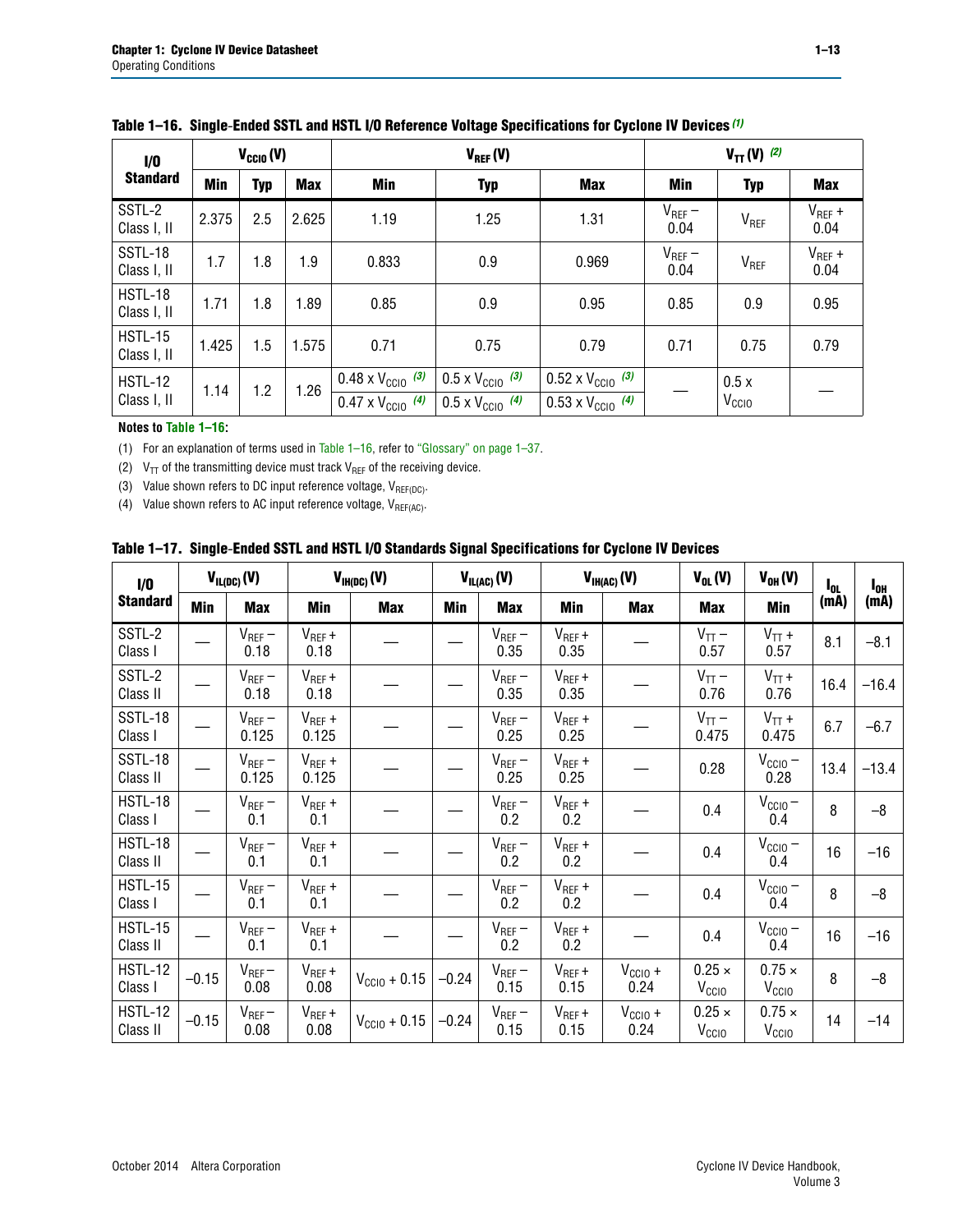**Table 1–16. Single-Ended SSTL and HSTL I/O Reference Voltage Specifications for Cyclone IV Devices (1)**

| I/O Standard | $V_{CCIO}$ (V) | | | $V_{REF}$ (V) | | | $V_{TT}$ (V) (2) | | |
|---|---|---|---|---|---|---|---|---|---|
| | Min | Typ | Max | Min | Typ | Max | Min | Typ | Max |
| SSTL-2 Class I, II | 2.375 | 2.5 | 2.625 | 1.19 | 1.25 | 1.31 | $V_{REF}$ – 0.04 | $V_{REF}$ | $V_{REF}$ + 0.04 |
| SSTL-18 Class I, II | 1.7 | 1.8 | 1.9 | 0.833 | 0.9 | 0.969 | $V_{REF}$ – 0.04 | $V_{REF}$ | $V_{REF}$ + 0.04 |
| HSTL-18 Class I, II | 1.71 | 1.8 | 1.89 | 0.85 | 0.9 | 0.95 | 0.85 | 0.9 | 0.95 |
| HSTL-15 Class I, II | 1.425 | 1.5 | 1.575 | 0.71 | 0.75 | 0.79 | 0.71 | 0.75 | 0.79 |
| HSTL-12 Class I, II | 1.14 | 1.2 | 1.26 | 0.48 x $V_{CCIO}$ (3) / 0.47 x $V_{CCIO}$ (4) | 0.5 x $V_{CCIO}$ (3) / 0.5 x $V_{CCIO}$ (4) | 0.52 x $V_{CCIO}$ (3) / 0.53 x $V_{CCIO}$ (4) | — | 0.5 x $V_{CCIO}$ | — |

**Notes to Table 1–16:**

(1) For an explanation of terms used in Table 1–16, refer to "Glossary" on page 1–37.

(2) $V_{TT}$ of the transmitting device must track $V_{REF}$ of the receiving device.

(3) Value shown refers to DC input reference voltage, $V_{REF(DC)}$.

(4) Value shown refers to AC input reference voltage, $V_{REF(AC)}$.

**Table 1–17. Single-Ended SSTL and HSTL I/O Standards Signal Specifications for Cyclone IV Devices**

| I/O Standard | $V_{IL(DC)}$ (V) | | $V_{IH(DC)}$ (V) | | $V_{IL(AC)}$ (V) | | $V_{IH(AC)}$ (V) | | $V_{OL}$ (V) | $V_{OH}$ (V) | $I_{OL}$ (mA) | $I_{OH}$ (mA) |
|---|---|---|---|---|---|---|---|---|---|---|---|---|
| | Min | Max | Min | Max | Min | Max | Min | Max | Max | Min | | |
| SSTL-2 Class I | — | $V_{REF}$ – 0.18 | $V_{REF}$ + 0.18 | — | — | $V_{REF}$ – 0.35 | $V_{REF}$ + 0.35 | — | $V_{TT}$ – 0.57 | $V_{TT}$ + 0.57 | 8.1 | –8.1 |
| SSTL-2 Class II | — | $V_{REF}$ – 0.18 | $V_{REF}$ + 0.18 | — | — | $V_{REF}$ – 0.35 | $V_{REF}$ + 0.35 | — | $V_{TT}$ – 0.76 | $V_{TT}$ + 0.76 | 16.4 | –16.4 |
| SSTL-18 Class I | — | $V_{REF}$ – 0.125 | $V_{REF}$ + 0.125 | — | — | $V_{REF}$ – 0.25 | $V_{REF}$ + 0.25 | — | $V_{TT}$ – 0.475 | $V_{TT}$ + 0.475 | 6.7 | –6.7 |
| SSTL-18 Class II | — | $V_{REF}$ – 0.125 | $V_{REF}$ + 0.125 | — | — | $V_{REF}$ – 0.25 | $V_{REF}$ + 0.25 | — | 0.28 | $V_{CCIO}$ – 0.28 | 13.4 | –13.4 |
| HSTL-18 Class I | — | $V_{REF}$ – 0.1 | $V_{REF}$ + 0.1 | — | — | $V_{REF}$ – 0.2 | $V_{REF}$ + 0.2 | — | 0.4 | $V_{CCIO}$ – 0.4 | 8 | –8 |
| HSTL-18 Class II | — | $V_{REF}$ – 0.1 | $V_{REF}$ + 0.1 | — | — | $V_{REF}$ – 0.2 | $V_{REF}$ + 0.2 | — | 0.4 | $V_{CCIO}$ – 0.4 | 16 | –16 |
| HSTL-15 Class I | — | $V_{REF}$ – 0.1 | $V_{REF}$ + 0.1 | — | — | $V_{REF}$ – 0.2 | $V_{REF}$ + 0.2 | — | 0.4 | $V_{CCIO}$ – 0.4 | 8 | –8 |
| HSTL-15 Class II | — | $V_{REF}$ – 0.1 | $V_{REF}$ + 0.1 | — | — | $V_{REF}$ – 0.2 | $V_{REF}$ + 0.2 | — | 0.4 | $V_{CCIO}$ – 0.4 | 16 | –16 |
| HSTL-12 Class I | –0.15 | $V_{REF}$ – 0.08 | $V_{REF}$ + 0.08 | $V_{CCIO}$ + 0.15 | –0.24 | $V_{REF}$ – 0.15 | $V_{REF}$ + 0.15 | $V_{CCIO}$ + 0.24 | 0.25 × $V_{CCIO}$ | 0.75 × $V_{CCIO}$ | 8 | –8 |
| HSTL-12 Class II | –0.15 | $V_{REF}$ – 0.08 | $V_{REF}$ + 0.08 | $V_{CCIO}$ + 0.15 | –0.24 | $V_{REF}$ – 0.15 | $V_{REF}$ + 0.15 | $V_{CCIO}$ + 0.24 | 0.25 × $V_{CCIO}$ | 0.75 × $V_{CCIO}$ | 14 | –14 |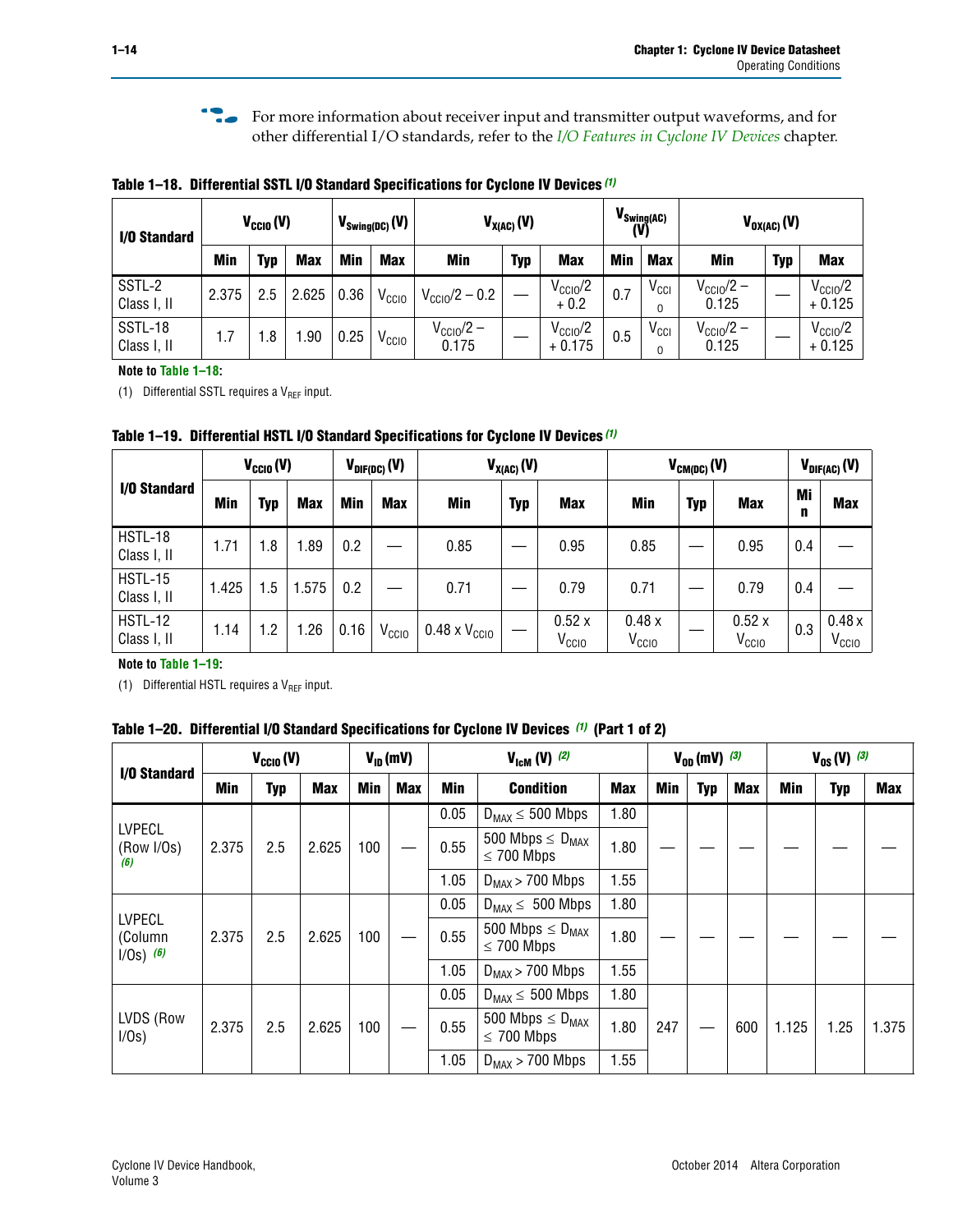For more information about receiver input and transmitter output waveforms, and for other differential I/O standards, refer to the *I/O Features in Cyclone IV Devices* chapter.

**Table 1–18. Differential SSTL I/O Standard Specifications for Cyclone IV Devices** *(1)*

| I/O Standard | $V_{CCIO}$ (V) | | | $V_{Swing(DC)}$ (V) | | $V_{X(AC)}$ (V) | | | $V_{Swing(AC)}$ (V) | | $V_{OX(AC)}$ (V) | | |
|---|---|---|---|---|---|---|---|---|---|---|---|---|---|
| | Min | Typ | Max | Min | Max | Min | Typ | Max | Min | Max | Min | Typ | Max |
| SSTL-2 Class I, II | 2.375 | 2.5 | 2.625 | 0.36 | $V_{CCIO}$ | $V_{CCIO}/2 - 0.2$ | — | $V_{CCIO}/2 + 0.2$ | 0.7 | $V_{CCIO}$ | $V_{CCIO}/2 - 0.125$ | — | $V_{CCIO}/2 + 0.125$ |
| SSTL-18 Class I, II | 1.7 | 1.8 | 1.90 | 0.25 | $V_{CCIO}$ | $V_{CCIO}/2 - 0.175$ | — | $V_{CCIO}/2 + 0.175$ | 0.5 | $V_{CCIO}$ | $V_{CCIO}/2 - 0.125$ | — | $V_{CCIO}/2 + 0.125$ |

**Note to Table 1–18:**

(1) Differential SSTL requires a $V_{REF}$ input.

**Table 1–19. Differential HSTL I/O Standard Specifications for Cyclone IV Devices** *(1)*

| I/O Standard | $V_{CCIO}$ (V) | | | $V_{DIF(DC)}$ (V) | | $V_{X(AC)}$ (V) | | | $V_{CM(DC)}$ (V) | | | $V_{DIF(AC)}$ (V) | |
|---|---|---|---|---|---|---|---|---|---|---|---|---|---|
| | Min | Typ | Max | Min | Max | Min | Typ | Max | Min | Typ | Max | Min | Max |
| HSTL-18 Class I, II | 1.71 | 1.8 | 1.89 | 0.2 | — | 0.85 | — | 0.95 | 0.85 | — | 0.95 | 0.4 | — |
| HSTL-15 Class I, II | 1.425 | 1.5 | 1.575 | 0.2 | — | 0.71 | — | 0.79 | 0.71 | — | 0.79 | 0.4 | — |
| HSTL-12 Class I, II | 1.14 | 1.2 | 1.26 | 0.16 | $V_{CCIO}$ | 0.48 x $V_{CCIO}$ | — | 0.52 x $V_{CCIO}$ | 0.48 x $V_{CCIO}$ | — | 0.52 x $V_{CCIO}$ | 0.3 | 0.48 x $V_{CCIO}$ |

**Note to Table 1–19:**

(1) Differential HSTL requires a $V_{REF}$ input.

**Table 1–20. Differential I/O Standard Specifications for Cyclone IV Devices** *(1)* **(Part 1 of 2)**

| I/O Standard | $V_{CCIO}$ (V) | | | $V_{ID}$ (mV) | | $V_{IcM}$ (V) *(2)* | | | $V_{OD}$ (mV) *(3)* | | | $V_{OS}$ (V) *(3)* | | |
|---|---|---|---|---|---|---|---|---|---|---|---|---|---|---|
| | Min | Typ | Max | Min | Max | Min | Condition | Max | Min | Typ | Max | Min | Typ | Max |
| LVPECL (Row I/Os) *(6)* | 2.375 | 2.5 | 2.625 | 100 | — | 0.05 | $D_{MAX} \leq 500$ Mbps | 1.80 | — | — | — | — | — | — |
| | | | | | | 0.55 | 500 Mbps $\leq D_{MAX} \leq 700$ Mbps | 1.80 | | | | | | |
| | | | | | | 1.05 | $D_{MAX} > 700$ Mbps | 1.55 | | | | | | |
| LVPECL (Column I/Os) *(6)* | 2.375 | 2.5 | 2.625 | 100 | — | 0.05 | $D_{MAX} \leq 500$ Mbps | 1.80 | — | — | — | — | — | — |
| | | | | | | 0.55 | 500 Mbps $\leq D_{MAX} \leq 700$ Mbps | 1.80 | | | | | | |
| | | | | | | 1.05 | $D_{MAX} > 700$ Mbps | 1.55 | | | | | | |
| LVDS (Row I/Os) | 2.375 | 2.5 | 2.625 | 100 | — | 0.05 | $D_{MAX} \leq 500$ Mbps | 1.80 | 247 | — | 600 | 1.125 | 1.25 | 1.375 |
| | | | | | | 0.55 | 500 Mbps $\leq D_{MAX} \leq 700$ Mbps | 1.80 | | | | | | |
| | | | | | | 1.05 | $D_{MAX} > 700$ Mbps | 1.55 | | | | | | |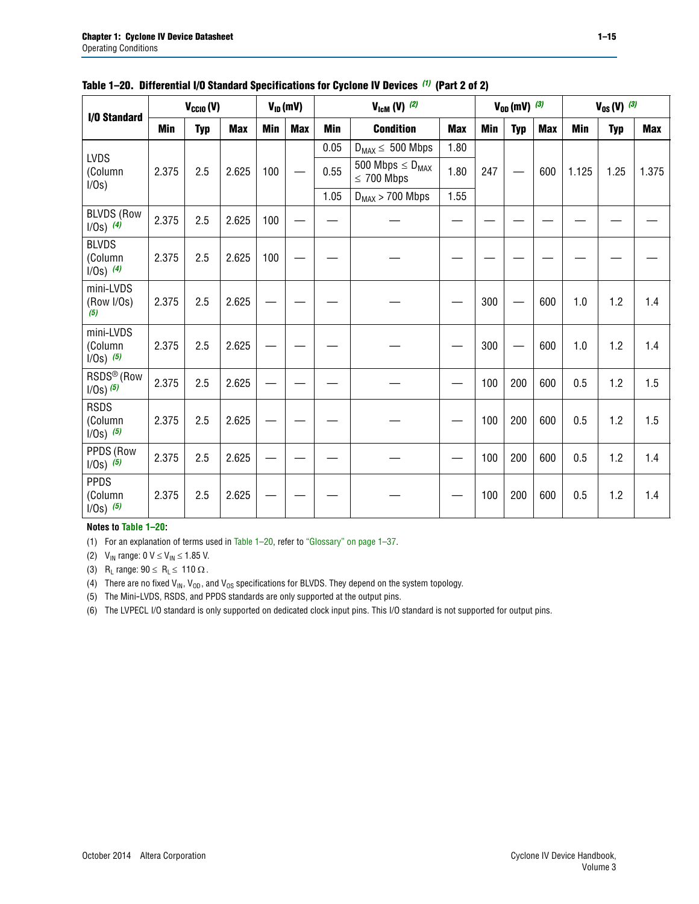**Table 1–20. Differential I/O Standard Specifications for Cyclone IV Devices (1) (Part 2 of 2)**

| I/O Standard | $V_{CCIO}$ (V) | | | $V_{ID}$ (mV) | | $V_{IcM}$ (V) (2) | | | $V_{OD}$ (mV) (3) | | | $V_{OS}$ (V) (3) | | |
|---|---|---|---|---|---|---|---|---|---|---|---|---|---|---|
| | Min | Typ | Max | Min | Max | Min | Condition | Max | Min | Typ | Max | Min | Typ | Max |
| LVDS (Column I/Os) | 2.375 | 2.5 | 2.625 | 100 | — | 0.05 | $D_{MAX} \leq$ 500 Mbps | 1.80 | 247 | — | 600 | 1.125 | 1.25 | 1.375 |
| | | | | | | 0.55 | 500 Mbps $\leq D_{MAX} \leq$ 700 Mbps | 1.80 | | | | | | |
| | | | | | | 1.05 | $D_{MAX} >$ 700 Mbps | 1.55 | | | | | | |
| BLVDS (Row I/Os) (4) | 2.375 | 2.5 | 2.625 | 100 | — | — | — | — | — | — | — | — | — | — |
| BLVDS (Column I/Os) (4) | 2.375 | 2.5 | 2.625 | 100 | — | — | — | — | — | — | — | — | — | — |
| mini-LVDS (Row I/Os) (5) | 2.375 | 2.5 | 2.625 | — | — | — | — | — | 300 | — | 600 | 1.0 | 1.2 | 1.4 |
| mini-LVDS (Column I/Os) (5) | 2.375 | 2.5 | 2.625 | — | — | — | — | — | 300 | — | 600 | 1.0 | 1.2 | 1.4 |
| RSDS® (Row I/Os) (5) | 2.375 | 2.5 | 2.625 | — | — | — | — | — | 100 | 200 | 600 | 0.5 | 1.2 | 1.5 |
| RSDS (Column I/Os) (5) | 2.375 | 2.5 | 2.625 | — | — | — | — | — | 100 | 200 | 600 | 0.5 | 1.2 | 1.5 |
| PPDS (Row I/Os) (5) | 2.375 | 2.5 | 2.625 | — | — | — | — | — | 100 | 200 | 600 | 0.5 | 1.2 | 1.4 |
| PPDS (Column I/Os) (5) | 2.375 | 2.5 | 2.625 | — | — | — | — | — | 100 | 200 | 600 | 0.5 | 1.2 | 1.4 |

**Notes to Table 1–20:**

(1) For an explanation of terms used in Table 1–20, refer to "Glossary" on page 1–37.

(2) $V_{IN}$ range: 0 V $\leq V_{IN} \leq$ 1.85 V.

(3) $R_L$ range: 90 $\leq R_L \leq$ 110 Ω.

(4) There are no fixed $V_{IN}$, $V_{OD}$, and $V_{OS}$ specifications for BLVDS. They depend on the system topology.

(5) The Mini-LVDS, RSDS, and PPDS standards are only supported at the output pins.

(6) The LVPECL I/O standard is only supported on dedicated clock input pins. This I/O standard is not supported for output pins.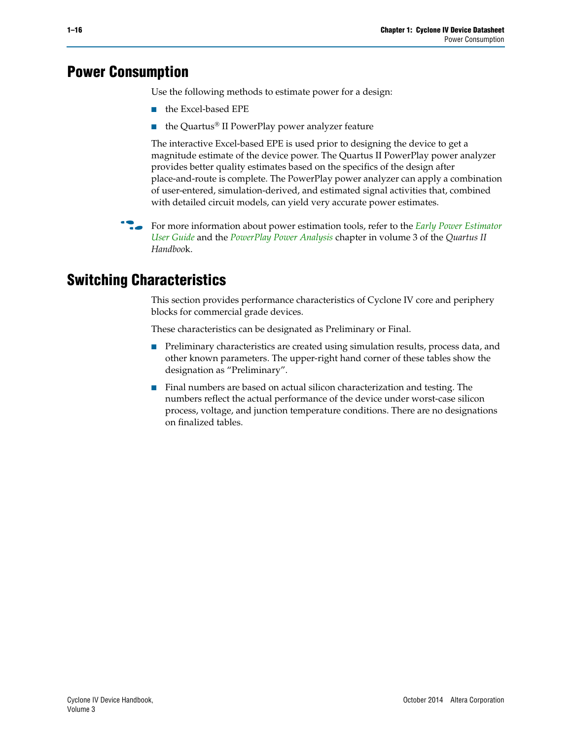## Power Consumption

Use the following methods to estimate power for a design:

- the Excel-based EPE
- the Quartus® II PowerPlay power analyzer feature

The interactive Excel-based EPE is used prior to designing the device to get a magnitude estimate of the device power. The Quartus II PowerPlay power analyzer provides better quality estimates based on the specifics of the design after place-and-route is complete. The PowerPlay power analyzer can apply a combination of user-entered, simulation-derived, and estimated signal activities that, combined with detailed circuit models, can yield very accurate power estimates.

For more information about power estimation tools, refer to the *Early Power Estimator User Guide* and the *PowerPlay Power Analysis* chapter in volume 3 of the *Quartus II Handbook*.

## Switching Characteristics

This section provides performance characteristics of Cyclone IV core and periphery blocks for commercial grade devices.

These characteristics can be designated as Preliminary or Final.

- Preliminary characteristics are created using simulation results, process data, and other known parameters. The upper-right hand corner of these tables show the designation as "Preliminary".
- Final numbers are based on actual silicon characterization and testing. The numbers reflect the actual performance of the device under worst-case silicon process, voltage, and junction temperature conditions. There are no designations on finalized tables.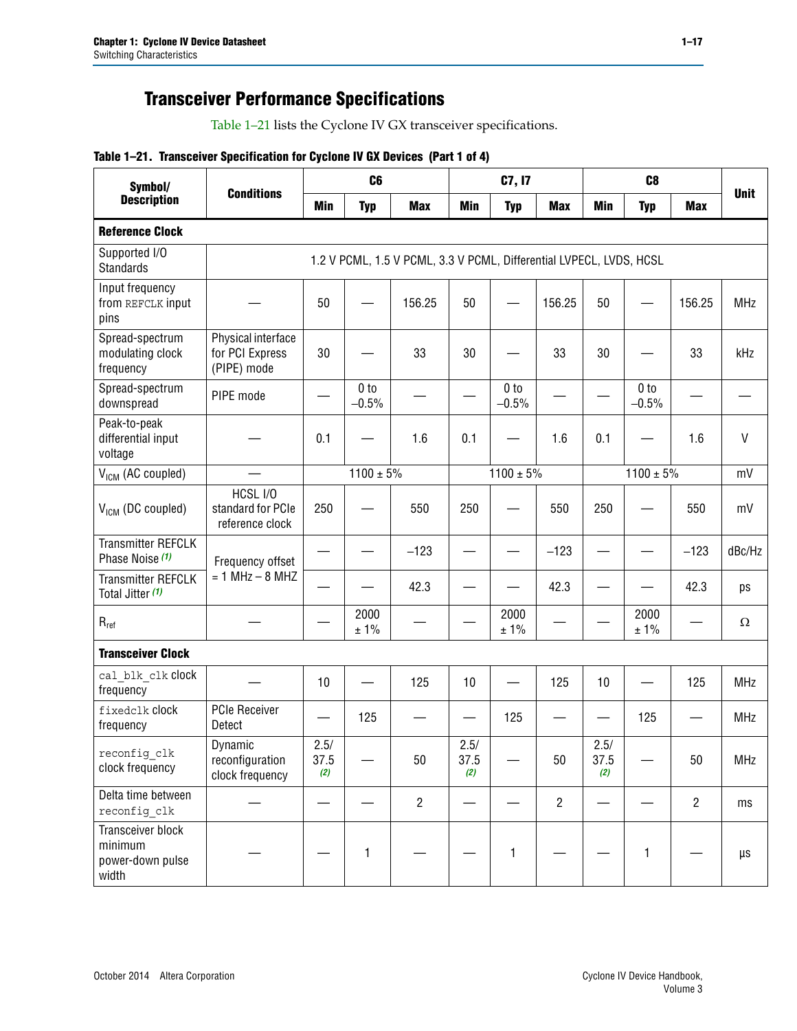## Transceiver Performance Specifications

Table 1–21 lists the Cyclone IV GX transceiver specifications.

**Table 1–21. Transceiver Specification for Cyclone IV GX Devices (Part 1 of 4)**

| Symbol/ Description | Conditions | C6 | | | C7, I7 | | | C8 | | | Unit |
|---|---|---|---|---|---|---|---|---|---|---|---|
| | | Min | Typ | Max | Min | Typ | Max | Min | Typ | Max | |
| **Reference Clock** | | | | | | | | | | | |
| Supported I/O Standards | 1.2 V PCML, 1.5 V PCML, 3.3 V PCML, Differential LVPECL, LVDS, HCSL | | | | | | | | | | |
| Input frequency from REFCLK input pins | — | 50 | — | 156.25 | 50 | — | 156.25 | 50 | — | 156.25 | MHz |
| Spread-spectrum modulating clock frequency | Physical interface for PCI Express (PIPE) mode | 30 | — | 33 | 30 | — | 33 | 30 | — | 33 | kHz |
| Spread-spectrum downspread | PIPE mode | — | 0 to −0.5% | — | — | 0 to −0.5% | — | — | 0 to −0.5% | — | — |
| Peak-to-peak differential input voltage | — | 0.1 | — | 1.6 | 0.1 | — | 1.6 | 0.1 | — | 1.6 | V |
| $V_{ICM}$ (AC coupled) | — | 1100 ± 5% | | | 1100 ± 5% | | | 1100 ± 5% | | | mV |
| $V_{ICM}$ (DC coupled) | HCSL I/O standard for PCIe reference clock | 250 | — | 550 | 250 | — | 550 | 250 | — | 550 | mV |
| Transmitter REFCLK Phase Noise (1) | Frequency offset = 1 MHz – 8 MHZ | — | — | −123 | — | — | −123 | — | — | −123 | dBc/Hz |
| Transmitter REFCLK Total Jitter (1) | | — | — | 42.3 | — | — | 42.3 | — | — | 42.3 | ps |
| $R_{ref}$ | — | — | 2000 ± 1% | — | — | 2000 ± 1% | — | — | 2000 ± 1% | — | Ω |
| **Transceiver Clock** | | | | | | | | | | | |
| cal_blk_clk clock frequency | — | 10 | — | 125 | 10 | — | 125 | 10 | — | 125 | MHz |
| fixedclk clock frequency | PCIe Receiver Detect | — | 125 | — | — | 125 | — | — | 125 | — | MHz |
| reconfig_clk clock frequency | Dynamic reconfiguration clock frequency | 2.5/ 37.5 (2) | — | 50 | 2.5/ 37.5 (2) | — | 50 | 2.5/ 37.5 (2) | — | 50 | MHz |
| Delta time between reconfig_clk | — | — | — | 2 | — | — | 2 | — | — | 2 | ms |
| Transceiver block minimum power-down pulse width | — | — | 1 | — | — | 1 | — | — | 1 | — | µs |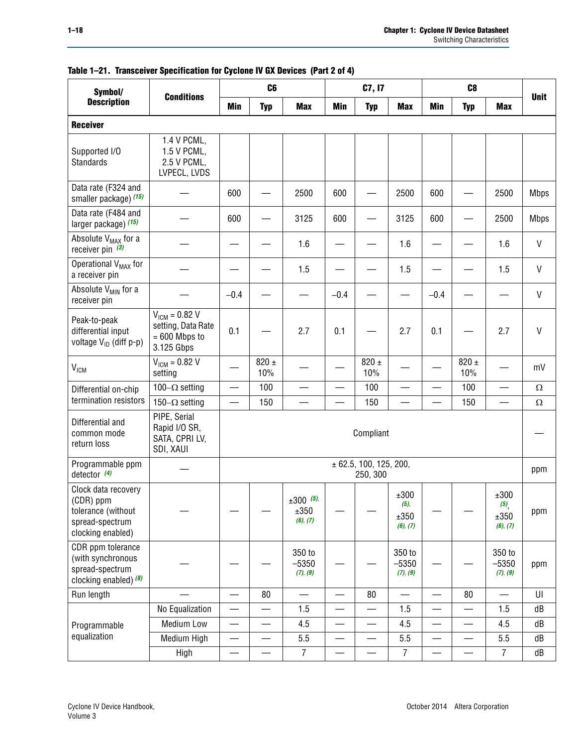**Table 1–21. Transceiver Specification for Cyclone IV GX Devices (Part 2 of 4)**

| Symbol/ Description | Conditions | C6 | | | C7, I7 | | | C8 | | | Unit |
|---|---|---|---|---|---|---|---|---|---|---|---|
| | | Min | Typ | Max | Min | Typ | Max | Min | Typ | Max | |
| **Receiver** | | | | | | | | | | | |
| Supported I/O Standards | 1.4 V PCML, 1.5 V PCML, 2.5 V PCML, LVPECL, LVDS | | | | | | | | | | |
| Data rate (F324 and smaller package) (15) | — | 600 | — | 2500 | 600 | — | 2500 | 600 | — | 2500 | Mbps |
| Data rate (F484 and larger package) (15) | — | 600 | — | 3125 | 600 | — | 3125 | 600 | — | 2500 | Mbps |
| Absolute $V_{MAX}$ for a receiver pin (3) | — | — | — | 1.6 | — | — | 1.6 | — | — | 1.6 | V |
| Operational $V_{MAX}$ for a receiver pin | — | — | — | 1.5 | — | — | 1.5 | — | — | 1.5 | V |
| Absolute $V_{MIN}$ for a receiver pin | — | –0.4 | — | — | –0.4 | — | — | –0.4 | — | — | V |
| Peak-to-peak differential input voltage $V_{ID}$ (diff p-p) | $V_{ICM}$ = 0.82 V setting, Data Rate = 600 Mbps to 3.125 Gbps | 0.1 | — | 2.7 | 0.1 | — | 2.7 | 0.1 | — | 2.7 | V |
| $V_{ICM}$ | $V_{ICM}$ = 0.82 V setting | — | 820 ± 10% | — | — | 820 ± 10% | — | — | 820 ± 10% | — | mV |
| Differential on-chip termination resistors | 100–Ω setting | — | 100 | — | — | 100 | — | — | 100 | — | Ω |
| | 150–Ω setting | — | 150 | — | — | 150 | — | — | 150 | — | Ω |
| Differential and common mode return loss | PIPE, Serial Rapid I/O SR, SATA, CPRI LV, SDI, XAUI | Compliant | | | | | | | | | — |
| Programmable ppm detector (4) | — | ± 62.5, 100, 125, 200, 250, 300 | | | | | | | | | ppm |
| Clock data recovery (CDR) ppm tolerance (without spread-spectrum clocking enabled) | — | — | — | ±300 (5), ±350 (6), (7) | — | — | ±300 (5), ±350 (6), (7) | — | — | ±300 (5), ±350 (6), (7) | ppm |
| CDR ppm tolerance (with synchronous spread-spectrum clocking enabled) (8) | — | — | — | 350 to –5350 (7), (9) | — | — | 350 to –5350 (7), (9) | — | — | 350 to –5350 (7), (9) | ppm |
| Run length | — | — | 80 | — | — | 80 | — | — | 80 | — | UI |
| Programmable equalization | No Equalization | — | — | 1.5 | — | — | 1.5 | — | — | 1.5 | dB |
| | Medium Low | — | — | 4.5 | — | — | 4.5 | — | — | 4.5 | dB |
| | Medium High | — | — | 5.5 | — | — | 5.5 | — | — | 5.5 | dB |
| | High | — | — | 7 | — | — | 7 | — | — | 7 | dB |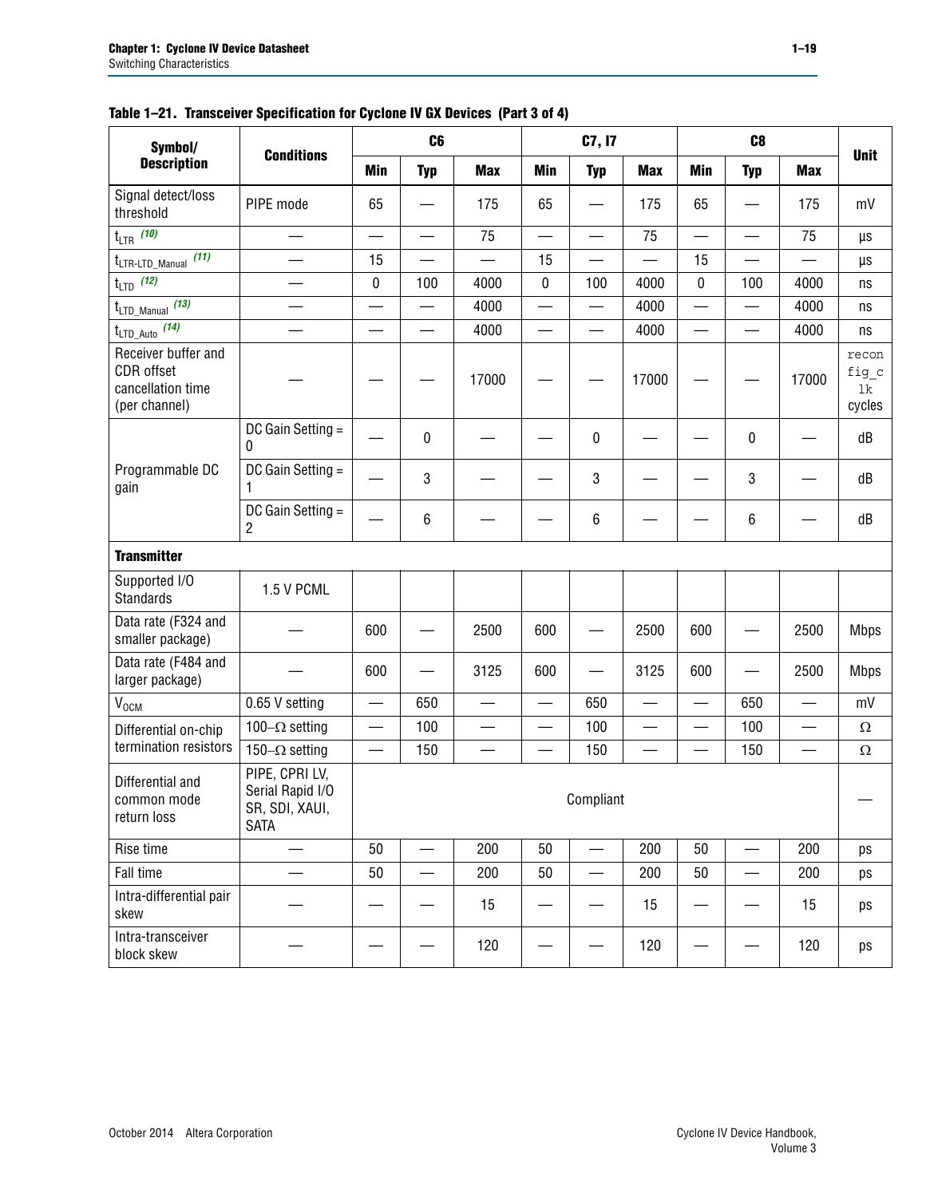**Table 1–21. Transceiver Specification for Cyclone IV GX Devices (Part 3 of 4)**

| Symbol/ Description | Conditions | C6 | | | C7, I7 | | | C8 | | | Unit |
|---|---|---|---|---|---|---|---|---|---|---|---|
| | | Min | Typ | Max | Min | Typ | Max | Min | Typ | Max | |
| Signal detect/loss threshold | PIPE mode | 65 | — | 175 | 65 | — | 175 | 65 | — | 175 | mV |
| $t_{LTR}$ (10) | — | — | — | 75 | — | — | 75 | — | — | 75 | µs |
| $t_{LTR\text{-}LTD\_Manual}$ (11) | — | 15 | — | — | 15 | — | — | 15 | — | — | µs |
| $t_{LTD}$ (12) | — | 0 | 100 | 4000 | 0 | 100 | 4000 | 0 | 100 | 4000 | ns |
| $t_{LTD\_Manual}$ (13) | — | — | — | 4000 | — | — | 4000 | — | — | 4000 | ns |
| $t_{LTD\_Auto}$ (14) | — | — | — | 4000 | — | — | 4000 | — | — | 4000 | ns |
| Receiver buffer and CDR offset cancellation time (per channel) | — | — | — | 17000 | — | — | 17000 | — | — | 17000 | reconfig_clk cycles |
| Programmable DC gain | DC Gain Setting = 0 | — | 0 | — | — | 0 | — | — | 0 | — | dB |
| | DC Gain Setting = 1 | — | 3 | — | — | 3 | — | — | 3 | — | dB |
| | DC Gain Setting = 2 | — | 6 | — | — | 6 | — | — | 6 | — | dB |
| **Transmitter** | | | | | | | | | | | |
| Supported I/O Standards | 1.5 V PCML | | | | | | | | | | |
| Data rate (F324 and smaller package) | — | 600 | — | 2500 | 600 | — | 2500 | 600 | — | 2500 | Mbps |
| Data rate (F484 and larger package) | — | 600 | — | 3125 | 600 | — | 3125 | 600 | — | 2500 | Mbps |
| $V_{OCM}$ | 0.65 V setting | — | 650 | — | — | 650 | — | — | 650 | — | mV |
| Differential on-chip termination resistors | 100–Ω setting | — | 100 | — | — | 100 | — | — | 100 | — | Ω |
| | 150–Ω setting | — | 150 | — | — | 150 | — | — | 150 | — | Ω |
| Differential and common mode return loss | PIPE, CPRI LV, Serial Rapid I/O SR, SDI, XAUI, SATA | Compliant | | | | | | | | | — |
| Rise time | — | 50 | — | 200 | 50 | — | 200 | 50 | — | 200 | ps |
| Fall time | — | 50 | — | 200 | 50 | — | 200 | 50 | — | 200 | ps |
| Intra-differential pair skew | — | — | — | 15 | — | — | 15 | — | — | 15 | ps |
| Intra-transceiver block skew | — | — | — | 120 | — | — | 120 | — | — | 120 | ps |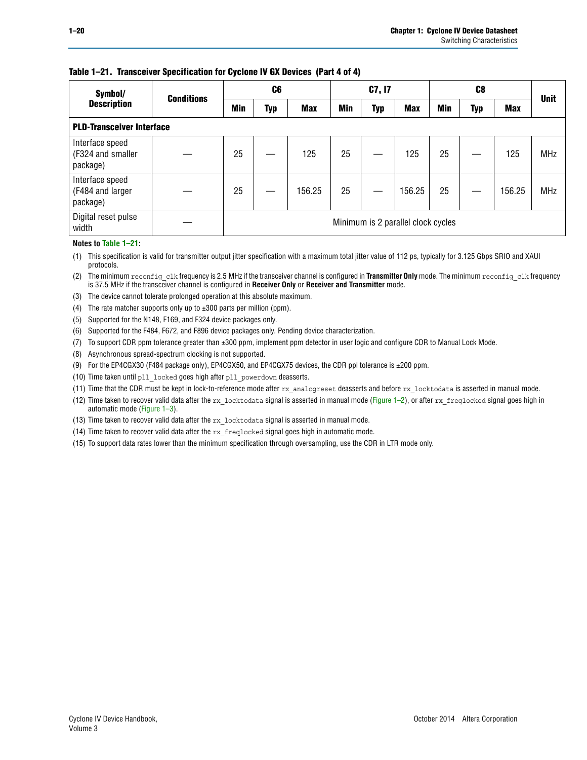**Table 1–21. Transceiver Specification for Cyclone IV GX Devices (Part 4 of 4)**

| Symbol/ Description | Conditions | C6 | | | C7, I7 | | | C8 | | | Unit |
|---|---|---|---|---|---|---|---|---|---|---|---|
| | | Min | Typ | Max | Min | Typ | Max | Min | Typ | Max | |
| **PLD-Transceiver Interface** | | | | | | | | | | | |
| Interface speed (F324 and smaller package) | — | 25 | — | 125 | 25 | — | 125 | 25 | — | 125 | MHz |
| Interface speed (F484 and larger package) | — | 25 | — | 156.25 | 25 | — | 156.25 | 25 | — | 156.25 | MHz |
| Digital reset pulse width | — | Minimum is 2 parallel clock cycles | | | | | | | | | |

**Notes to Table 1–21:**

(1) This specification is valid for transmitter output jitter specification with a maximum total jitter value of 112 ps, typically for 3.125 Gbps SRIO and XAUI protocols.

(2) The minimum `reconfig_clk` frequency is 2.5 MHz if the transceiver channel is configured in **Transmitter Only** mode. The minimum `reconfig_clk` frequency is 37.5 MHz if the transceiver channel is configured in **Receiver Only** or **Receiver and Transmitter** mode.

(3) The device cannot tolerate prolonged operation at this absolute maximum.

(4) The rate matcher supports only up to ±300 parts per million (ppm).

(5) Supported for the N148, F169, and F324 device packages only.

(6) Supported for the F484, F672, and F896 device packages only. Pending device characterization.

(7) To support CDR ppm tolerance greater than ±300 ppm, implement ppm detector in user logic and configure CDR to Manual Lock Mode.

(8) Asynchronous spread-spectrum clocking is not supported.

(9) For the EP4CGX30 (F484 package only), EP4CGX50, and EP4CGX75 devices, the CDR ppl tolerance is ±200 ppm.

(10) Time taken until `pll_locked` goes high after `pll_powerdown` deasserts.

(11) Time that the CDR must be kept in lock-to-reference mode after `rx_analogreset` deasserts and before `rx_locktodata` is asserted in manual mode.

(12) Time taken to recover valid data after the `rx_locktodata` signal is asserted in manual mode (Figure 1–2), or after `rx_freqlocked` signal goes high in automatic mode (Figure 1–3).

(13) Time taken to recover valid data after the `rx_locktodata` signal is asserted in manual mode.

(14) Time taken to recover valid data after the `rx_freqlocked` signal goes high in automatic mode.

(15) To support data rates lower than the minimum specification through oversampling, use the CDR in LTR mode only.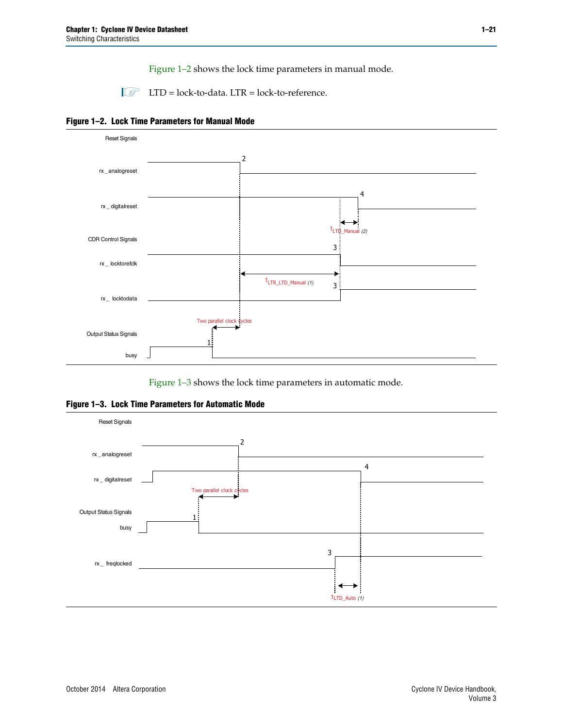Figure 1–2 shows the lock time parameters in manual mode.

LTD = lock-to-data. LTR = lock-to-reference.

**Figure 1–2. Lock Time Parameters for Manual Mode**

Reset Signals

rx_analogreset

rx_digitalreset

CDR Control Signals

rx_locktorefclk

rx_locktodata

Output Status Signals

busy

Two parallel clock cycles

$t_{LTR\_LTD\_Manual}$ (1)

$t_{LTD\_Manual}$ (2)

Figure 1–3 shows the lock time parameters in automatic mode.

**Figure 1–3. Lock Time Parameters for Automatic Mode**

Reset Signals

rx_analogreset

rx_digitalreset

Output Status Signals

busy

rx_freqlocked

Two parallel clock cycles

$t_{LTD\_Auto}$ (1)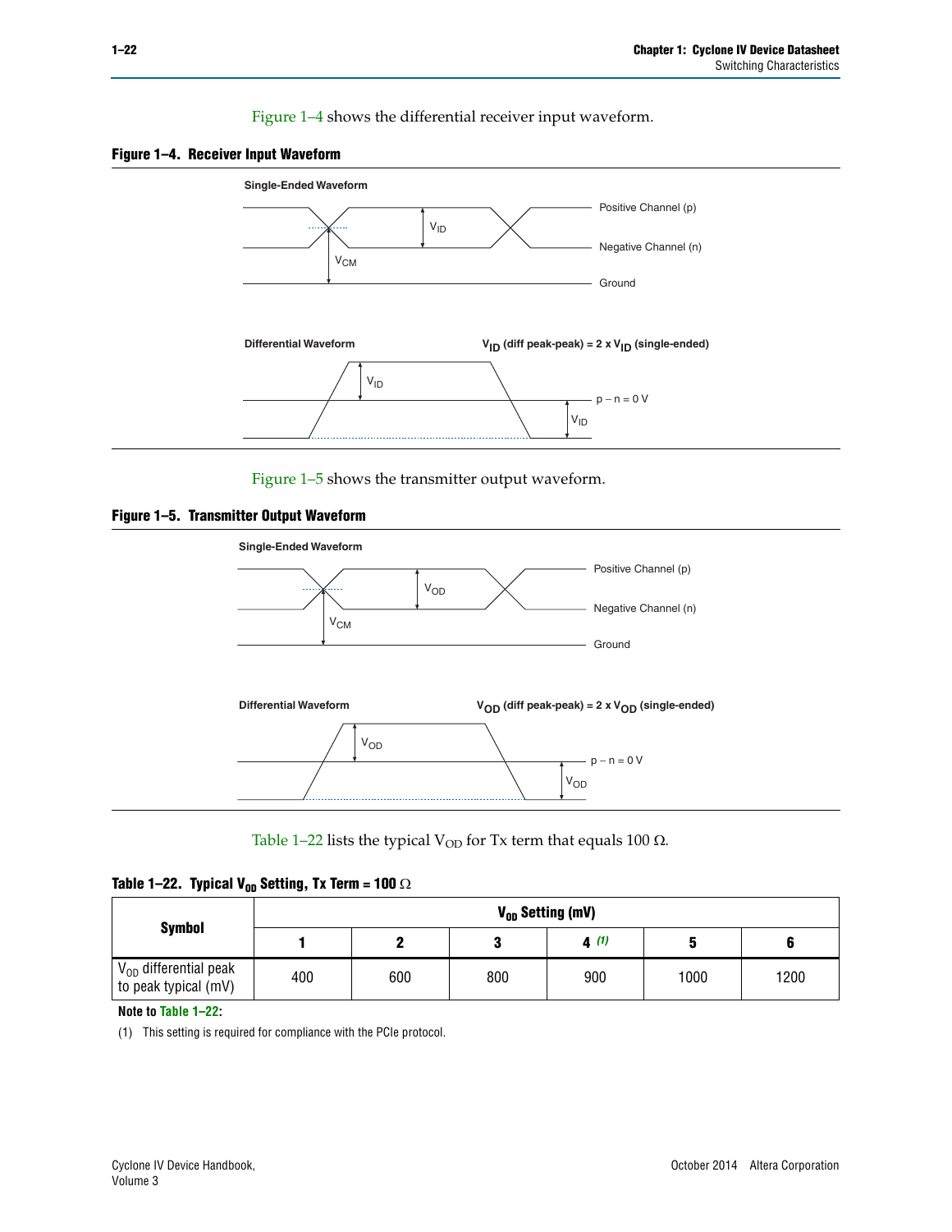Figure 1–4 shows the differential receiver input waveform.

**Figure 1–4. Receiver Input Waveform**

Figure 1–5 shows the transmitter output waveform.

**Figure 1–5. Transmitter Output Waveform**

Table 1–22 lists the typical $V_{OD}$ for Tx term that equals 100 Ω.

**Table 1–22. Typical $V_{OD}$ Setting, Tx Term = 100 Ω**

| Symbol | $V_{OD}$ Setting (mV) | | | | | |
|---|---|---|---|---|---|---|
| | 1 | 2 | 3 | 4 (1) | 5 | 6 |
| $V_{OD}$ differential peak to peak typical (mV) | 400 | 600 | 800 | 900 | 1000 | 1200 |

**Note to Table 1–22:**

(1) This setting is required for compliance with the PCIe protocol.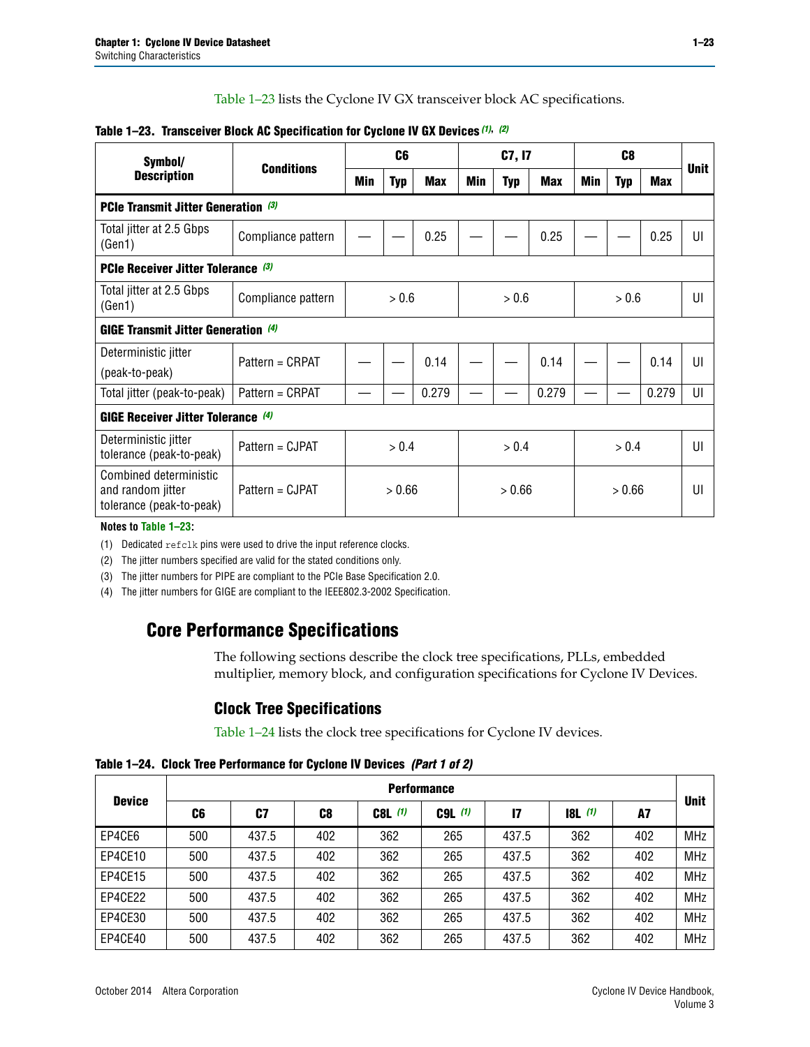Table 1–23 lists the Cyclone IV GX transceiver block AC specifications.

**Table 1–23. Transceiver Block AC Specification for Cyclone IV GX Devices** *(1)*, *(2)*

| Symbol/ Description | Conditions | C6 | | | C7, I7 | | | C8 | | | Unit |
|---|---|---|---|---|---|---|---|---|---|---|---|
| | | Min | Typ | Max | Min | Typ | Max | Min | Typ | Max | |
| **PCIe Transmit Jitter Generation** *(3)* | | | | | | | | | | | |
| Total jitter at 2.5 Gbps (Gen1) | Compliance pattern | — | — | 0.25 | — | — | 0.25 | — | — | 0.25 | UI |
| **PCIe Receiver Jitter Tolerance** *(3)* | | | | | | | | | | | |
| Total jitter at 2.5 Gbps (Gen1) | Compliance pattern | > 0.6 | | | > 0.6 | | | > 0.6 | | | UI |
| **GIGE Transmit Jitter Generation** *(4)* | | | | | | | | | | | |
| Deterministic jitter (peak-to-peak) | Pattern = CRPAT | — | — | 0.14 | — | — | 0.14 | — | — | 0.14 | UI |
| Total jitter (peak-to-peak) | Pattern = CRPAT | — | — | 0.279 | — | — | 0.279 | — | — | 0.279 | UI |
| **GIGE Receiver Jitter Tolerance** *(4)* | | | | | | | | | | | |
| Deterministic jitter tolerance (peak-to-peak) | Pattern = CJPAT | > 0.4 | | | > 0.4 | | | > 0.4 | | | UI |
| Combined deterministic and random jitter tolerance (peak-to-peak) | Pattern = CJPAT | > 0.66 | | | > 0.66 | | | > 0.66 | | | UI |

**Notes to Table 1–23:**

(1) Dedicated `refclk` pins were used to drive the input reference clocks.

(2) The jitter numbers specified are valid for the stated conditions only.

(3) The jitter numbers for PIPE are compliant to the PCIe Base Specification 2.0.

(4) The jitter numbers for GIGE are compliant to the IEEE802.3-2002 Specification.

## Core Performance Specifications

The following sections describe the clock tree specifications, PLLs, embedded multiplier, memory block, and configuration specifications for Cyclone IV Devices.

### Clock Tree Specifications

Table 1–24 lists the clock tree specifications for Cyclone IV devices.

**Table 1–24. Clock Tree Performance for Cyclone IV Devices** *(Part 1 of 2)*

| Device | Performance | | | | | | | | Unit |
|---|---|---|---|---|---|---|---|---|---|
| | C6 | C7 | C8 | C8L *(1)* | C9L *(1)* | I7 | I8L *(1)* | A7 | |
| EP4CE6 | 500 | 437.5 | 402 | 362 | 265 | 437.5 | 362 | 402 | MHz |
| EP4CE10 | 500 | 437.5 | 402 | 362 | 265 | 437.5 | 362 | 402 | MHz |
| EP4CE15 | 500 | 437.5 | 402 | 362 | 265 | 437.5 | 362 | 402 | MHz |
| EP4CE22 | 500 | 437.5 | 402 | 362 | 265 | 437.5 | 362 | 402 | MHz |
| EP4CE30 | 500 | 437.5 | 402 | 362 | 265 | 437.5 | 362 | 402 | MHz |
| EP4CE40 | 500 | 437.5 | 402 | 362 | 265 | 437.5 | 362 | 402 | MHz |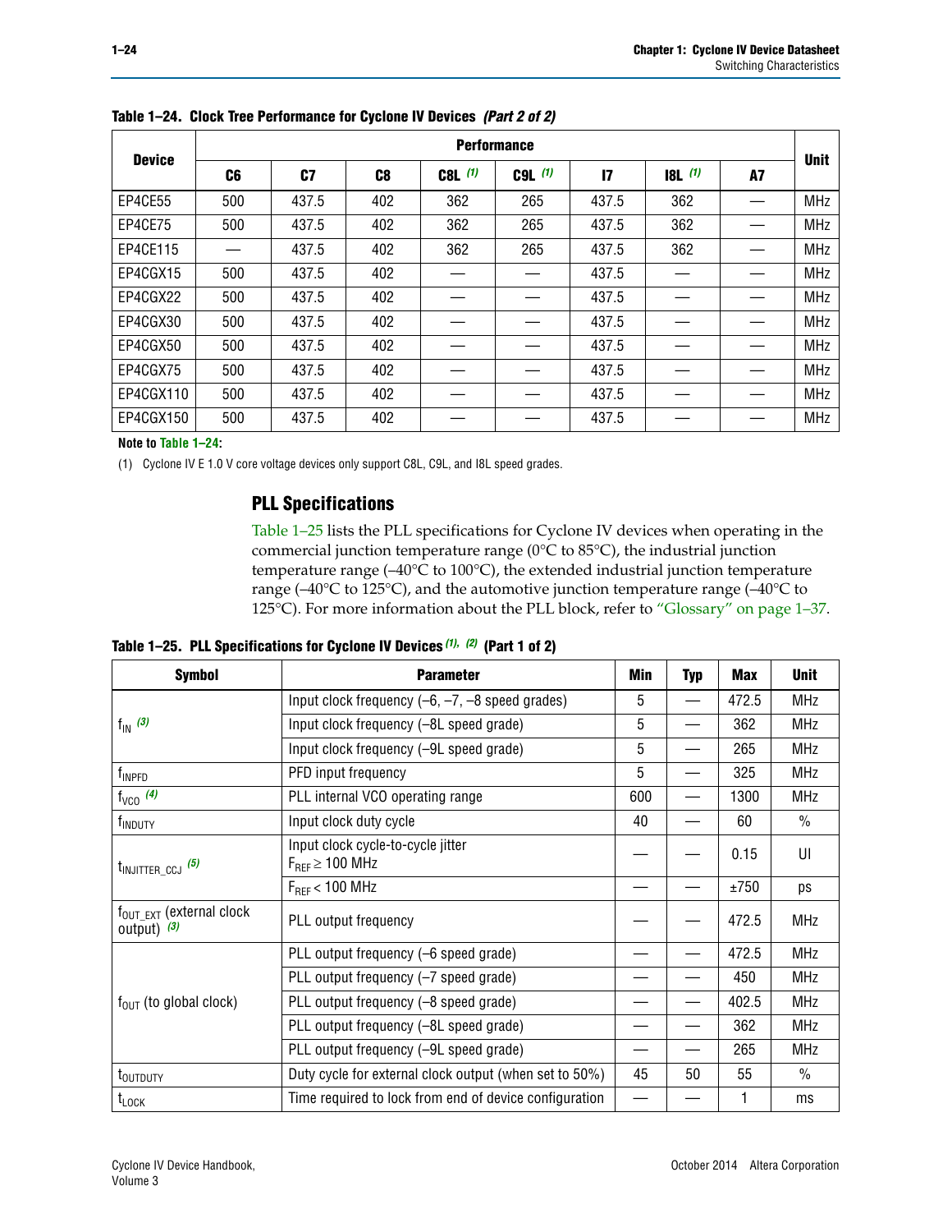**Table 1–24. Clock Tree Performance for Cyclone IV Devices** *(Part 2 of 2)*

| Device | Performance | | | | | | | | Unit |
|---|---|---|---|---|---|---|---|---|---|
| | C6 | C7 | C8 | C8L (1) | C9L (1) | I7 | I8L (1) | A7 | |
| EP4CE55 | 500 | 437.5 | 402 | 362 | 265 | 437.5 | 362 | — | MHz |
| EP4CE75 | 500 | 437.5 | 402 | 362 | 265 | 437.5 | 362 | — | MHz |
| EP4CE115 | — | 437.5 | 402 | 362 | 265 | 437.5 | 362 | — | MHz |
| EP4CGX15 | 500 | 437.5 | 402 | — | — | 437.5 | — | — | MHz |
| EP4CGX22 | 500 | 437.5 | 402 | — | — | 437.5 | — | — | MHz |
| EP4CGX30 | 500 | 437.5 | 402 | — | — | 437.5 | — | — | MHz |
| EP4CGX50 | 500 | 437.5 | 402 | — | — | 437.5 | — | — | MHz |
| EP4CGX75 | 500 | 437.5 | 402 | — | — | 437.5 | — | — | MHz |
| EP4CGX110 | 500 | 437.5 | 402 | — | — | 437.5 | — | — | MHz |
| EP4CGX150 | 500 | 437.5 | 402 | — | — | 437.5 | — | — | MHz |

**Note to Table 1–24:**

(1) Cyclone IV E 1.0 V core voltage devices only support C8L, C9L, and I8L speed grades.

## PLL Specifications

Table 1–25 lists the PLL specifications for Cyclone IV devices when operating in the commercial junction temperature range (0°C to 85°C), the industrial junction temperature range (–40°C to 100°C), the extended industrial junction temperature range (–40°C to 125°C), and the automotive junction temperature range (–40°C to 125°C). For more information about the PLL block, refer to "Glossary" on page 1–37.

**Table 1–25. PLL Specifications for Cyclone IV Devices** *(1), (2)* **(Part 1 of 2)**

| Symbol | Parameter | Min | Typ | Max | Unit |
|---|---|---|---|---|---|
| $f_{IN}$ (3) | Input clock frequency (–6, –7, –8 speed grades) | 5 | — | 472.5 | MHz |
| | Input clock frequency (–8L speed grade) | 5 | — | 362 | MHz |
| | Input clock frequency (–9L speed grade) | 5 | — | 265 | MHz |
| $f_{INPFD}$ | PFD input frequency | 5 | — | 325 | MHz |
| $f_{VCO}$ (4) | PLL internal VCO operating range | 600 | — | 1300 | MHz |
| $f_{INDUTY}$ | Input clock duty cycle | 40 | — | 60 | % |
| $t_{INJITTER\_CCJ}$ (5) | Input clock cycle-to-cycle jitter $F_{REF} \geq 100$ MHz | — | — | 0.15 | UI |
| | $F_{REF} < 100$ MHz | — | — | ±750 | ps |
| $f_{OUT\_EXT}$ (external clock output) (3) | PLL output frequency | — | — | 472.5 | MHz |
| $f_{OUT}$ (to global clock) | PLL output frequency (–6 speed grade) | — | — | 472.5 | MHz |
| | PLL output frequency (–7 speed grade) | — | — | 450 | MHz |
| | PLL output frequency (–8 speed grade) | — | — | 402.5 | MHz |
| | PLL output frequency (–8L speed grade) | — | — | 362 | MHz |
| | PLL output frequency (–9L speed grade) | — | — | 265 | MHz |
| $t_{OUTDUTY}$ | Duty cycle for external clock output (when set to 50%) | 45 | 50 | 55 | % |
| $t_{LOCK}$ | Time required to lock from end of device configuration | — | — | 1 | ms |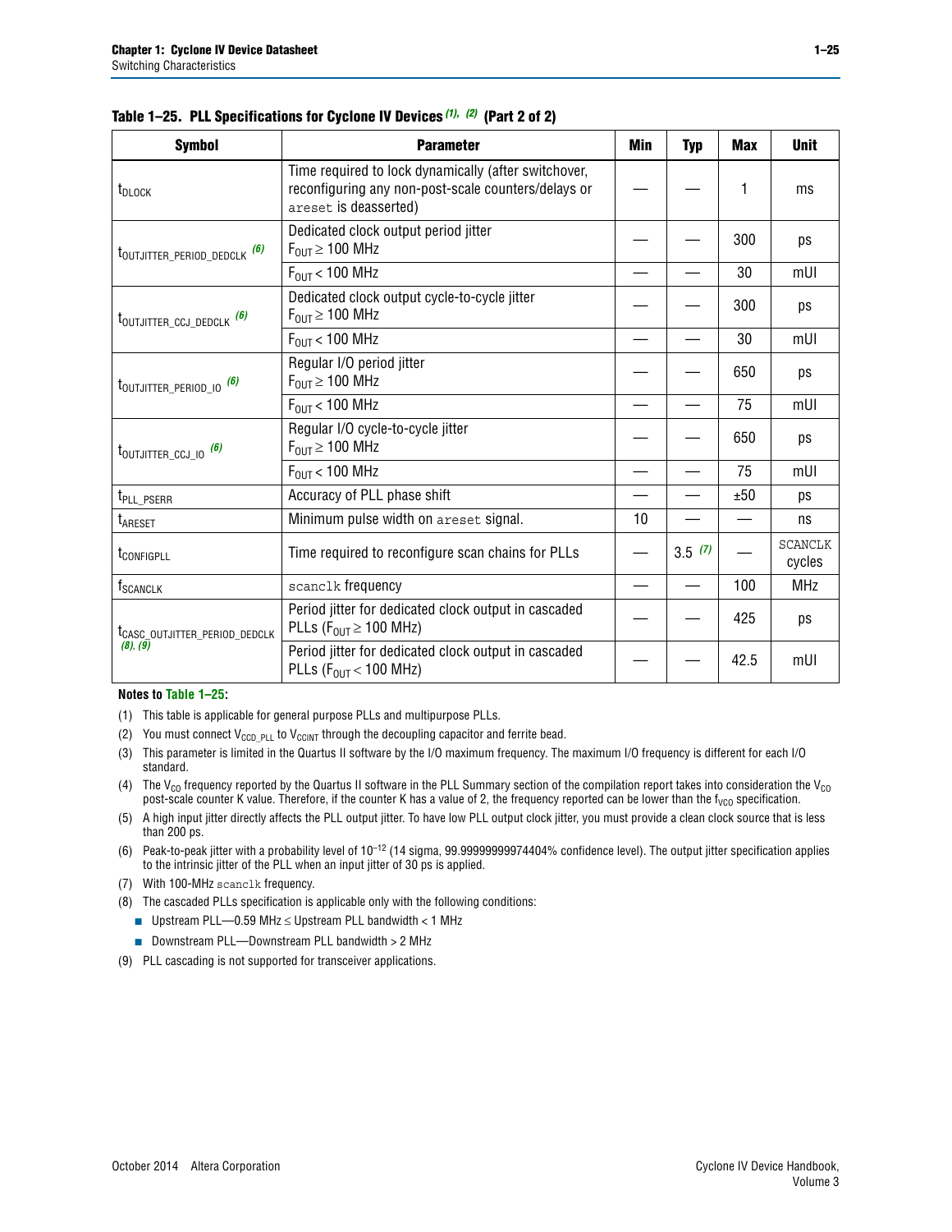**Table 1–25. PLL Specifications for Cyclone IV Devices (1), (2) (Part 2 of 2)**

| Symbol | Parameter | Min | Typ | Max | Unit |
|---|---|---|---|---|---|
| $t_{DLOCK}$ | Time required to lock dynamically (after switchover, reconfiguring any non-post-scale counters/delays or `areset` is deasserted) | — | — | 1 | ms |
| $t_{OUTJITTER\_PERIOD\_DEDCLK}$ (6) | Dedicated clock output period jitter $F_{OUT} \geq 100$ MHz | — | — | 300 | ps |
| | $F_{OUT} < 100$ MHz | — | — | 30 | mUI |
| $t_{OUTJITTER\_CCJ\_DEDCLK}$ (6) | Dedicated clock output cycle-to-cycle jitter $F_{OUT} \geq 100$ MHz | — | — | 300 | ps |
| | $F_{OUT} < 100$ MHz | — | — | 30 | mUI |
| $t_{OUTJITTER\_PERIOD\_IO}$ (6) | Regular I/O period jitter $F_{OUT} \geq 100$ MHz | — | — | 650 | ps |
| | $F_{OUT} < 100$ MHz | — | — | 75 | mUI |
| $t_{OUTJITTER\_CCJ\_IO}$ (6) | Regular I/O cycle-to-cycle jitter $F_{OUT} \geq 100$ MHz | — | — | 650 | ps |
| | $F_{OUT} < 100$ MHz | — | — | 75 | mUI |
| $t_{PLL\_PSERR}$ | Accuracy of PLL phase shift | — | — | ±50 | ps |
| $t_{ARESET}$ | Minimum pulse width on `areset` signal. | 10 | — | — | ns |
| $t_{CONFIGPLL}$ | Time required to reconfigure scan chains for PLLs | — | 3.5 (7) | — | SCANCLK cycles |
| $f_{SCANCLK}$ | `scanclk` frequency | — | — | 100 | MHz |
| $t_{CASC\_OUTJITTER\_PERIOD\_DEDCLK}$ (8), (9) | Period jitter for dedicated clock output in cascaded PLLs ($F_{OUT} \geq 100$ MHz) | — | — | 425 | ps |
| | Period jitter for dedicated clock output in cascaded PLLs ($F_{OUT} < 100$ MHz) | — | — | 42.5 | mUI |

**Notes to Table 1–25:**

(1) This table is applicable for general purpose PLLs and multipurpose PLLs.

(2) You must connect $V_{CCD\_PLL}$ to $V_{CCINT}$ through the decoupling capacitor and ferrite bead.

(3) This parameter is limited in the Quartus II software by the I/O maximum frequency. The maximum I/O frequency is different for each I/O standard.

(4) The $V_{CO}$ frequency reported by the Quartus II software in the PLL Summary section of the compilation report takes into consideration the $V_{CO}$ post-scale counter K value. Therefore, if the counter K has a value of 2, the frequency reported can be lower than the $f_{VCO}$ specification.

(5) A high input jitter directly affects the PLL output jitter. To have low PLL output clock jitter, you must provide a clean clock source that is less than 200 ps.

(6) Peak-to-peak jitter with a probability level of $10^{-12}$ (14 sigma, 99.99999999974404% confidence level). The output jitter specification applies to the intrinsic jitter of the PLL when an input jitter of 30 ps is applied.

(7) With 100-MHz `scanclk` frequency.

(8) The cascaded PLLs specification is applicable only with the following conditions:

- Upstream PLL—0.59 MHz ≤ Upstream PLL bandwidth < 1 MHz
- Downstream PLL—Downstream PLL bandwidth > 2 MHz

(9) PLL cascading is not supported for transceiver applications.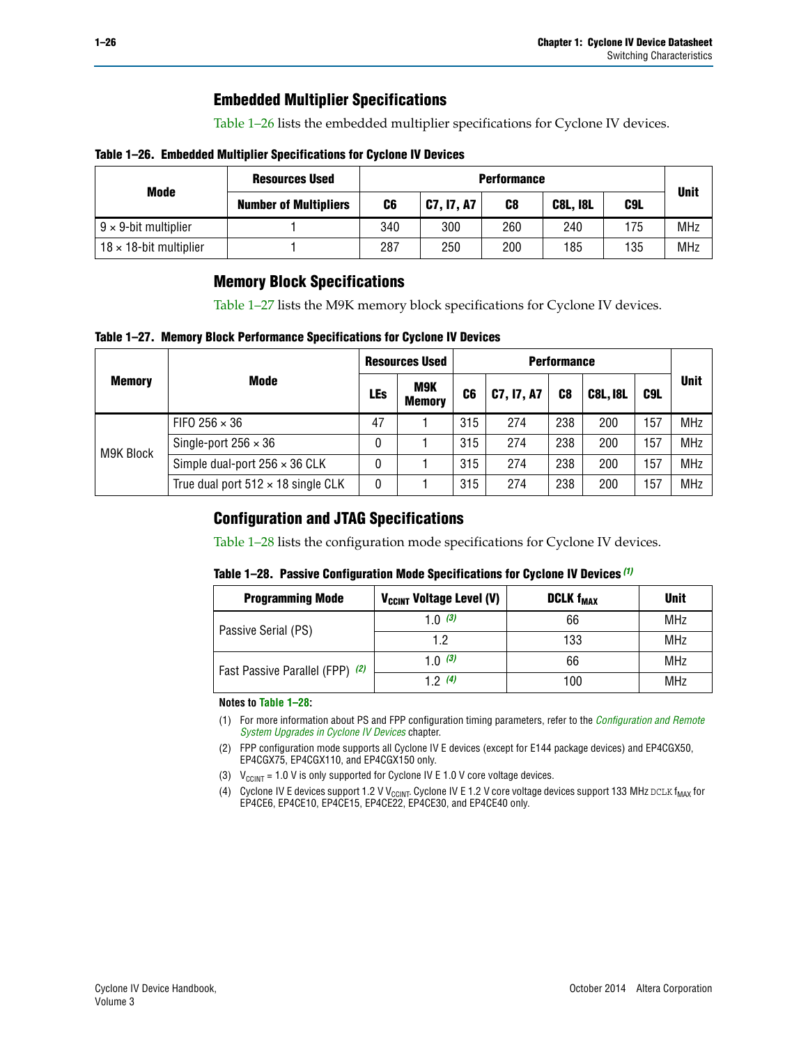## Embedded Multiplier Specifications

Table 1–26 lists the embedded multiplier specifications for Cyclone IV devices.

**Table 1–26. Embedded Multiplier Specifications for Cyclone IV Devices**

| Mode | Resources Used | Performance | | | | | Unit |
|---|---|---|---|---|---|---|---|
| | Number of Multipliers | C6 | C7, I7, A7 | C8 | C8L, I8L | C9L | |
| 9 × 9-bit multiplier | 1 | 340 | 300 | 260 | 240 | 175 | MHz |
| 18 × 18-bit multiplier | 1 | 287 | 250 | 200 | 185 | 135 | MHz |

## Memory Block Specifications

Table 1–27 lists the M9K memory block specifications for Cyclone IV devices.

**Table 1–27. Memory Block Performance Specifications for Cyclone IV Devices**

| Memory | Mode | Resources Used | | Performance | | | | | Unit |
|---|---|---|---|---|---|---|---|---|---|
| | | LEs | M9K Memory | C6 | C7, I7, A7 | C8 | C8L, I8L | C9L | |
| M9K Block | FIFO 256 × 36 | 47 | 1 | 315 | 274 | 238 | 200 | 157 | MHz |
| | Single-port 256 × 36 | 0 | 1 | 315 | 274 | 238 | 200 | 157 | MHz |
| | Simple dual-port 256 × 36 CLK | 0 | 1 | 315 | 274 | 238 | 200 | 157 | MHz |
| | True dual port 512 × 18 single CLK | 0 | 1 | 315 | 274 | 238 | 200 | 157 | MHz |

## Configuration and JTAG Specifications

Table 1–28 lists the configuration mode specifications for Cyclone IV devices.

**Table 1–28. Passive Configuration Mode Specifications for Cyclone IV Devices** *(1)*

| Programming Mode | $V_{CCINT}$ Voltage Level (V) | DCLK $f_{MAX}$ | Unit |
|---|---|---|---|
| Passive Serial (PS) | 1.0 *(3)* | 66 | MHz |
| | 1.2 | 133 | MHz |
| Fast Passive Parallel (FPP) *(2)* | 1.0 *(3)* | 66 | MHz |
| | 1.2 *(4)* | 100 | MHz |

**Notes to Table 1–28:**

(1) For more information about PS and FPP configuration timing parameters, refer to the *Configuration and Remote System Upgrades in Cyclone IV Devices* chapter.

(2) FPP configuration mode supports all Cyclone IV E devices (except for E144 package devices) and EP4CGX50, EP4CGX75, EP4CGX110, and EP4CGX150 only.

(3) $V_{CCINT}$ = 1.0 V is only supported for Cyclone IV E 1.0 V core voltage devices.

(4) Cyclone IV E devices support 1.2 V $V_{CCINT}$. Cyclone IV E 1.2 V core voltage devices support 133 MHz DCLK $f_{MAX}$ for EP4CE6, EP4CE10, EP4CE15, EP4CE22, EP4CE30, and EP4CE40 only.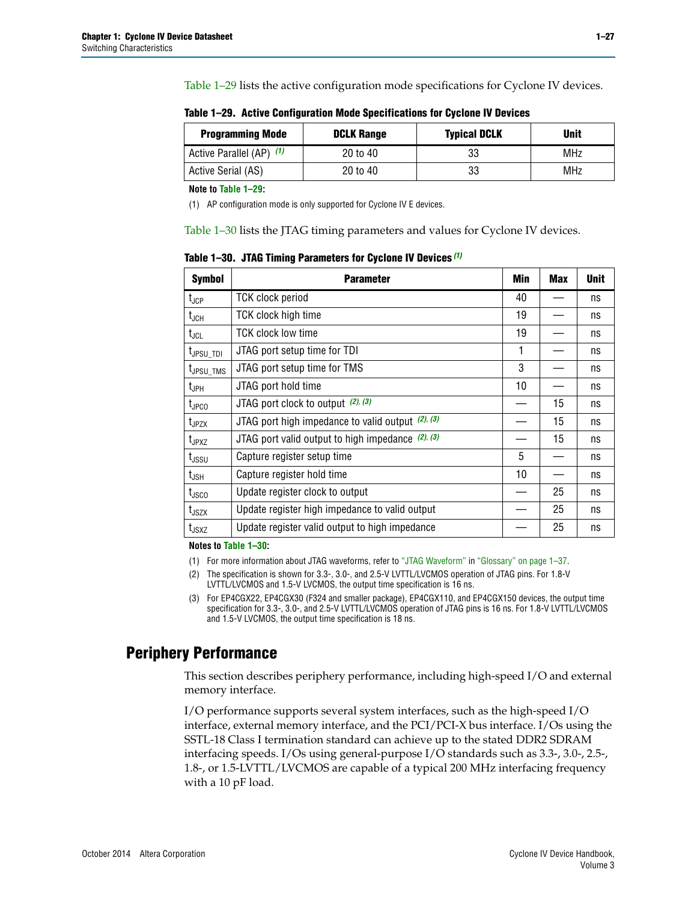Table 1–29 lists the active configuration mode specifications for Cyclone IV devices.

**Table 1–29. Active Configuration Mode Specifications for Cyclone IV Devices**

| Programming Mode | DCLK Range | Typical DCLK | Unit |
|---|---|---|---|
| Active Parallel (AP) (1) | 20 to 40 | 33 | MHz |
| Active Serial (AS) | 20 to 40 | 33 | MHz |

**Note to Table 1–29:**

(1) AP configuration mode is only supported for Cyclone IV E devices.

Table 1–30 lists the JTAG timing parameters and values for Cyclone IV devices.

**Table 1–30. JTAG Timing Parameters for Cyclone IV Devices (1)**

| Symbol | Parameter | Min | Max | Unit |
|---|---|---|---|---|
| $t_{JCP}$ | TCK clock period | 40 | — | ns |
| $t_{JCH}$ | TCK clock high time | 19 | — | ns |
| $t_{JCL}$ | TCK clock low time | 19 | — | ns |
| $t_{JPSU\_TDI}$ | JTAG port setup time for TDI | 1 | — | ns |
| $t_{JPSU\_TMS}$ | JTAG port setup time for TMS | 3 | — | ns |
| $t_{JPH}$ | JTAG port hold time | 10 | — | ns |
| $t_{JPCO}$ | JTAG port clock to output (2), (3) | — | 15 | ns |
| $t_{JPZX}$ | JTAG port high impedance to valid output (2), (3) | — | 15 | ns |
| $t_{JPXZ}$ | JTAG port valid output to high impedance (2), (3) | — | 15 | ns |
| $t_{JSSU}$ | Capture register setup time | 5 | — | ns |
| $t_{JSH}$ | Capture register hold time | 10 | — | ns |
| $t_{JSCO}$ | Update register clock to output | — | 25 | ns |
| $t_{JSZX}$ | Update register high impedance to valid output | — | 25 | ns |
| $t_{JSXZ}$ | Update register valid output to high impedance | — | 25 | ns |

**Notes to Table 1–30:**

(1) For more information about JTAG waveforms, refer to "JTAG Waveform" in "Glossary" on page 1–37.

(2) The specification is shown for 3.3-, 3.0-, and 2.5-V LVTTL/LVCMOS operation of JTAG pins. For 1.8-V LVTTL/LVCMOS and 1.5-V LVCMOS, the output time specification is 16 ns.

(3) For EP4CGX22, EP4CGX30 (F324 and smaller package), EP4CGX110, and EP4CGX150 devices, the output time specification for 3.3-, 3.0-, and 2.5-V LVTTL/LVCMOS operation of JTAG pins is 16 ns. For 1.8-V LVTTL/LVCMOS and 1.5-V LVCMOS, the output time specification is 18 ns.

## Periphery Performance

This section describes periphery performance, including high-speed I/O and external memory interface.

I/O performance supports several system interfaces, such as the high-speed I/O interface, external memory interface, and the PCI/PCI-X bus interface. I/Os using the SSTL-18 Class I termination standard can achieve up to the stated DDR2 SDRAM interfacing speeds. I/Os using general-purpose I/O standards such as 3.3-, 3.0-, 2.5-, 1.8-, or 1.5-LVTTL/LVCMOS are capable of a typical 200 MHz interfacing frequency with a 10 pF load.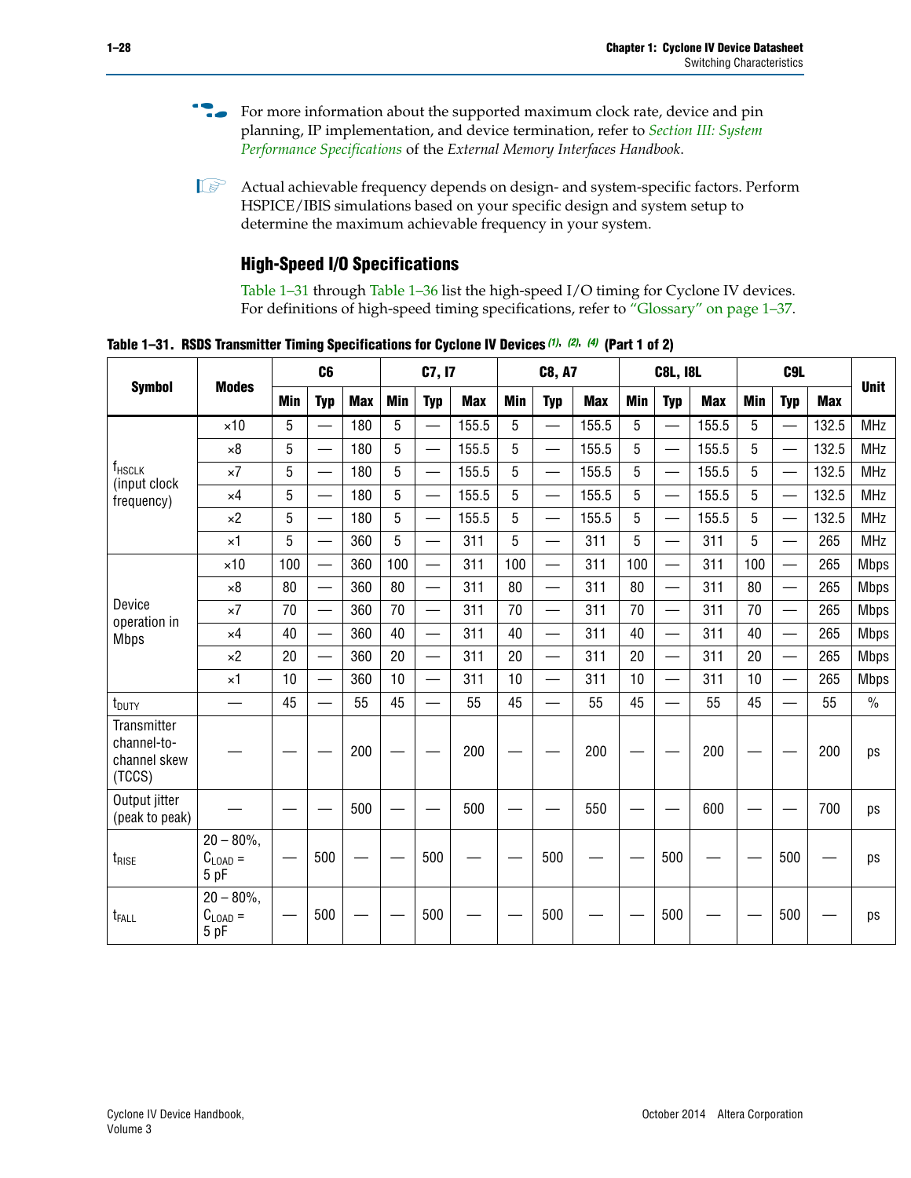For more information about the supported maximum clock rate, device and pin planning, IP implementation, and device termination, refer to *Section III: System Performance Specifications* of the *External Memory Interfaces Handbook*.

Actual achievable frequency depends on design- and system-specific factors. Perform HSPICE/IBIS simulations based on your specific design and system setup to determine the maximum achievable frequency in your system.

### High-Speed I/O Specifications

Table 1–31 through Table 1–36 list the high-speed I/O timing for Cyclone IV devices. For definitions of high-speed timing specifications, refer to "Glossary" on page 1–37.

**Table 1–31. RSDS Transmitter Timing Specifications for Cyclone IV Devices (1), (2), (4) (Part 1 of 2)**

| Symbol | Modes | C6 | | | C7, I7 | | | C8, A7 | | | C8L, I8L | | | C9L | | | Unit |
|---|---|---|---|---|---|---|---|---|---|---|---|---|---|---|---|---|---|
| | | Min | Typ | Max | Min | Typ | Max | Min | Typ | Max | Min | Typ | Max | Min | Typ | Max | |
| $f_{HSCLK}$ (input clock frequency) | ×10 | 5 | — | 180 | 5 | — | 155.5 | 5 | — | 155.5 | 5 | — | 155.5 | 5 | — | 132.5 | MHz |
| | ×8 | 5 | — | 180 | 5 | — | 155.5 | 5 | — | 155.5 | 5 | — | 155.5 | 5 | — | 132.5 | MHz |
| | ×7 | 5 | — | 180 | 5 | — | 155.5 | 5 | — | 155.5 | 5 | — | 155.5 | 5 | — | 132.5 | MHz |
| | ×4 | 5 | — | 180 | 5 | — | 155.5 | 5 | — | 155.5 | 5 | — | 155.5 | 5 | — | 132.5 | MHz |
| | ×2 | 5 | — | 180 | 5 | — | 155.5 | 5 | — | 155.5 | 5 | — | 155.5 | 5 | — | 132.5 | MHz |
| | ×1 | 5 | — | 360 | 5 | — | 311 | 5 | — | 311 | 5 | — | 311 | 5 | — | 265 | MHz |
| Device operation in Mbps | ×10 | 100 | — | 360 | 100 | — | 311 | 100 | — | 311 | 100 | — | 311 | 100 | — | 265 | Mbps |
| | ×8 | 80 | — | 360 | 80 | — | 311 | 80 | — | 311 | 80 | — | 311 | 80 | — | 265 | Mbps |
| | ×7 | 70 | — | 360 | 70 | — | 311 | 70 | — | 311 | 70 | — | 311 | 70 | — | 265 | Mbps |
| | ×4 | 40 | — | 360 | 40 | — | 311 | 40 | — | 311 | 40 | — | 311 | 40 | — | 265 | Mbps |
| | ×2 | 20 | — | 360 | 20 | — | 311 | 20 | — | 311 | 20 | — | 311 | 20 | — | 265 | Mbps |
| | ×1 | 10 | — | 360 | 10 | — | 311 | 10 | — | 311 | 10 | — | 311 | 10 | — | 265 | Mbps |
| $t_{DUTY}$ | — | 45 | — | 55 | 45 | — | 55 | 45 | — | 55 | 45 | — | 55 | 45 | — | 55 | % |
| Transmitter channel-to-channel skew (TCCS) | — | — | — | 200 | — | — | 200 | — | — | 200 | — | — | 200 | — | — | 200 | ps |
| Output jitter (peak to peak) | — | — | — | 500 | — | — | 500 | — | — | 550 | — | — | 600 | — | — | 700 | ps |
| $t_{RISE}$ | 20 – 80%, $C_{LOAD}$ = 5 pF | — | 500 | — | — | 500 | — | — | 500 | — | — | 500 | — | — | 500 | — | ps |
| $t_{FALL}$ | 20 – 80%, $C_{LOAD}$ = 5 pF | — | 500 | — | — | 500 | — | — | 500 | — | — | 500 | — | — | 500 | — | ps |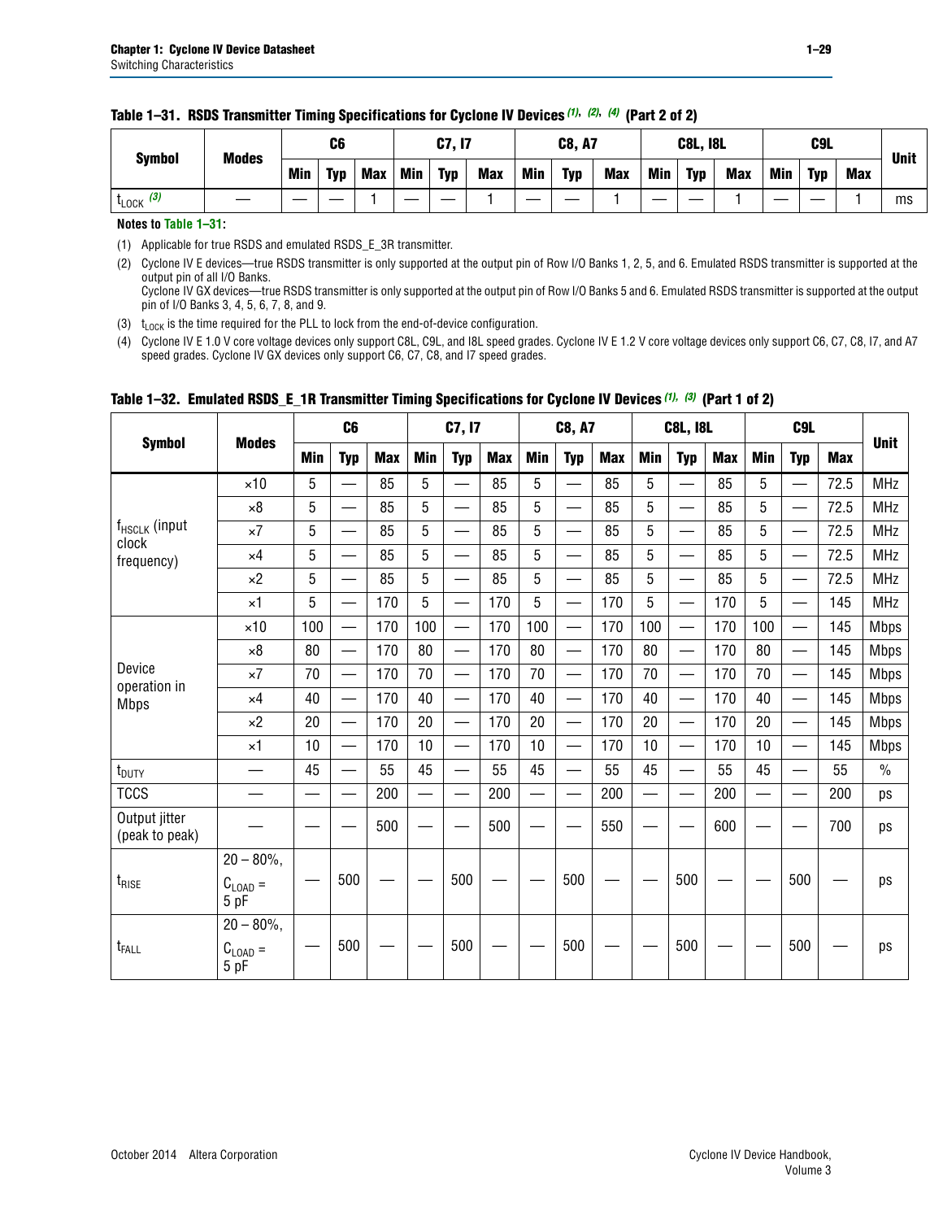**Table 1–31. RSDS Transmitter Timing Specifications for Cyclone IV Devices (1), (2), (4) (Part 2 of 2)**

| Symbol | Modes | C6 | | | C7, I7 | | | C8, A7 | | | C8L, I8L | | | C9L | | | Unit |
|---|---|---|---|---|---|---|---|---|---|---|---|---|---|---|---|---|---|
| | | Min | Typ | Max | Min | Typ | Max | Min | Typ | Max | Min | Typ | Max | Min | Typ | Max | |
| $t_{LOCK}$ (3) | — | — | — | 1 | — | — | 1 | — | — | 1 | — | — | 1 | — | — | 1 | ms |

**Notes to Table 1–31:**

(1) Applicable for true RSDS and emulated RSDS_E_3R transmitter.

(2) Cyclone IV E devices—true RSDS transmitter is only supported at the output pin of Row I/O Banks 1, 2, 5, and 6. Emulated RSDS transmitter is supported at the output pin of all I/O Banks.
Cyclone IV GX devices—true RSDS transmitter is only supported at the output pin of Row I/O Banks 5 and 6. Emulated RSDS transmitter is supported at the output pin of I/O Banks 3, 4, 5, 6, 7, 8, and 9.

(3) $t_{LOCK}$ is the time required for the PLL to lock from the end-of-device configuration.

(4) Cyclone IV E 1.0 V core voltage devices only support C8L, C9L, and I8L speed grades. Cyclone IV E 1.2 V core voltage devices only support C6, C7, C8, I7, and A7 speed grades. Cyclone IV GX devices only support C6, C7, C8, and I7 speed grades.

**Table 1–32. Emulated RSDS_E_1R Transmitter Timing Specifications for Cyclone IV Devices (1), (3) (Part 1 of 2)**

| Symbol | Modes | C6 | | | C7, I7 | | | C8, A7 | | | C8L, I8L | | | C9L | | | Unit |
|---|---|---|---|---|---|---|---|---|---|---|---|---|---|---|---|---|---|
| | | Min | Typ | Max | Min | Typ | Max | Min | Typ | Max | Min | Typ | Max | Min | Typ | Max | |
| $f_{HSCLK}$ (input clock frequency) | ×10 | 5 | — | 85 | 5 | — | 85 | 5 | — | 85 | 5 | — | 85 | 5 | — | 72.5 | MHz |
| | ×8 | 5 | — | 85 | 5 | — | 85 | 5 | — | 85 | 5 | — | 85 | 5 | — | 72.5 | MHz |
| | ×7 | 5 | — | 85 | 5 | — | 85 | 5 | — | 85 | 5 | — | 85 | 5 | — | 72.5 | MHz |
| | ×4 | 5 | — | 85 | 5 | — | 85 | 5 | — | 85 | 5 | — | 85 | 5 | — | 72.5 | MHz |
| | ×2 | 5 | — | 85 | 5 | — | 85 | 5 | — | 85 | 5 | — | 85 | 5 | — | 72.5 | MHz |
| | ×1 | 5 | — | 170 | 5 | — | 170 | 5 | — | 170 | 5 | — | 170 | 5 | — | 145 | MHz |
| Device operation in Mbps | ×10 | 100 | — | 170 | 100 | — | 170 | 100 | — | 170 | 100 | — | 170 | 100 | — | 145 | Mbps |
| | ×8 | 80 | — | 170 | 80 | — | 170 | 80 | — | 170 | 80 | — | 170 | 80 | — | 145 | Mbps |
| | ×7 | 70 | — | 170 | 70 | — | 170 | 70 | — | 170 | 70 | — | 170 | 70 | — | 145 | Mbps |
| | ×4 | 40 | — | 170 | 40 | — | 170 | 40 | — | 170 | 40 | — | 170 | 40 | — | 145 | Mbps |
| | ×2 | 20 | — | 170 | 20 | — | 170 | 20 | — | 170 | 20 | — | 170 | 20 | — | 145 | Mbps |
| | ×1 | 10 | — | 170 | 10 | — | 170 | 10 | — | 170 | 10 | — | 170 | 10 | — | 145 | Mbps |
| $t_{DUTY}$ | — | 45 | — | 55 | 45 | — | 55 | 45 | — | 55 | 45 | — | 55 | 45 | — | 55 | % |
| TCCS | — | — | — | 200 | — | — | 200 | — | — | 200 | — | — | 200 | — | — | 200 | ps |
| Output jitter (peak to peak) | — | — | — | 500 | — | — | 500 | — | — | 550 | — | — | 600 | — | — | 700 | ps |
| $t_{RISE}$ | 20 – 80%, $C_{LOAD}$ = 5 pF | — | 500 | — | — | 500 | — | — | 500 | — | — | 500 | — | — | 500 | — | ps |
| $t_{FALL}$ | 20 – 80%, $C_{LOAD}$ = 5 pF | — | 500 | — | — | 500 | — | — | 500 | — | — | 500 | — | — | 500 | — | ps |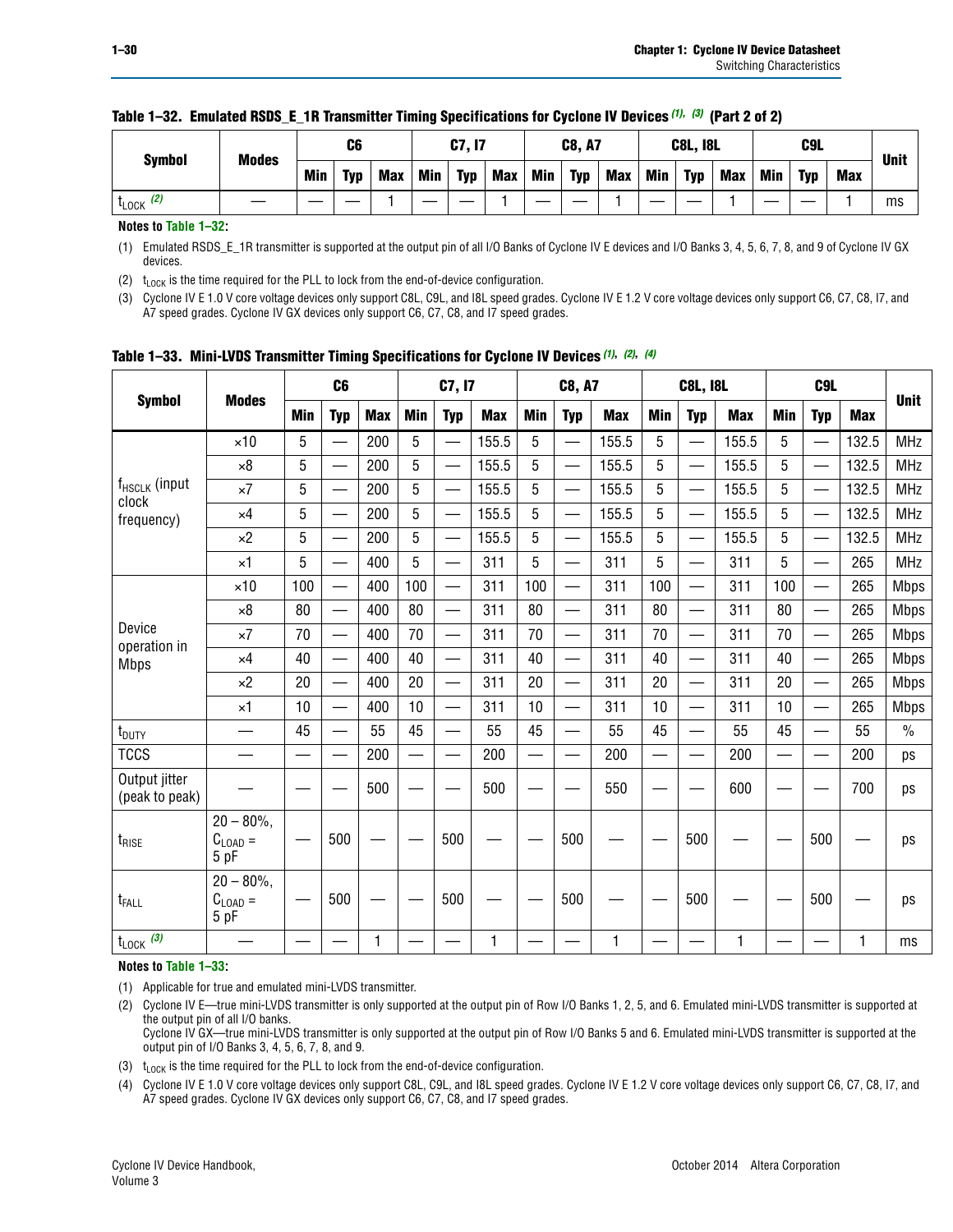**Table 1–32. Emulated RSDS_E_1R Transmitter Timing Specifications for Cyclone IV Devices (1), (3) (Part 2 of 2)**

| Symbol | Modes | C6 | | | C7, I7 | | | C8, A7 | | | C8L, I8L | | | C9L | | | Unit |
|---|---|---|---|---|---|---|---|---|---|---|---|---|---|---|---|---|---|
| | | Min | Typ | Max | Min | Typ | Max | Min | Typ | Max | Min | Typ | Max | Min | Typ | Max | |
| $t_{LOCK}$ (2) | — | — | — | 1 | — | — | 1 | — | — | 1 | — | — | 1 | — | — | 1 | ms |

**Notes to Table 1–32:**

(1) Emulated RSDS_E_1R transmitter is supported at the output pin of all I/O Banks of Cyclone IV E devices and I/O Banks 3, 4, 5, 6, 7, 8, and 9 of Cyclone IV GX devices.

(2) $t_{LOCK}$ is the time required for the PLL to lock from the end-of-device configuration.

(3) Cyclone IV E 1.0 V core voltage devices only support C8L, C9L, and I8L speed grades. Cyclone IV E 1.2 V core voltage devices only support C6, C7, C8, I7, and A7 speed grades. Cyclone IV GX devices only support C6, C7, C8, and I7 speed grades.

**Table 1–33. Mini-LVDS Transmitter Timing Specifications for Cyclone IV Devices (1), (2), (4)**

| Symbol | Modes | C6 | | | C7, I7 | | | C8, A7 | | | C8L, I8L | | | C9L | | | Unit |
|---|---|---|---|---|---|---|---|---|---|---|---|---|---|---|---|---|---|
| | | Min | Typ | Max | Min | Typ | Max | Min | Typ | Max | Min | Typ | Max | Min | Typ | Max | |
| $f_{HSCLK}$ (input clock frequency) | ×10 | 5 | — | 200 | 5 | — | 155.5 | 5 | — | 155.5 | 5 | — | 155.5 | 5 | — | 132.5 | MHz |
| | ×8 | 5 | — | 200 | 5 | — | 155.5 | 5 | — | 155.5 | 5 | — | 155.5 | 5 | — | 132.5 | MHz |
| | ×7 | 5 | — | 200 | 5 | — | 155.5 | 5 | — | 155.5 | 5 | — | 155.5 | 5 | — | 132.5 | MHz |
| | ×4 | 5 | — | 200 | 5 | — | 155.5 | 5 | — | 155.5 | 5 | — | 155.5 | 5 | — | 132.5 | MHz |
| | ×2 | 5 | — | 200 | 5 | — | 155.5 | 5 | — | 155.5 | 5 | — | 155.5 | 5 | — | 132.5 | MHz |
| | ×1 | 5 | — | 400 | 5 | — | 311 | 5 | — | 311 | 5 | — | 311 | 5 | — | 265 | MHz |
| Device operation in Mbps | ×10 | 100 | — | 400 | 100 | — | 311 | 100 | — | 311 | 100 | — | 311 | 100 | — | 265 | Mbps |
| | ×8 | 80 | — | 400 | 80 | — | 311 | 80 | — | 311 | 80 | — | 311 | 80 | — | 265 | Mbps |
| | ×7 | 70 | — | 400 | 70 | — | 311 | 70 | — | 311 | 70 | — | 311 | 70 | — | 265 | Mbps |
| | ×4 | 40 | — | 400 | 40 | — | 311 | 40 | — | 311 | 40 | — | 311 | 40 | — | 265 | Mbps |
| | ×2 | 20 | — | 400 | 20 | — | 311 | 20 | — | 311 | 20 | — | 311 | 20 | — | 265 | Mbps |
| | ×1 | 10 | — | 400 | 10 | — | 311 | 10 | — | 311 | 10 | — | 311 | 10 | — | 265 | Mbps |
| $t_{DUTY}$ | — | 45 | — | 55 | 45 | — | 55 | 45 | — | 55 | 45 | — | 55 | 45 | — | 55 | % |
| TCCS | — | — | — | 200 | — | — | 200 | — | — | 200 | — | — | 200 | — | — | 200 | ps |
| Output jitter (peak to peak) | — | — | — | 500 | — | — | 500 | — | — | 550 | — | — | 600 | — | — | 700 | ps |
| $t_{RISE}$ | 20 – 80%, $C_{LOAD}$ = 5 pF | — | 500 | — | — | 500 | — | — | 500 | — | — | 500 | — | — | 500 | — | ps |
| $t_{FALL}$ | 20 – 80%, $C_{LOAD}$ = 5 pF | — | 500 | — | — | 500 | — | — | 500 | — | — | 500 | — | — | 500 | — | ps |
| $t_{LOCK}$ (3) | — | — | — | 1 | — | — | 1 | — | — | 1 | — | — | 1 | — | — | 1 | ms |

**Notes to Table 1–33:**

(1) Applicable for true and emulated mini-LVDS transmitter.

(2) Cyclone IV E—true mini-LVDS transmitter is only supported at the output pin of Row I/O Banks 1, 2, 5, and 6. Emulated mini-LVDS transmitter is supported at the output pin of all I/O banks.
Cyclone IV GX—true mini-LVDS transmitter is only supported at the output pin of Row I/O Banks 5 and 6. Emulated mini-LVDS transmitter is supported at the output pin of I/O Banks 3, 4, 5, 6, 7, 8, and 9.

(3) $t_{LOCK}$ is the time required for the PLL to lock from the end-of-device configuration.

(4) Cyclone IV E 1.0 V core voltage devices only support C8L, C9L, and I8L speed grades. Cyclone IV E 1.2 V core voltage devices only support C6, C7, C8, I7, and A7 speed grades. Cyclone IV GX devices only support C6, C7, C8, and I7 speed grades.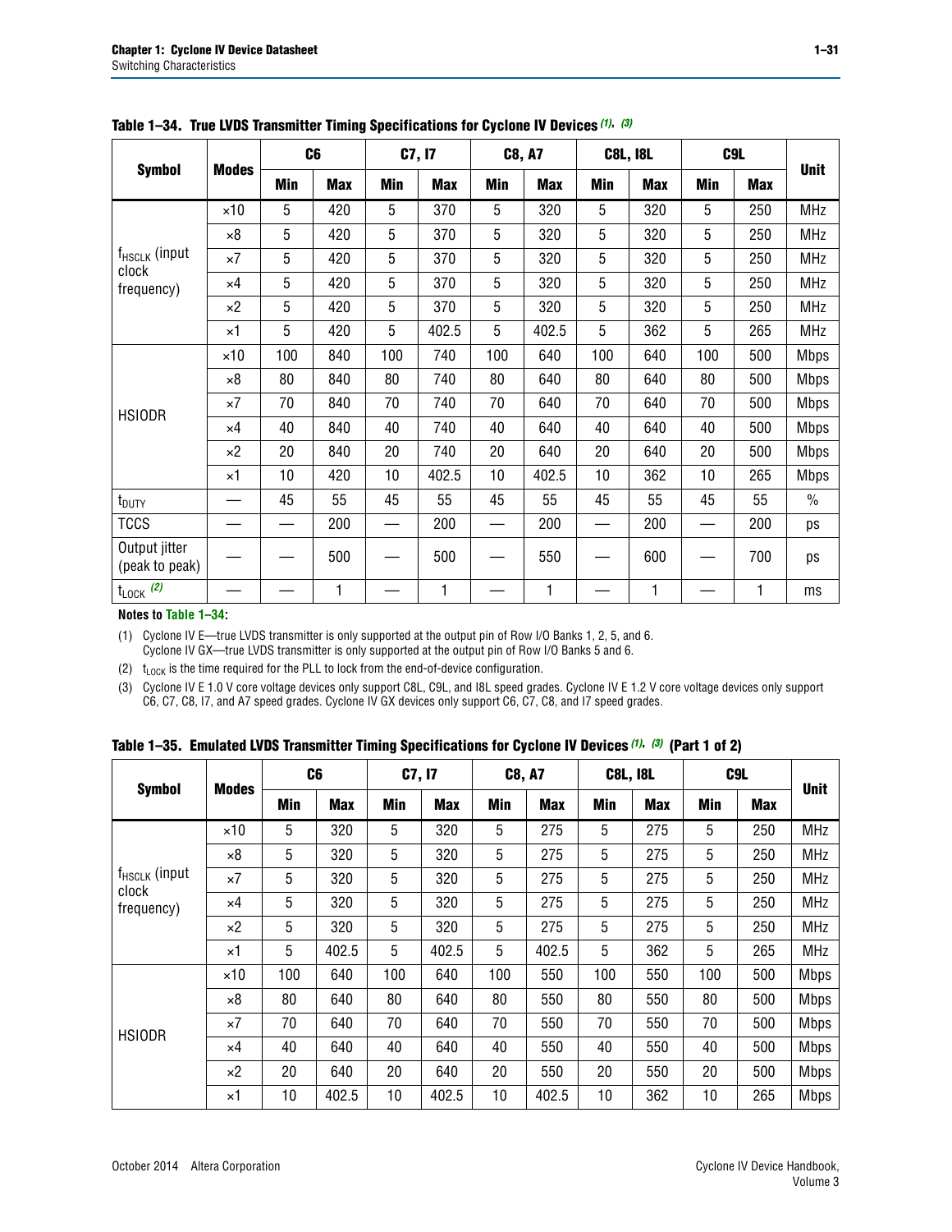**Table 1–34. True LVDS Transmitter Timing Specifications for Cyclone IV Devices (1), (3)**

| Symbol | Modes | C6 | | C7, I7 | | C8, A7 | | C8L, I8L | | C9L | | Unit |
|---|---|---|---|---|---|---|---|---|---|---|---|---|
| | | Min | Max | Min | Max | Min | Max | Min | Max | Min | Max | |
| $f_{HSCLK}$ (input clock frequency) | ×10 | 5 | 420 | 5 | 370 | 5 | 320 | 5 | 320 | 5 | 250 | MHz |
| | ×8 | 5 | 420 | 5 | 370 | 5 | 320 | 5 | 320 | 5 | 250 | MHz |
| | ×7 | 5 | 420 | 5 | 370 | 5 | 320 | 5 | 320 | 5 | 250 | MHz |
| | ×4 | 5 | 420 | 5 | 370 | 5 | 320 | 5 | 320 | 5 | 250 | MHz |
| | ×2 | 5 | 420 | 5 | 370 | 5 | 320 | 5 | 320 | 5 | 250 | MHz |
| | ×1 | 5 | 420 | 5 | 402.5 | 5 | 402.5 | 5 | 362 | 5 | 265 | MHz |
| HSIODR | ×10 | 100 | 840 | 100 | 740 | 100 | 640 | 100 | 640 | 100 | 500 | Mbps |
| | ×8 | 80 | 840 | 80 | 740 | 80 | 640 | 80 | 640 | 80 | 500 | Mbps |
| | ×7 | 70 | 840 | 70 | 740 | 70 | 640 | 70 | 640 | 70 | 500 | Mbps |
| | ×4 | 40 | 840 | 40 | 740 | 40 | 640 | 40 | 640 | 40 | 500 | Mbps |
| | ×2 | 20 | 840 | 20 | 740 | 20 | 640 | 20 | 640 | 20 | 500 | Mbps |
| | ×1 | 10 | 420 | 10 | 402.5 | 10 | 402.5 | 10 | 362 | 10 | 265 | Mbps |
| $t_{DUTY}$ | — | 45 | 55 | 45 | 55 | 45 | 55 | 45 | 55 | 45 | 55 | % |
| TCCS | — | — | 200 | — | 200 | — | 200 | — | 200 | — | 200 | ps |
| Output jitter (peak to peak) | — | — | 500 | — | 500 | — | 550 | — | 600 | — | 700 | ps |
| $t_{LOCK}$ (2) | — | — | 1 | — | 1 | — | 1 | — | 1 | — | 1 | ms |

**Notes to Table 1–34:**

(1) Cyclone IV E—true LVDS transmitter is only supported at the output pin of Row I/O Banks 1, 2, 5, and 6. Cyclone IV GX—true LVDS transmitter is only supported at the output pin of Row I/O Banks 5 and 6.

(2) $t_{LOCK}$ is the time required for the PLL to lock from the end-of-device configuration.

(3) Cyclone IV E 1.0 V core voltage devices only support C8L, C9L, and I8L speed grades. Cyclone IV E 1.2 V core voltage devices only support C6, C7, C8, I7, and A7 speed grades. Cyclone IV GX devices only support C6, C7, C8, and I7 speed grades.

**Table 1–35. Emulated LVDS Transmitter Timing Specifications for Cyclone IV Devices (1), (3) (Part 1 of 2)**

| Symbol | Modes | C6 | | C7, I7 | | C8, A7 | | C8L, I8L | | C9L | | Unit |
|---|---|---|---|---|---|---|---|---|---|---|---|---|
| | | Min | Max | Min | Max | Min | Max | Min | Max | Min | Max | |
| $f_{HSCLK}$ (input clock frequency) | ×10 | 5 | 320 | 5 | 320 | 5 | 275 | 5 | 275 | 5 | 250 | MHz |
| | ×8 | 5 | 320 | 5 | 320 | 5 | 275 | 5 | 275 | 5 | 250 | MHz |
| | ×7 | 5 | 320 | 5 | 320 | 5 | 275 | 5 | 275 | 5 | 250 | MHz |
| | ×4 | 5 | 320 | 5 | 320 | 5 | 275 | 5 | 275 | 5 | 250 | MHz |
| | ×2 | 5 | 320 | 5 | 320 | 5 | 275 | 5 | 275 | 5 | 250 | MHz |
| | ×1 | 5 | 402.5 | 5 | 402.5 | 5 | 402.5 | 5 | 362 | 5 | 265 | MHz |
| HSIODR | ×10 | 100 | 640 | 100 | 640 | 100 | 550 | 100 | 550 | 100 | 500 | Mbps |
| | ×8 | 80 | 640 | 80 | 640 | 80 | 550 | 80 | 550 | 80 | 500 | Mbps |
| | ×7 | 70 | 640 | 70 | 640 | 70 | 550 | 70 | 550 | 70 | 500 | Mbps |
| | ×4 | 40 | 640 | 40 | 640 | 40 | 550 | 40 | 550 | 40 | 500 | Mbps |
| | ×2 | 20 | 640 | 20 | 640 | 20 | 550 | 20 | 550 | 20 | 500 | Mbps |
| | ×1 | 10 | 402.5 | 10 | 402.5 | 10 | 402.5 | 10 | 362 | 10 | 265 | Mbps |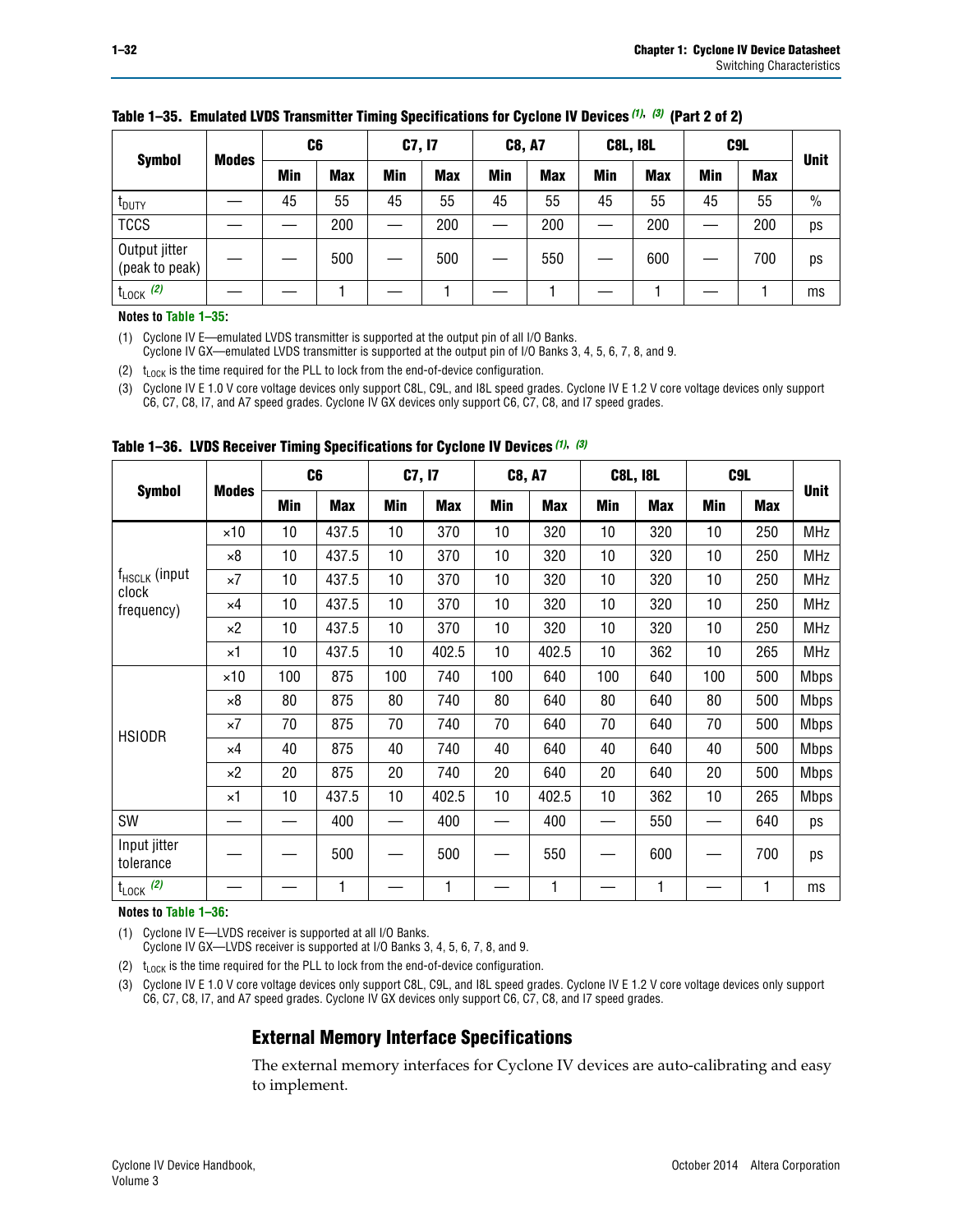**Table 1–35. Emulated LVDS Transmitter Timing Specifications for Cyclone IV Devices (1), (3) (Part 2 of 2)**

| Symbol | Modes | C6 | | C7, I7 | | C8, A7 | | C8L, I8L | | C9L | | Unit |
|---|---|---|---|---|---|---|---|---|---|---|---|---|
| | | Min | Max | Min | Max | Min | Max | Min | Max | Min | Max | |
| $t_{DUTY}$ | — | 45 | 55 | 45 | 55 | 45 | 55 | 45 | 55 | 45 | 55 | % |
| TCCS | — | — | 200 | — | 200 | — | 200 | — | 200 | — | 200 | ps |
| Output jitter (peak to peak) | — | — | 500 | — | 500 | — | 550 | — | 600 | — | 700 | ps |
| $t_{LOCK}$ (2) | — | — | 1 | — | 1 | — | 1 | — | 1 | — | 1 | ms |

**Notes to Table 1–35:**

(1) Cyclone IV E—emulated LVDS transmitter is supported at the output pin of all I/O Banks.
Cyclone IV GX—emulated LVDS transmitter is supported at the output pin of I/O Banks 3, 4, 5, 6, 7, 8, and 9.

(2) $t_{LOCK}$ is the time required for the PLL to lock from the end-of-device configuration.

(3) Cyclone IV E 1.0 V core voltage devices only support C8L, C9L, and I8L speed grades. Cyclone IV E 1.2 V core voltage devices only support C6, C7, C8, I7, and A7 speed grades. Cyclone IV GX devices only support C6, C7, C8, and I7 speed grades.

**Table 1–36. LVDS Receiver Timing Specifications for Cyclone IV Devices (1), (3)**

| Symbol | Modes | C6 | | C7, I7 | | C8, A7 | | C8L, I8L | | C9L | | Unit |
|---|---|---|---|---|---|---|---|---|---|---|---|---|
| | | Min | Max | Min | Max | Min | Max | Min | Max | Min | Max | |
| $f_{HSCLK}$ (input clock frequency) | ×10 | 10 | 437.5 | 10 | 370 | 10 | 320 | 10 | 320 | 10 | 250 | MHz |
| | ×8 | 10 | 437.5 | 10 | 370 | 10 | 320 | 10 | 320 | 10 | 250 | MHz |
| | ×7 | 10 | 437.5 | 10 | 370 | 10 | 320 | 10 | 320 | 10 | 250 | MHz |
| | ×4 | 10 | 437.5 | 10 | 370 | 10 | 320 | 10 | 320 | 10 | 250 | MHz |
| | ×2 | 10 | 437.5 | 10 | 370 | 10 | 320 | 10 | 320 | 10 | 250 | MHz |
| | ×1 | 10 | 437.5 | 10 | 402.5 | 10 | 402.5 | 10 | 362 | 10 | 265 | MHz |
| HSIODR | ×10 | 100 | 875 | 100 | 740 | 100 | 640 | 100 | 640 | 100 | 500 | Mbps |
| | ×8 | 80 | 875 | 80 | 740 | 80 | 640 | 80 | 640 | 80 | 500 | Mbps |
| | ×7 | 70 | 875 | 70 | 740 | 70 | 640 | 70 | 640 | 70 | 500 | Mbps |
| | ×4 | 40 | 875 | 40 | 740 | 40 | 640 | 40 | 640 | 40 | 500 | Mbps |
| | ×2 | 20 | 875 | 20 | 740 | 20 | 640 | 20 | 640 | 20 | 500 | Mbps |
| | ×1 | 10 | 437.5 | 10 | 402.5 | 10 | 402.5 | 10 | 362 | 10 | 265 | Mbps |
| SW | — | — | 400 | — | 400 | — | 400 | — | 550 | — | 640 | ps |
| Input jitter tolerance | — | — | 500 | — | 500 | — | 550 | — | 600 | — | 700 | ps |
| $t_{LOCK}$ (2) | — | — | 1 | — | 1 | — | 1 | — | 1 | — | 1 | ms |

**Notes to Table 1–36:**

(1) Cyclone IV E—LVDS receiver is supported at all I/O Banks.
Cyclone IV GX—LVDS receiver is supported at I/O Banks 3, 4, 5, 6, 7, 8, and 9.

(2) $t_{LOCK}$ is the time required for the PLL to lock from the end-of-device configuration.

(3) Cyclone IV E 1.0 V core voltage devices only support C8L, C9L, and I8L speed grades. Cyclone IV E 1.2 V core voltage devices only support C6, C7, C8, I7, and A7 speed grades. Cyclone IV GX devices only support C6, C7, C8, and I7 speed grades.

## External Memory Interface Specifications

The external memory interfaces for Cyclone IV devices are auto-calibrating and easy to implement.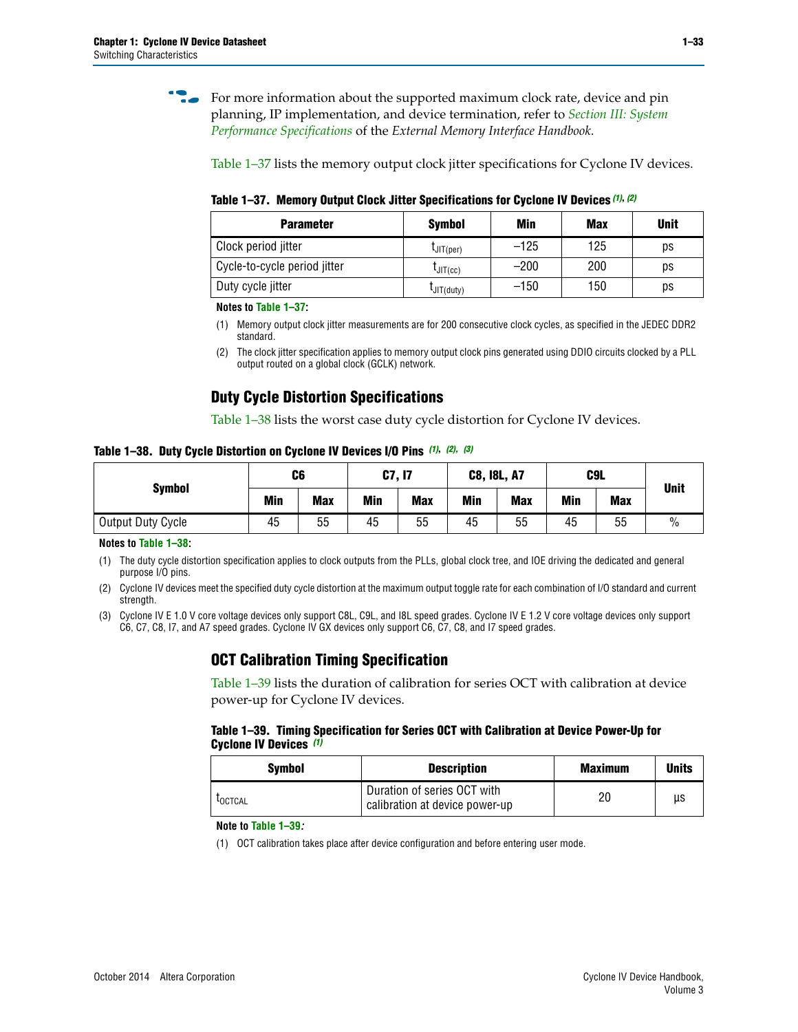For more information about the supported maximum clock rate, device and pin planning, IP implementation, and device termination, refer to *Section III: System Performance Specifications* of the *External Memory Interface Handbook*.

Table 1–37 lists the memory output clock jitter specifications for Cyclone IV devices.

**Table 1–37. Memory Output Clock Jitter Specifications for Cyclone IV Devices (1), (2)**

| Parameter | Symbol | Min | Max | Unit |
|---|---|---|---|---|
| Clock period jitter | $t_{JIT(per)}$ | –125 | 125 | ps |
| Cycle-to-cycle period jitter | $t_{JIT(cc)}$ | –200 | 200 | ps |
| Duty cycle jitter | $t_{JIT(duty)}$ | –150 | 150 | ps |

**Notes to Table 1–37:**

(1) Memory output clock jitter measurements are for 200 consecutive clock cycles, as specified in the JEDEC DDR2 standard.

(2) The clock jitter specification applies to memory output clock pins generated using DDIO circuits clocked by a PLL output routed on a global clock (GCLK) network.

## Duty Cycle Distortion Specifications

Table 1–38 lists the worst case duty cycle distortion for Cyclone IV devices.

**Table 1–38. Duty Cycle Distortion on Cyclone IV Devices I/O Pins (1), (2), (3)**

| Symbol | C6 | | C7, I7 | | C8, I8L, A7 | | C9L | | Unit |
|---|---|---|---|---|---|---|---|---|---|
| | Min | Max | Min | Max | Min | Max | Min | Max | |
| Output Duty Cycle | 45 | 55 | 45 | 55 | 45 | 55 | 45 | 55 | % |

**Notes to Table 1–38:**

(1) The duty cycle distortion specification applies to clock outputs from the PLLs, global clock tree, and IOE driving the dedicated and general purpose I/O pins.

(2) Cyclone IV devices meet the specified duty cycle distortion at the maximum output toggle rate for each combination of I/O standard and current strength.

(3) Cyclone IV E 1.0 V core voltage devices only support C8L, C9L, and I8L speed grades. Cyclone IV E 1.2 V core voltage devices only support C6, C7, C8, I7, and A7 speed grades. Cyclone IV GX devices only support C6, C7, C8, and I7 speed grades.

## OCT Calibration Timing Specification

Table 1–39 lists the duration of calibration for series OCT with calibration at device power-up for Cyclone IV devices.

**Table 1–39. Timing Specification for Series OCT with Calibration at Device Power-Up for Cyclone IV Devices (1)**

| Symbol | Description | Maximum | Units |
|---|---|---|---|
| $t_{OCTCAL}$ | Duration of series OCT with calibration at device power-up | 20 | µs |

**Note to Table 1–39:**

(1) OCT calibration takes place after device configuration and before entering user mode.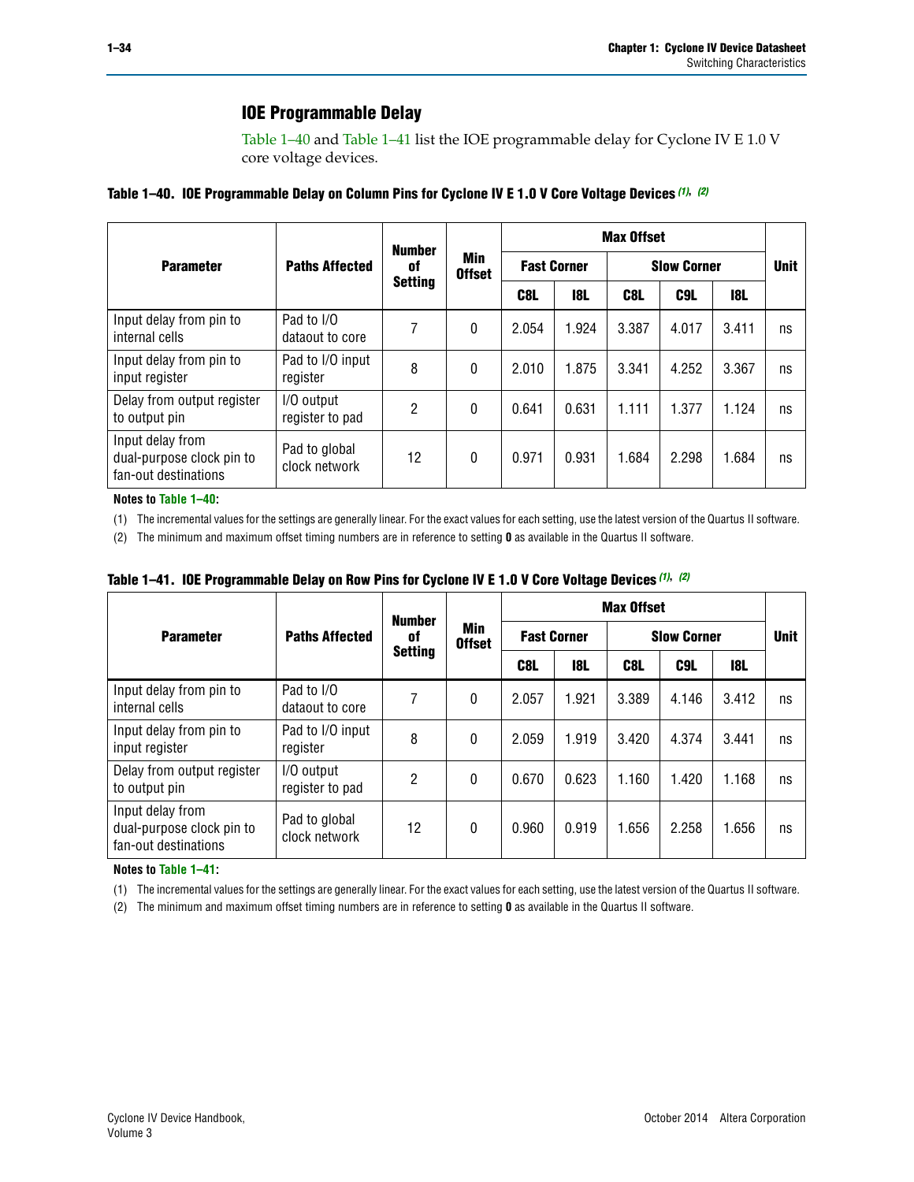## IOE Programmable Delay

Table 1–40 and Table 1–41 list the IOE programmable delay for Cyclone IV E 1.0 V core voltage devices.

**Table 1–40. IOE Programmable Delay on Column Pins for Cyclone IV E 1.0 V Core Voltage Devices (1), (2)**

| Parameter | Paths Affected | Number of Setting | Min Offset | Max Offset | | | | | Unit |
|---|---|---|---|---|---|---|---|---|---|
| | | | | Fast Corner | | Slow Corner | | | |
| | | | | C8L | I8L | C8L | C9L | I8L | |
| Input delay from pin to internal cells | Pad to I/O dataout to core | 7 | 0 | 2.054 | 1.924 | 3.387 | 4.017 | 3.411 | ns |
| Input delay from pin to input register | Pad to I/O input register | 8 | 0 | 2.010 | 1.875 | 3.341 | 4.252 | 3.367 | ns |
| Delay from output register to output pin | I/O output register to pad | 2 | 0 | 0.641 | 0.631 | 1.111 | 1.377 | 1.124 | ns |
| Input delay from dual-purpose clock pin to fan-out destinations | Pad to global clock network | 12 | 0 | 0.971 | 0.931 | 1.684 | 2.298 | 1.684 | ns |

**Notes to Table 1–40:**

(1) The incremental values for the settings are generally linear. For the exact values for each setting, use the latest version of the Quartus II software.

(2) The minimum and maximum offset timing numbers are in reference to setting **0** as available in the Quartus II software.

**Table 1–41. IOE Programmable Delay on Row Pins for Cyclone IV E 1.0 V Core Voltage Devices (1), (2)**

| Parameter | Paths Affected | Number of Setting | Min Offset | Max Offset | | | | | Unit |
|---|---|---|---|---|---|---|---|---|---|
| | | | | Fast Corner | | Slow Corner | | | |
| | | | | C8L | I8L | C8L | C9L | I8L | |
| Input delay from pin to internal cells | Pad to I/O dataout to core | 7 | 0 | 2.057 | 1.921 | 3.389 | 4.146 | 3.412 | ns |
| Input delay from pin to input register | Pad to I/O input register | 8 | 0 | 2.059 | 1.919 | 3.420 | 4.374 | 3.441 | ns |
| Delay from output register to output pin | I/O output register to pad | 2 | 0 | 0.670 | 0.623 | 1.160 | 1.420 | 1.168 | ns |
| Input delay from dual-purpose clock pin to fan-out destinations | Pad to global clock network | 12 | 0 | 0.960 | 0.919 | 1.656 | 2.258 | 1.656 | ns |

**Notes to Table 1–41:**

(1) The incremental values for the settings are generally linear. For the exact values for each setting, use the latest version of the Quartus II software.

(2) The minimum and maximum offset timing numbers are in reference to setting **0** as available in the Quartus II software.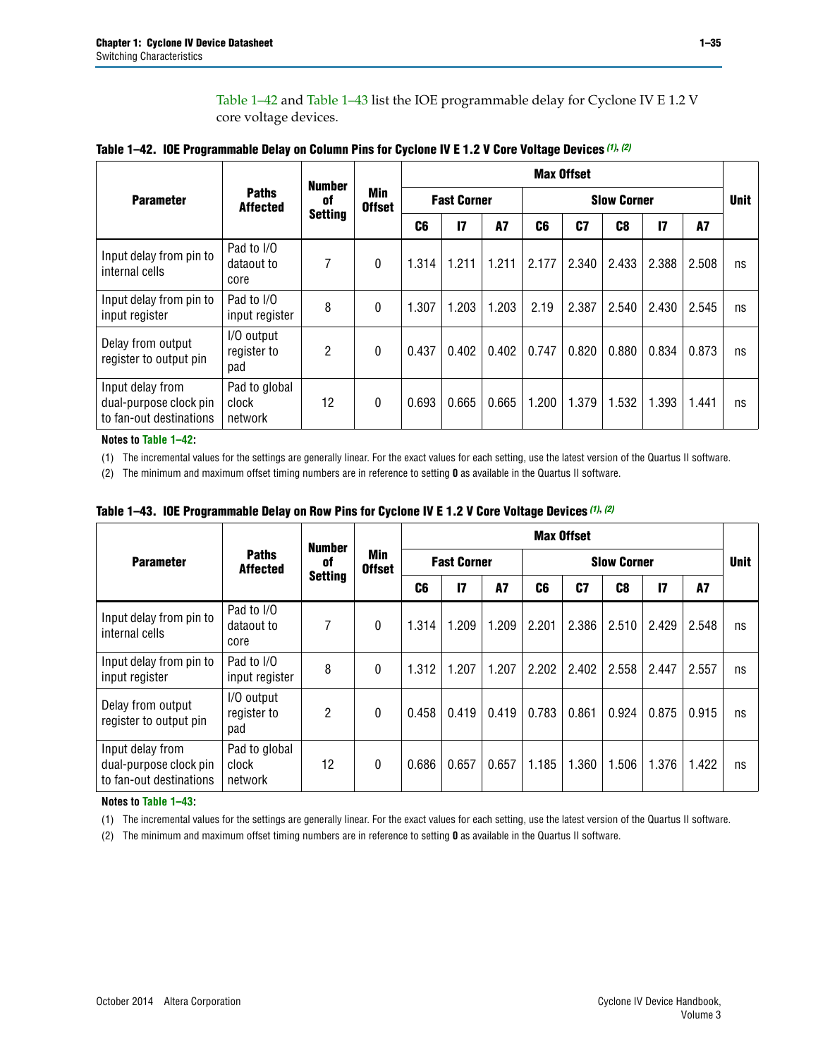Table 1–42 and Table 1–43 list the IOE programmable delay for Cyclone IV E 1.2 V core voltage devices.

**Table 1–42. IOE Programmable Delay on Column Pins for Cyclone IV E 1.2 V Core Voltage Devices (1), (2)**

| Parameter | Paths Affected | Number of Setting | Min Offset | Max Offset | | | | | | | | Unit |
|---|---|---|---|---|---|---|---|---|---|---|---|---|
| | | | | Fast Corner | | | Slow Corner | | | | | |
| | | | | C6 | I7 | A7 | C6 | C7 | C8 | I7 | A7 | |
| Input delay from pin to internal cells | Pad to I/O dataout to core | 7 | 0 | 1.314 | 1.211 | 1.211 | 2.177 | 2.340 | 2.433 | 2.388 | 2.508 | ns |
| Input delay from pin to input register | Pad to I/O input register | 8 | 0 | 1.307 | 1.203 | 1.203 | 2.19 | 2.387 | 2.540 | 2.430 | 2.545 | ns |
| Delay from output register to output pin | I/O output register to pad | 2 | 0 | 0.437 | 0.402 | 0.402 | 0.747 | 0.820 | 0.880 | 0.834 | 0.873 | ns |
| Input delay from dual-purpose clock pin to fan-out destinations | Pad to global clock network | 12 | 0 | 0.693 | 0.665 | 0.665 | 1.200 | 1.379 | 1.532 | 1.393 | 1.441 | ns |

**Notes to Table 1–42:**

(1) The incremental values for the settings are generally linear. For the exact values for each setting, use the latest version of the Quartus II software.

(2) The minimum and maximum offset timing numbers are in reference to setting **0** as available in the Quartus II software.

**Table 1–43. IOE Programmable Delay on Row Pins for Cyclone IV E 1.2 V Core Voltage Devices (1), (2)**

| Parameter | Paths Affected | Number of Setting | Min Offset | Max Offset | | | | | | | | Unit |
|---|---|---|---|---|---|---|---|---|---|---|---|---|
| | | | | Fast Corner | | | Slow Corner | | | | | |
| | | | | C6 | I7 | A7 | C6 | C7 | C8 | I7 | A7 | |
| Input delay from pin to internal cells | Pad to I/O dataout to core | 7 | 0 | 1.314 | 1.209 | 1.209 | 2.201 | 2.386 | 2.510 | 2.429 | 2.548 | ns |
| Input delay from pin to input register | Pad to I/O input register | 8 | 0 | 1.312 | 1.207 | 1.207 | 2.202 | 2.402 | 2.558 | 2.447 | 2.557 | ns |
| Delay from output register to output pin | I/O output register to pad | 2 | 0 | 0.458 | 0.419 | 0.419 | 0.783 | 0.861 | 0.924 | 0.875 | 0.915 | ns |
| Input delay from dual-purpose clock pin to fan-out destinations | Pad to global clock network | 12 | 0 | 0.686 | 0.657 | 0.657 | 1.185 | 1.360 | 1.506 | 1.376 | 1.422 | ns |

**Notes to Table 1–43:**

(1) The incremental values for the settings are generally linear. For the exact values for each setting, use the latest version of the Quartus II software.

(2) The minimum and maximum offset timing numbers are in reference to setting **0** as available in the Quartus II software.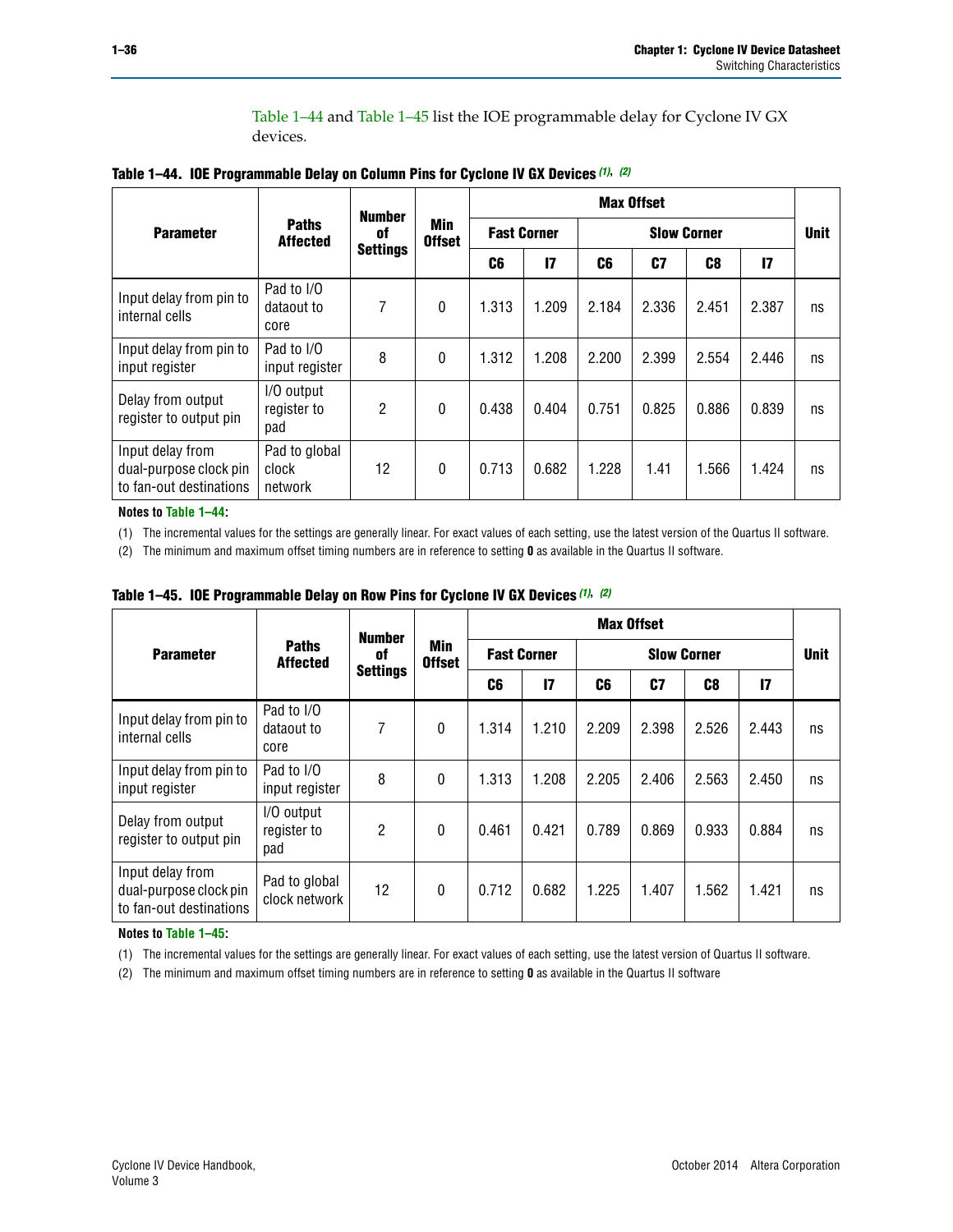Table 1–44 and Table 1–45 list the IOE programmable delay for Cyclone IV GX devices.

**Table 1–44. IOE Programmable Delay on Column Pins for Cyclone IV GX Devices (1), (2)**

| Parameter | Paths Affected | Number of Settings | Min Offset | Max Offset | | | | | | Unit |
|---|---|---|---|---|---|---|---|---|---|---|
| | | | | Fast Corner | | Slow Corner | | | | |
| | | | | C6 | I7 | C6 | C7 | C8 | I7 | |
| Input delay from pin to internal cells | Pad to I/O dataout to core | 7 | 0 | 1.313 | 1.209 | 2.184 | 2.336 | 2.451 | 2.387 | ns |
| Input delay from pin to input register | Pad to I/O input register | 8 | 0 | 1.312 | 1.208 | 2.200 | 2.399 | 2.554 | 2.446 | ns |
| Delay from output register to output pin | I/O output register to pad | 2 | 0 | 0.438 | 0.404 | 0.751 | 0.825 | 0.886 | 0.839 | ns |
| Input delay from dual-purpose clock pin to fan-out destinations | Pad to global clock network | 12 | 0 | 0.713 | 0.682 | 1.228 | 1.41 | 1.566 | 1.424 | ns |

**Notes to Table 1–44:**

(1) The incremental values for the settings are generally linear. For exact values of each setting, use the latest version of the Quartus II software.

(2) The minimum and maximum offset timing numbers are in reference to setting **0** as available in the Quartus II software.

**Table 1–45. IOE Programmable Delay on Row Pins for Cyclone IV GX Devices (1), (2)**

| Parameter | Paths Affected | Number of Settings | Min Offset | Max Offset | | | | | | Unit |
|---|---|---|---|---|---|---|---|---|---|---|
| | | | | Fast Corner | | Slow Corner | | | | |
| | | | | C6 | I7 | C6 | C7 | C8 | I7 | |
| Input delay from pin to internal cells | Pad to I/O dataout to core | 7 | 0 | 1.314 | 1.210 | 2.209 | 2.398 | 2.526 | 2.443 | ns |
| Input delay from pin to input register | Pad to I/O input register | 8 | 0 | 1.313 | 1.208 | 2.205 | 2.406 | 2.563 | 2.450 | ns |
| Delay from output register to output pin | I/O output register to pad | 2 | 0 | 0.461 | 0.421 | 0.789 | 0.869 | 0.933 | 0.884 | ns |
| Input delay from dual-purpose clock pin to fan-out destinations | Pad to global clock network | 12 | 0 | 0.712 | 0.682 | 1.225 | 1.407 | 1.562 | 1.421 | ns |

**Notes to Table 1–45:**

(1) The incremental values for the settings are generally linear. For exact values of each setting, use the latest version of Quartus II software.

(2) The minimum and maximum offset timing numbers are in reference to setting **0** as available in the Quartus II software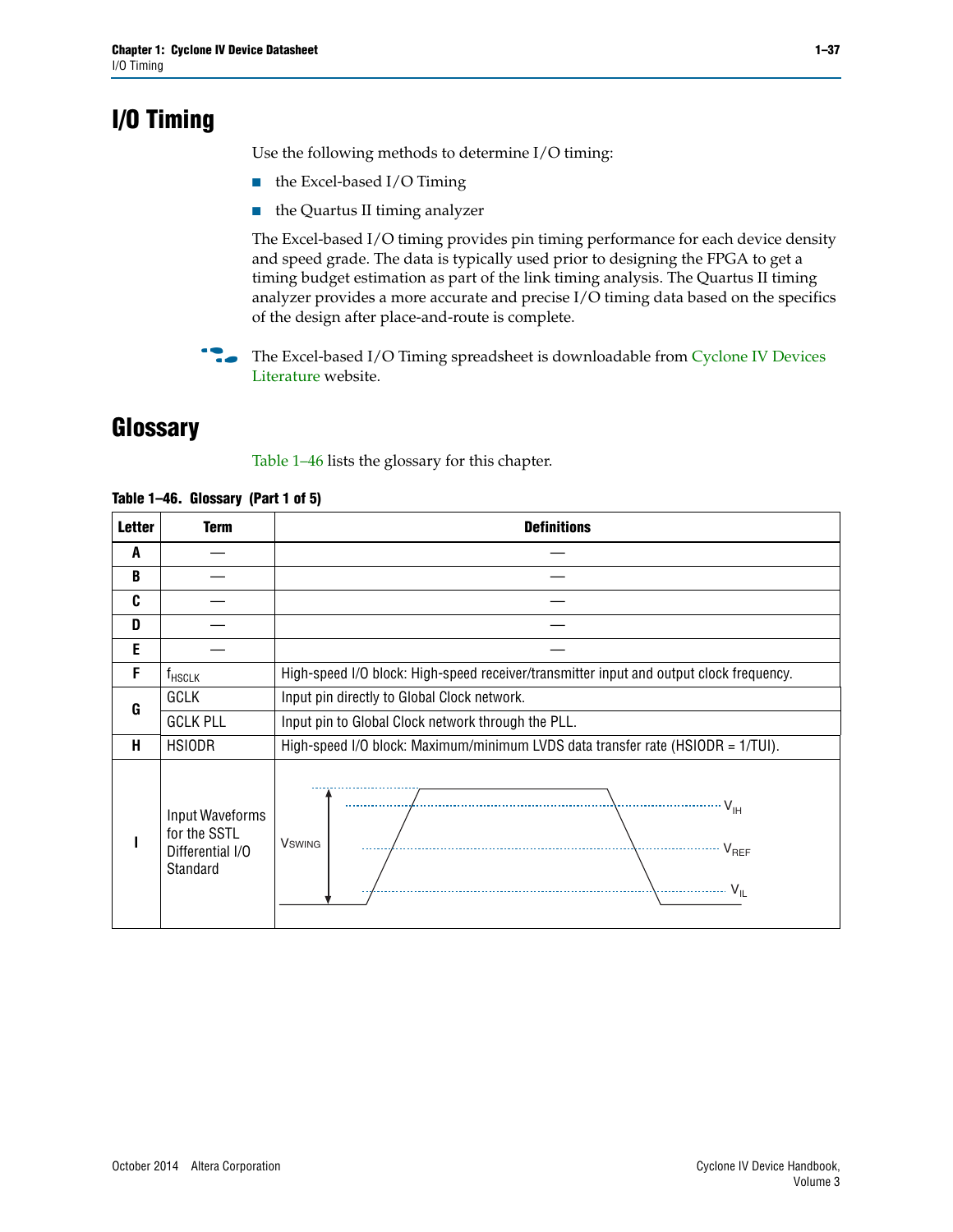# I/O Timing

Use the following methods to determine I/O timing:

- the Excel-based I/O Timing
- the Quartus II timing analyzer

The Excel-based I/O timing provides pin timing performance for each device density and speed grade. The data is typically used prior to designing the FPGA to get a timing budget estimation as part of the link timing analysis. The Quartus II timing analyzer provides a more accurate and precise I/O timing data based on the specifics of the design after place-and-route is complete.

The Excel-based I/O Timing spreadsheet is downloadable from Cyclone IV Devices Literature website.

# Glossary

Table 1–46 lists the glossary for this chapter.

**Table 1–46. Glossary (Part 1 of 5)**

| Letter | Term | Definitions |
|---|---|---|
| A | — | — |
| B | — | — |
| C | — | — |
| D | — | — |
| E | — | — |
| F | $f_{HSCLK}$ | High-speed I/O block: High-speed receiver/transmitter input and output clock frequency. |
| G | GCLK | Input pin directly to Global Clock network. |
| | GCLK PLL | Input pin to Global Clock network through the PLL. |
| H | HSIODR | High-speed I/O block: Maximum/minimum LVDS data transfer rate (HSIODR = 1/TUI). |
| I | Input Waveforms for the SSTL Differential I/O Standard | (Waveform diagram showing $V_{SWING}$, $V_{IH}$, $V_{REF}$, $V_{IL}$) |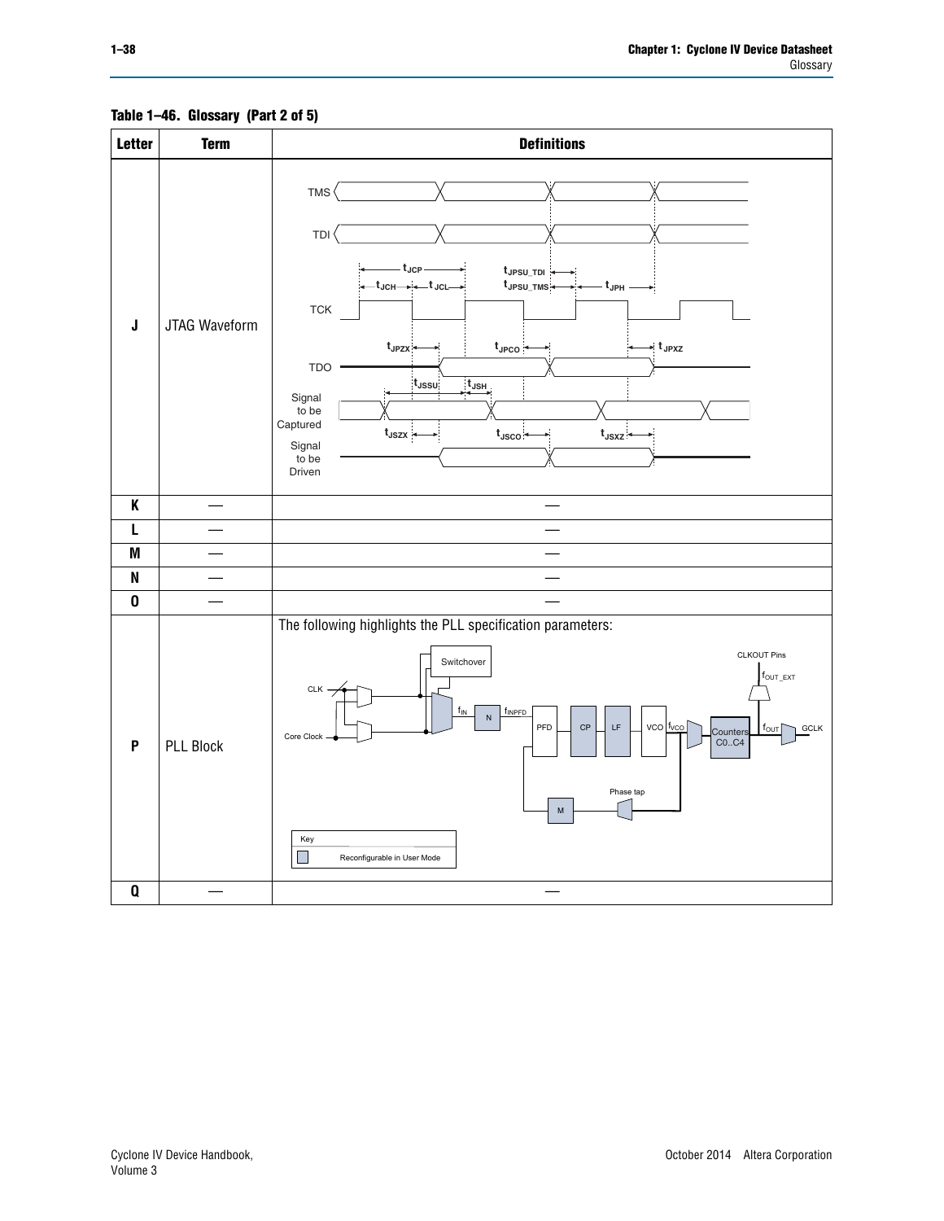**Table 1–46. Glossary (Part 2 of 5)**

| Letter | Term | Definitions |
|---|---|---|
| J | JTAG Waveform | TMS, TDI, TCK, TDO, Signal to be Captured, Signal to be Driven; $t_{JCP}$, $t_{JCH}$, $t_{JCL}$, $t_{JPSU\_TDI}$, $t_{JPSU\_TMS}$, $t_{JPH}$, $t_{JPZX}$, $t_{JPCO}$, $t_{JPXZ}$, $t_{JSSU}$, $t_{JSH}$, $t_{JSZX}$, $t_{JSCO}$, $t_{JSXZ}$ |
| K | — | — |
| L | — | — |
| M | — | — |
| N | — | — |
| O | — | — |
| P | PLL Block | The following highlights the PLL specification parameters: CLK, Core Clock, Switchover, $f_{IN}$, N, $f_{INPFD}$, PFD, CP, LF, VCO, $f_{VCO}$, Counters C0..C4, $f_{OUT}$, GCLK, CLKOUT Pins, $f_{OUT\_EXT}$, Phase tap, M. Key: Reconfigurable in User Mode |
| Q | — | — |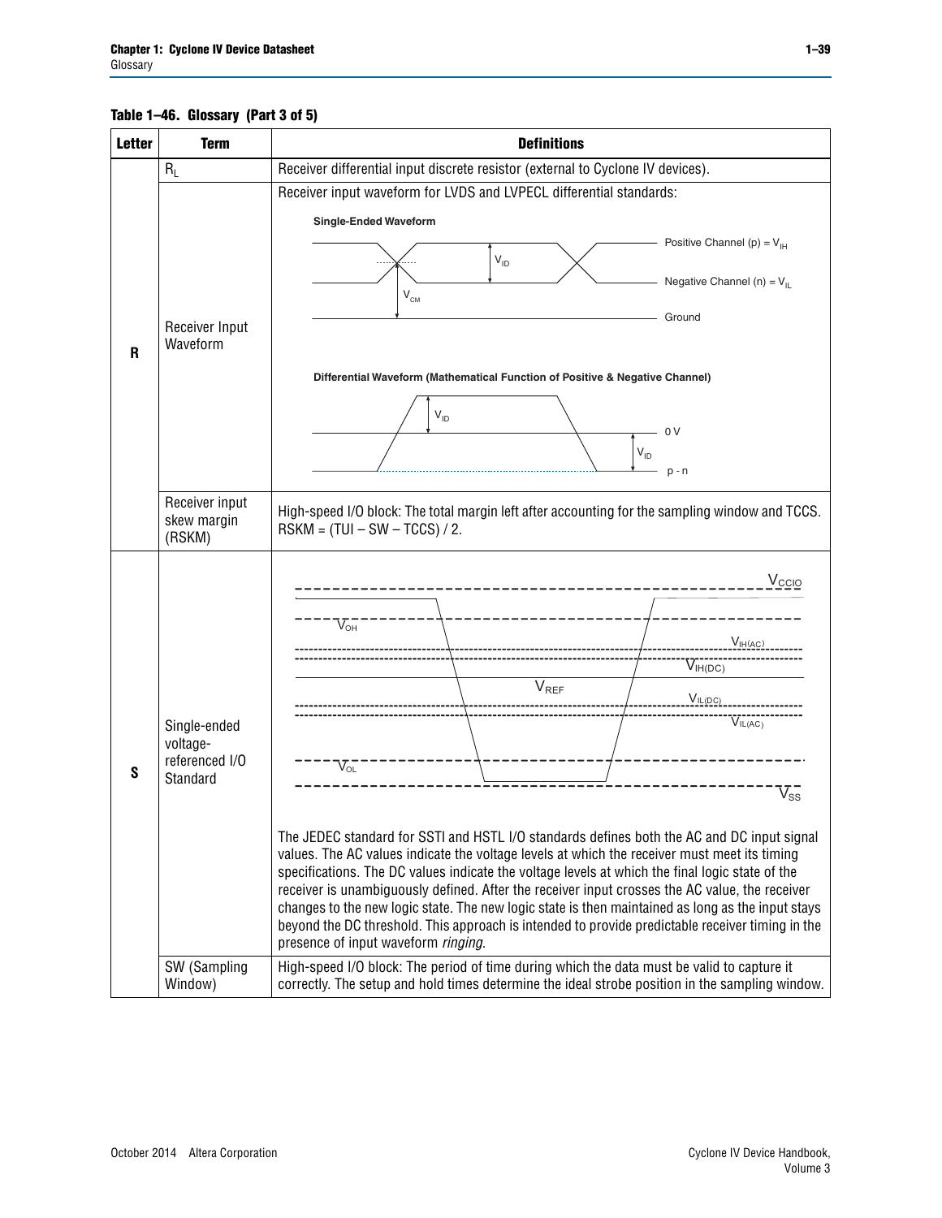**Table 1–46. Glossary (Part 3 of 5)**

| Letter | Term | Definitions |
|---|---|---|
| R | $R_L$ | Receiver differential input discrete resistor (external to Cyclone IV devices). |
| | Receiver Input Waveform | Receiver input waveform for LVDS and LVPECL differential standards: Single-Ended Waveform (Positive Channel (p) = $V_{IH}$; Negative Channel (n) = $V_{IL}$; $V_{ID}$; $V_{CM}$; Ground). Differential Waveform (Mathematical Function of Positive & Negative Channel) ($V_{ID}$; 0 V; p - n) |
| | Receiver input skew margin (RSKM) | High-speed I/O block: The total margin left after accounting for the sampling window and TCCS. RSKM = (TUI – SW – TCCS) / 2. |
| S | Single-ended voltage-referenced I/O Standard | ($V_{CCIO}$; $V_{OH}$; $V_{IH(AC)}$; $V_{IH(DC)}$; $V_{REF}$; $V_{IL(DC)}$; $V_{IL(AC)}$; $V_{OL}$; $V_{SS}$) The JEDEC standard for SSTl and HSTL I/O standards defines both the AC and DC input signal values. The AC values indicate the voltage levels at which the receiver must meet its timing specifications. The DC values indicate the voltage levels at which the final logic state of the receiver is unambiguously defined. After the receiver input crosses the AC value, the receiver changes to the new logic state. The new logic state is then maintained as long as the input stays beyond the DC threshold. This approach is intended to provide predictable receiver timing in the presence of input waveform *ringing*. |
| | SW (Sampling Window) | High-speed I/O block: The period of time during which the data must be valid to capture it correctly. The setup and hold times determine the ideal strobe position in the sampling window. |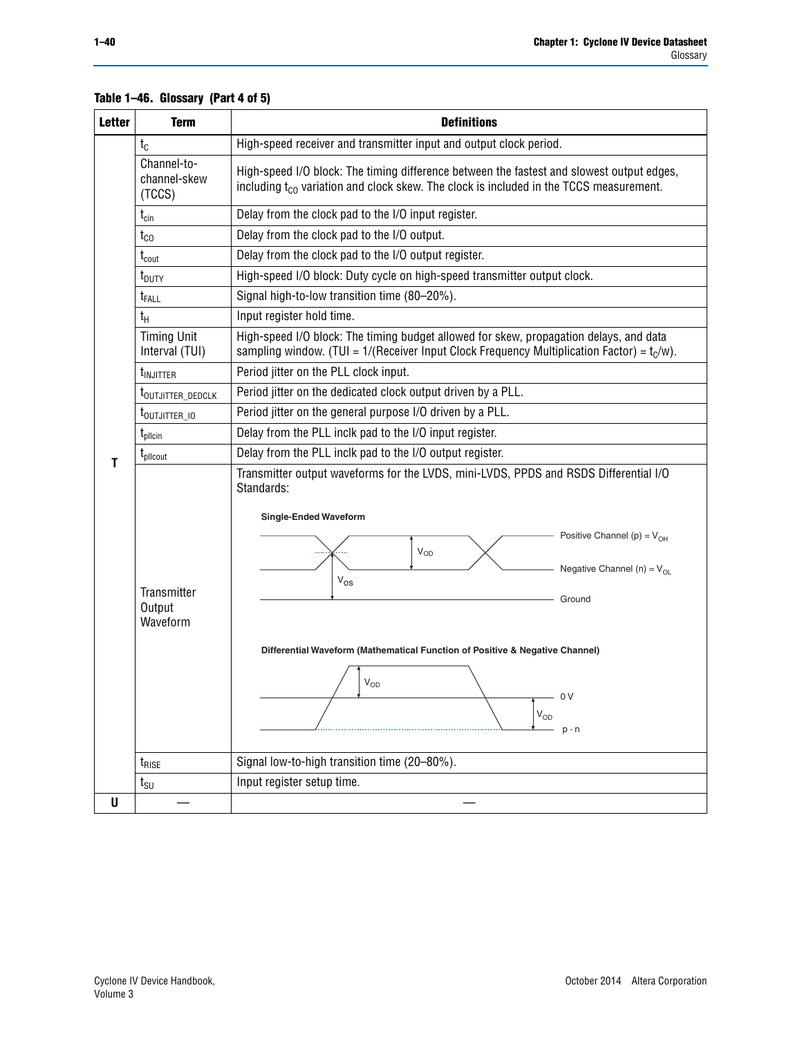**Table 1–46. Glossary (Part 4 of 5)**

| Letter | Term | Definitions |
|---|---|---|
| T | $t_C$ | High-speed receiver and transmitter input and output clock period. |
| | Channel-to-channel-skew (TCCS) | High-speed I/O block: The timing difference between the fastest and slowest output edges, including $t_{CO}$ variation and clock skew. The clock is included in the TCCS measurement. |
| | $t_{cin}$ | Delay from the clock pad to the I/O input register. |
| | $t_{CO}$ | Delay from the clock pad to the I/O output. |
| | $t_{cout}$ | Delay from the clock pad to the I/O output register. |
| | $t_{DUTY}$ | High-speed I/O block: Duty cycle on high-speed transmitter output clock. |
| | $t_{FALL}$ | Signal high-to-low transition time (80–20%). |
| | $t_H$ | Input register hold time. |
| | Timing Unit Interval (TUI) | High-speed I/O block: The timing budget allowed for skew, propagation delays, and data sampling window. (TUI = 1/(Receiver Input Clock Frequency Multiplication Factor) = $t_C$/w). |
| | $t_{INJITTER}$ | Period jitter on the PLL clock input. |
| | $t_{OUTJITTER\_DEDCLK}$ | Period jitter on the dedicated clock output driven by a PLL. |
| | $t_{OUTJITTER\_IO}$ | Period jitter on the general purpose I/O driven by a PLL. |
| | $t_{pllcin}$ | Delay from the PLL inclk pad to the I/O input register. |
| | $t_{pllcout}$ | Delay from the PLL inclk pad to the I/O output register. |
| | Transmitter Output Waveform | Transmitter output waveforms for the LVDS, mini-LVDS, PPDS and RSDS Differential I/O Standards: **Single-Ended Waveform** (Positive Channel (p) = $V_{OH}$; Negative Channel (n) = $V_{OL}$; Ground; $V_{OD}$; $V_{OS}$) **Differential Waveform (Mathematical Function of Positive & Negative Channel)** ($V_{OD}$; 0 V; $V_{OD}$; p - n) |
| | $t_{RISE}$ | Signal low-to-high transition time (20–80%). |
| | $t_{SU}$ | Input register setup time. |
| U | — | — |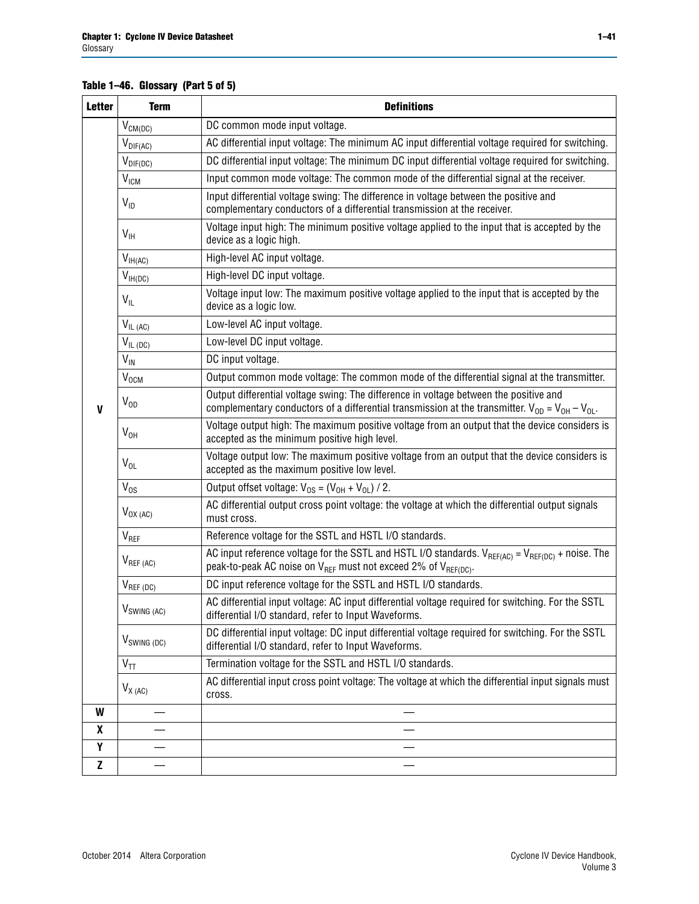**Table 1–46. Glossary (Part 5 of 5)**

| Letter | Term | Definitions |
|---|---|---|
| V | $V_{CM(DC)}$ | DC common mode input voltage. |
| | $V_{DIF(AC)}$ | AC differential input voltage: The minimum AC input differential voltage required for switching. |
| | $V_{DIF(DC)}$ | DC differential input voltage: The minimum DC input differential voltage required for switching. |
| | $V_{ICM}$ | Input common mode voltage: The common mode of the differential signal at the receiver. |
| | $V_{ID}$ | Input differential voltage swing: The difference in voltage between the positive and complementary conductors of a differential transmission at the receiver. |
| | $V_{IH}$ | Voltage input high: The minimum positive voltage applied to the input that is accepted by the device as a logic high. |
| | $V_{IH(AC)}$ | High-level AC input voltage. |
| | $V_{IH(DC)}$ | High-level DC input voltage. |
| | $V_{IL}$ | Voltage input low: The maximum positive voltage applied to the input that is accepted by the device as a logic low. |
| | $V_{IL\ (AC)}$ | Low-level AC input voltage. |
| | $V_{IL\ (DC)}$ | Low-level DC input voltage. |
| | $V_{IN}$ | DC input voltage. |
| | $V_{OCM}$ | Output common mode voltage: The common mode of the differential signal at the transmitter. |
| | $V_{OD}$ | Output differential voltage swing: The difference in voltage between the positive and complementary conductors of a differential transmission at the transmitter. $V_{OD} = V_{OH} - V_{OL}$. |
| | $V_{OH}$ | Voltage output high: The maximum positive voltage from an output that the device considers is accepted as the minimum positive high level. |
| | $V_{OL}$ | Voltage output low: The maximum positive voltage from an output that the device considers is accepted as the maximum positive low level. |
| | $V_{OS}$ | Output offset voltage: $V_{OS} = (V_{OH} + V_{OL}) / 2$. |
| | $V_{OX\ (AC)}$ | AC differential output cross point voltage: the voltage at which the differential output signals must cross. |
| | $V_{REF}$ | Reference voltage for the SSTL and HSTL I/O standards. |
| | $V_{REF\ (AC)}$ | AC input reference voltage for the SSTL and HSTL I/O standards. $V_{REF(AC)} = V_{REF(DC)}$ + noise. The peak-to-peak AC noise on $V_{REF}$ must not exceed 2% of $V_{REF(DC)}$. |
| | $V_{REF\ (DC)}$ | DC input reference voltage for the SSTL and HSTL I/O standards. |
| | $V_{SWING\ (AC)}$ | AC differential input voltage: AC input differential voltage required for switching. For the SSTL differential I/O standard, refer to Input Waveforms. |
| | $V_{SWING\ (DC)}$ | DC differential input voltage: DC input differential voltage required for switching. For the SSTL differential I/O standard, refer to Input Waveforms. |
| | $V_{TT}$ | Termination voltage for the SSTL and HSTL I/O standards. |
| | $V_{X\ (AC)}$ | AC differential input cross point voltage: The voltage at which the differential input signals must cross. |
| W | — | — |
| X | — | — |
| Y | — | — |
| Z | — | — |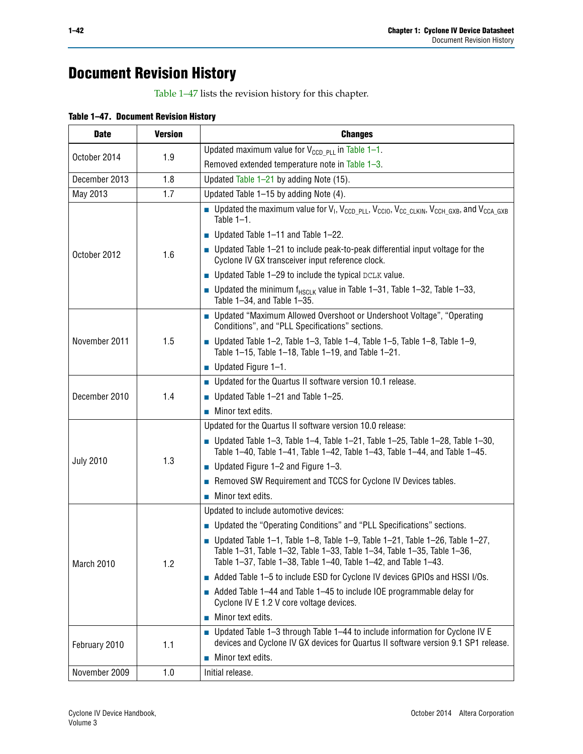# Document Revision History

Table 1–47 lists the revision history for this chapter.

**Table 1–47. Document Revision History**

| Date | Version | Changes |
|---|---|---|
| October 2014 | 1.9 | Updated maximum value for $V_{CCD\_PLL}$ in Table 1–1.<br>Removed extended temperature note in Table 1–3. |
| December 2013 | 1.8 | Updated Table 1–21 by adding Note (15). |
| May 2013 | 1.7 | Updated Table 1–15 by adding Note (4). |
| October 2012 | 1.6 | ■ Updated the maximum value for $V_I$, $V_{CCD\_PLL}$, $V_{CCIO}$, $V_{CC\_CLKIN}$, $V_{CCH\_GXB}$, and $V_{CCA\_GXB}$ Table 1–1.<br>■ Updated Table 1–11 and Table 1–22.<br>■ Updated Table 1–21 to include peak-to-peak differential input voltage for the Cyclone IV GX transceiver input reference clock.<br>■ Updated Table 1–29 to include the typical DCLK value.<br>■ Updated the minimum $f_{HSCLK}$ value in Table 1–31, Table 1–32, Table 1–33, Table 1–34, and Table 1–35. |
| November 2011 | 1.5 | ■ Updated "Maximum Allowed Overshoot or Undershoot Voltage", "Operating Conditions", and "PLL Specifications" sections.<br>■ Updated Table 1–2, Table 1–3, Table 1–4, Table 1–5, Table 1–8, Table 1–9, Table 1–15, Table 1–18, Table 1–19, and Table 1–21.<br>■ Updated Figure 1–1. |
| December 2010 | 1.4 | ■ Updated for the Quartus II software version 10.1 release.<br>■ Updated Table 1–21 and Table 1–25.<br>■ Minor text edits. |
| July 2010 | 1.3 | Updated for the Quartus II software version 10.0 release:<br>■ Updated Table 1–3, Table 1–4, Table 1–21, Table 1–25, Table 1–28, Table 1–30, Table 1–40, Table 1–41, Table 1–42, Table 1–43, Table 1–44, and Table 1–45.<br>■ Updated Figure 1–2 and Figure 1–3.<br>■ Removed SW Requirement and TCCS for Cyclone IV Devices tables.<br>■ Minor text edits. |
| March 2010 | 1.2 | Updated to include automotive devices:<br>■ Updated the "Operating Conditions" and "PLL Specifications" sections.<br>■ Updated Table 1–1, Table 1–8, Table 1–9, Table 1–21, Table 1–26, Table 1–27, Table 1–31, Table 1–32, Table 1–33, Table 1–34, Table 1–35, Table 1–36, Table 1–37, Table 1–38, Table 1–40, Table 1–42, and Table 1–43.<br>■ Added Table 1–5 to include ESD for Cyclone IV devices GPIOs and HSSI I/Os.<br>■ Added Table 1–44 and Table 1–45 to include IOE programmable delay for Cyclone IV E 1.2 V core voltage devices.<br>■ Minor text edits. |
| February 2010 | 1.1 | ■ Updated Table 1–3 through Table 1–44 to include information for Cyclone IV E devices and Cyclone IV GX devices for Quartus II software version 9.1 SP1 release.<br>■ Minor text edits. |
| November 2009 | 1.0 | Initial release. |